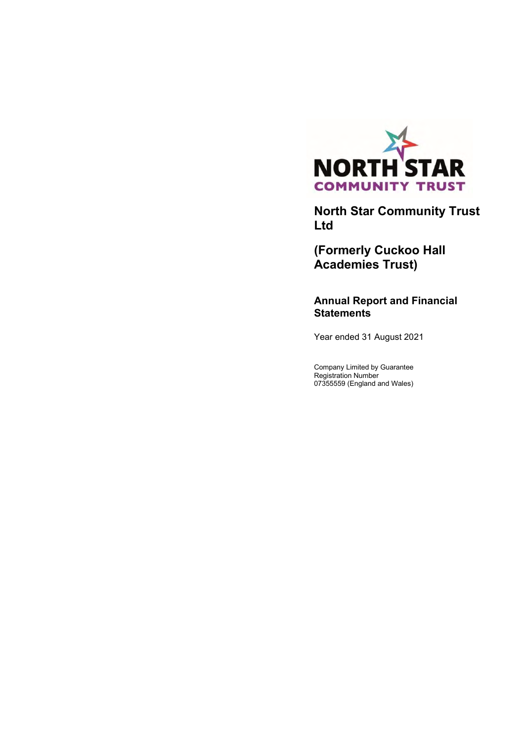# North Star Community Trust Ltd

# (Formerly Cuckoo Hall Academies Trust)

## Annual Report and Financial Statements

Year ended 31 August 2021

Company Limited by Guarantee
Registration Number
07355559 (England and Wales)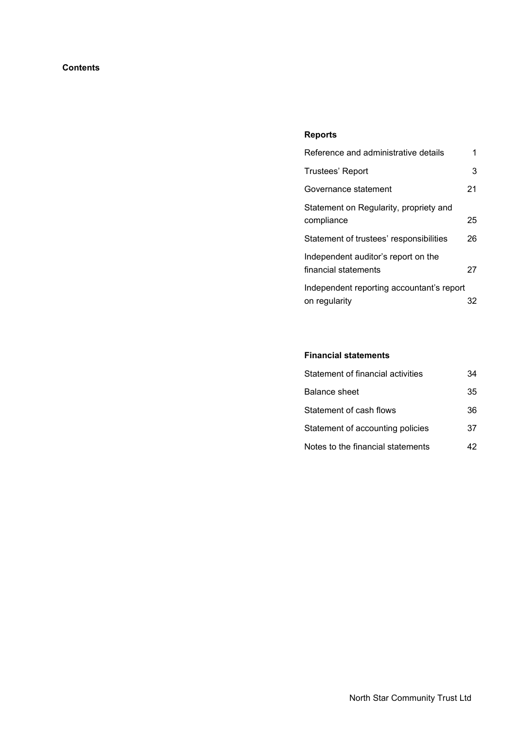# Contents

## Reports

| | |
|---|---|
| Reference and administrative details | 1 |
| Trustees' Report | 3 |
| Governance statement | 21 |
| Statement on Regularity, propriety and compliance | 25 |
| Statement of trustees' responsibilities | 26 |
| Independent auditor's report on the financial statements | 27 |
| Independent reporting accountant's report on regularity | 32 |

## Financial statements

| | |
|---|---|
| Statement of financial activities | 34 |
| Balance sheet | 35 |
| Statement of cash flows | 36 |
| Statement of accounting policies | 37 |
| Notes to the financial statements | 42 |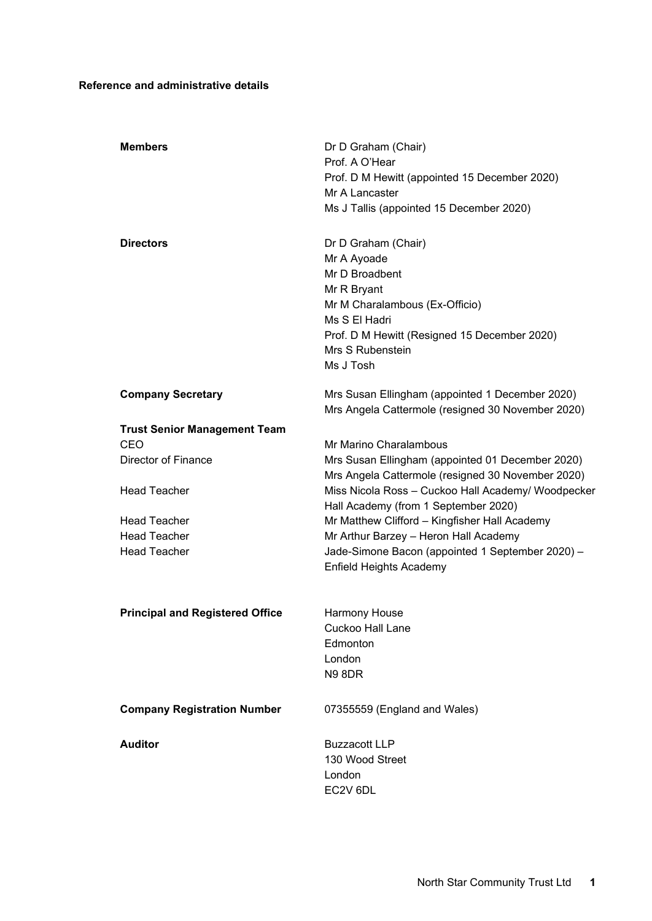**Reference and administrative details**

| | |
|---|---|
| **Members** | Dr D Graham (Chair)<br>Prof. A O'Hear<br>Prof. D M Hewitt (appointed 15 December 2020)<br>Mr A Lancaster<br>Ms J Tallis (appointed 15 December 2020) |
| **Directors** | Dr D Graham (Chair)<br>Mr A Ayoade<br>Mr D Broadbent<br>Mr R Bryant<br>Mr M Charalambous (Ex-Officio)<br>Ms S El Hadri<br>Prof. D M Hewitt (Resigned 15 December 2020)<br>Mrs S Rubenstein<br>Ms J Tosh |
| **Company Secretary** | Mrs Susan Ellingham (appointed 1 December 2020)<br>Mrs Angela Cattermole (resigned 30 November 2020) |
| **Trust Senior Management Team** | |
| CEO | Mr Marino Charalambous |
| Director of Finance | Mrs Susan Ellingham (appointed 01 December 2020)<br>Mrs Angela Cattermole (resigned 30 November 2020) |
| Head Teacher | Miss Nicola Ross – Cuckoo Hall Academy/ Woodpecker Hall Academy (from 1 September 2020) |
| Head Teacher | Mr Matthew Clifford – Kingfisher Hall Academy |
| Head Teacher | Mr Arthur Barzey – Heron Hall Academy |
| Head Teacher | Jade-Simone Bacon (appointed 1 September 2020) – Enfield Heights Academy |
| **Principal and Registered Office** | Harmony House<br>Cuckoo Hall Lane<br>Edmonton<br>London<br>N9 8DR |
| **Company Registration Number** | 07355559 (England and Wales) |
| **Auditor** | Buzzacott LLP<br>130 Wood Street<br>London<br>EC2V 6DL |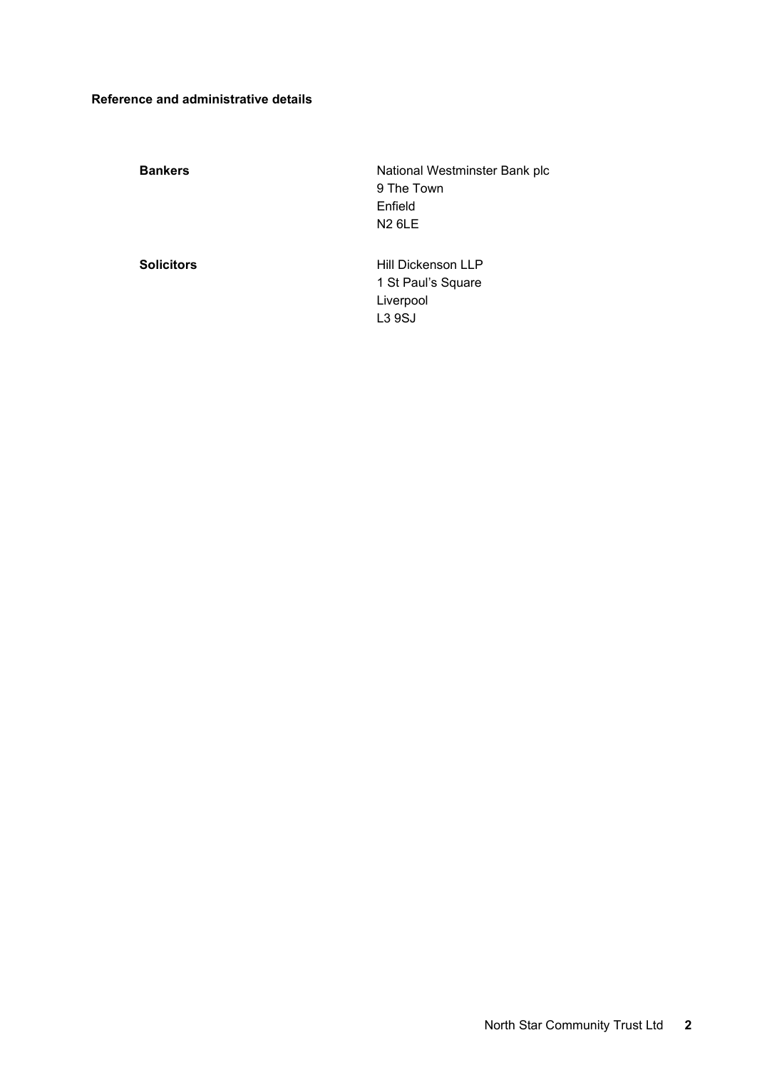**Reference and administrative details**

| | |
|---|---|
| **Bankers** | National Westminster Bank plc<br>9 The Town<br>Enfield<br>N2 6LE |
| **Solicitors** | Hill Dickenson LLP<br>1 St Paul's Square<br>Liverpool<br>L3 9SJ |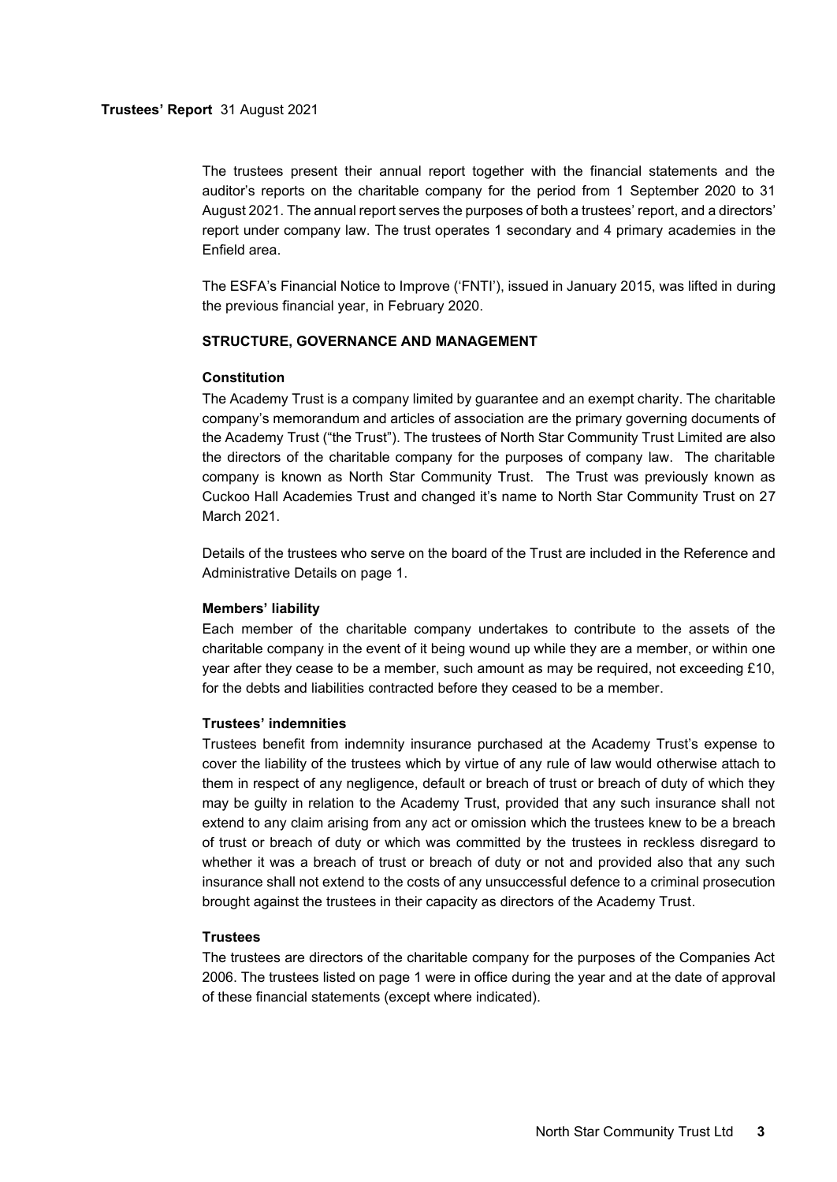**Trustees' Report** 31 August 2021

The trustees present their annual report together with the financial statements and the auditor's reports on the charitable company for the period from 1 September 2020 to 31 August 2021. The annual report serves the purposes of both a trustees' report, and a directors' report under company law. The trust operates 1 secondary and 4 primary academies in the Enfield area.

The ESFA's Financial Notice to Improve ('FNTI'), issued in January 2015, was lifted in during the previous financial year, in February 2020.

## STRUCTURE, GOVERNANCE AND MANAGEMENT

### Constitution

The Academy Trust is a company limited by guarantee and an exempt charity. The charitable company's memorandum and articles of association are the primary governing documents of the Academy Trust ("the Trust"). The trustees of North Star Community Trust Limited are also the directors of the charitable company for the purposes of company law. The charitable company is known as North Star Community Trust. The Trust was previously known as Cuckoo Hall Academies Trust and changed it's name to North Star Community Trust on 27 March 2021.

Details of the trustees who serve on the board of the Trust are included in the Reference and Administrative Details on page 1.

### Members' liability

Each member of the charitable company undertakes to contribute to the assets of the charitable company in the event of it being wound up while they are a member, or within one year after they cease to be a member, such amount as may be required, not exceeding £10, for the debts and liabilities contracted before they ceased to be a member.

### Trustees' indemnities

Trustees benefit from indemnity insurance purchased at the Academy Trust's expense to cover the liability of the trustees which by virtue of any rule of law would otherwise attach to them in respect of any negligence, default or breach of trust or breach of duty of which they may be guilty in relation to the Academy Trust, provided that any such insurance shall not extend to any claim arising from any act or omission which the trustees knew to be a breach of trust or breach of duty or which was committed by the trustees in reckless disregard to whether it was a breach of trust or breach of duty or not and provided also that any such insurance shall not extend to the costs of any unsuccessful defence to a criminal prosecution brought against the trustees in their capacity as directors of the Academy Trust.

### Trustees

The trustees are directors of the charitable company for the purposes of the Companies Act 2006. The trustees listed on page 1 were in office during the year and at the date of approval of these financial statements (except where indicated).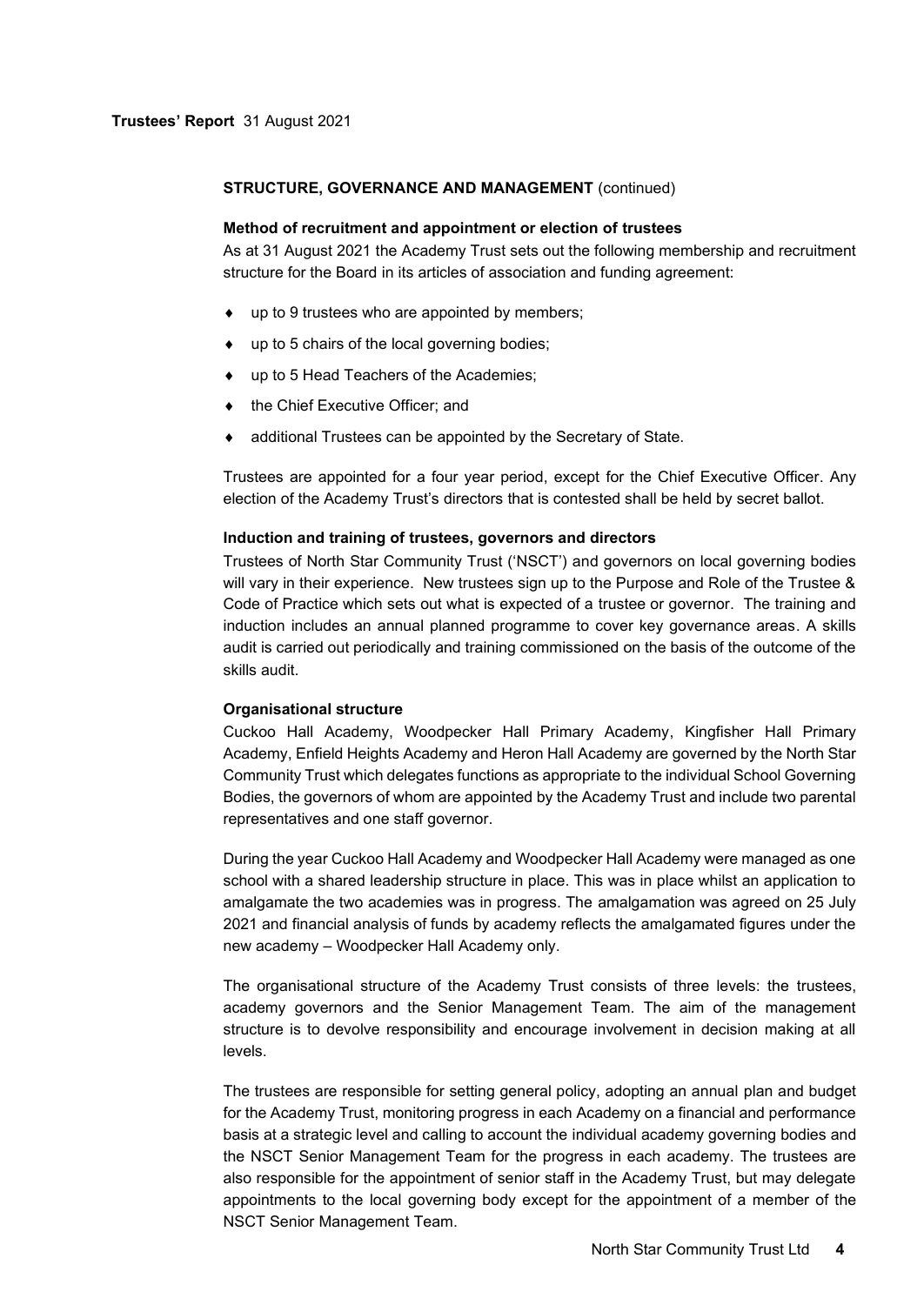## STRUCTURE, GOVERNANCE AND MANAGEMENT (continued)

### Method of recruitment and appointment or election of trustees

As at 31 August 2021 the Academy Trust sets out the following membership and recruitment structure for the Board in its articles of association and funding agreement:

- up to 9 trustees who are appointed by members;
- up to 5 chairs of the local governing bodies;
- up to 5 Head Teachers of the Academies;
- the Chief Executive Officer; and
- additional Trustees can be appointed by the Secretary of State.

Trustees are appointed for a four year period, except for the Chief Executive Officer. Any election of the Academy Trust's directors that is contested shall be held by secret ballot.

### Induction and training of trustees, governors and directors

Trustees of North Star Community Trust ('NSCT') and governors on local governing bodies will vary in their experience. New trustees sign up to the Purpose and Role of the Trustee & Code of Practice which sets out what is expected of a trustee or governor. The training and induction includes an annual planned programme to cover key governance areas. A skills audit is carried out periodically and training commissioned on the basis of the outcome of the skills audit.

### Organisational structure

Cuckoo Hall Academy, Woodpecker Hall Primary Academy, Kingfisher Hall Primary Academy, Enfield Heights Academy and Heron Hall Academy are governed by the North Star Community Trust which delegates functions as appropriate to the individual School Governing Bodies, the governors of whom are appointed by the Academy Trust and include two parental representatives and one staff governor.

During the year Cuckoo Hall Academy and Woodpecker Hall Academy were managed as one school with a shared leadership structure in place. This was in place whilst an application to amalgamate the two academies was in progress. The amalgamation was agreed on 25 July 2021 and financial analysis of funds by academy reflects the amalgamated figures under the new academy – Woodpecker Hall Academy only.

The organisational structure of the Academy Trust consists of three levels: the trustees, academy governors and the Senior Management Team. The aim of the management structure is to devolve responsibility and encourage involvement in decision making at all levels.

The trustees are responsible for setting general policy, adopting an annual plan and budget for the Academy Trust, monitoring progress in each Academy on a financial and performance basis at a strategic level and calling to account the individual academy governing bodies and the NSCT Senior Management Team for the progress in each academy. The trustees are also responsible for the appointment of senior staff in the Academy Trust, but may delegate appointments to the local governing body except for the appointment of a member of the NSCT Senior Management Team.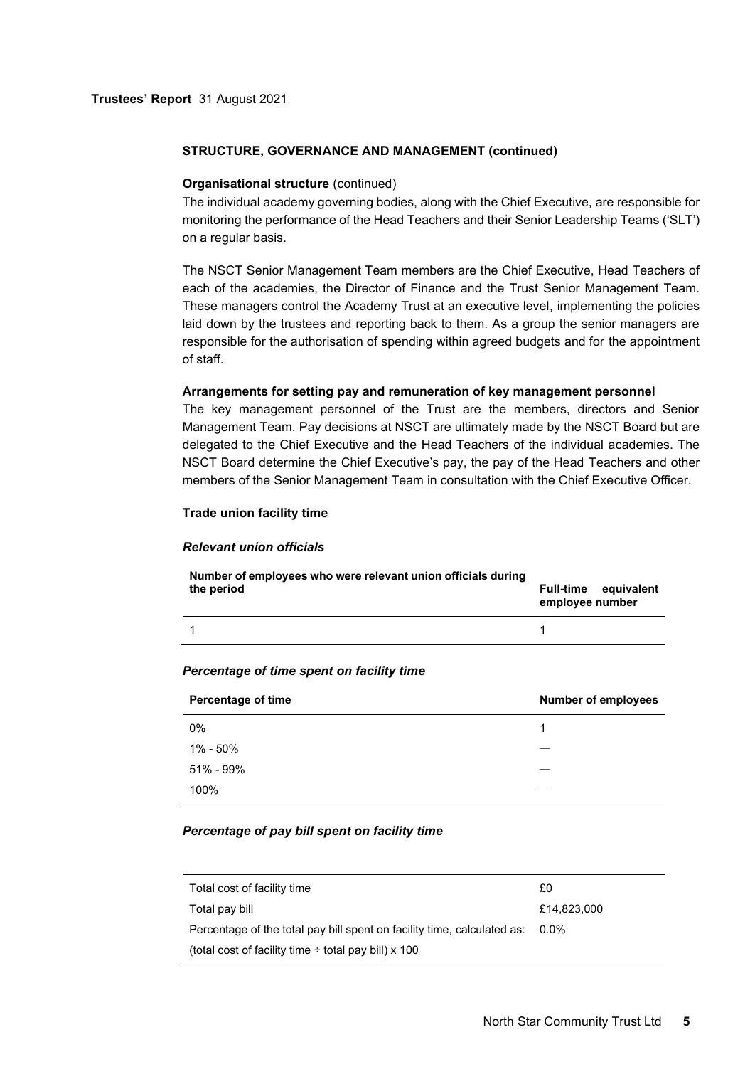**STRUCTURE, GOVERNANCE AND MANAGEMENT (continued)**

**Organisational structure** (continued)

The individual academy governing bodies, along with the Chief Executive, are responsible for monitoring the performance of the Head Teachers and their Senior Leadership Teams ('SLT') on a regular basis.

The NSCT Senior Management Team members are the Chief Executive, Head Teachers of each of the academies, the Director of Finance and the Trust Senior Management Team. These managers control the Academy Trust at an executive level, implementing the policies laid down by the trustees and reporting back to them. As a group the senior managers are responsible for the authorisation of spending within agreed budgets and for the appointment of staff.

**Arrangements for setting pay and remuneration of key management personnel**

The key management personnel of the Trust are the members, directors and Senior Management Team. Pay decisions at NSCT are ultimately made by the NSCT Board but are delegated to the Chief Executive and the Head Teachers of the individual academies. The NSCT Board determine the Chief Executive's pay, the pay of the Head Teachers and other members of the Senior Management Team in consultation with the Chief Executive Officer.

**Trade union facility time**

***Relevant union officials***

| Number of employees who were relevant union officials during the period | Full-time equivalent employee number |
|---|---|
| 1 | 1 |

***Percentage of time spent on facility time***

| Percentage of time | Number of employees |
|---|---|
| 0% | 1 |
| 1% - 50% | — |
| 51% - 99% | — |
| 100% | — |

***Percentage of pay bill spent on facility time***

| | |
|---|---|
| Total cost of facility time | £0 |
| Total pay bill | £14,823,000 |
| Percentage of the total pay bill spent on facility time, calculated as: (total cost of facility time ÷ total pay bill) x 100 | 0.0% |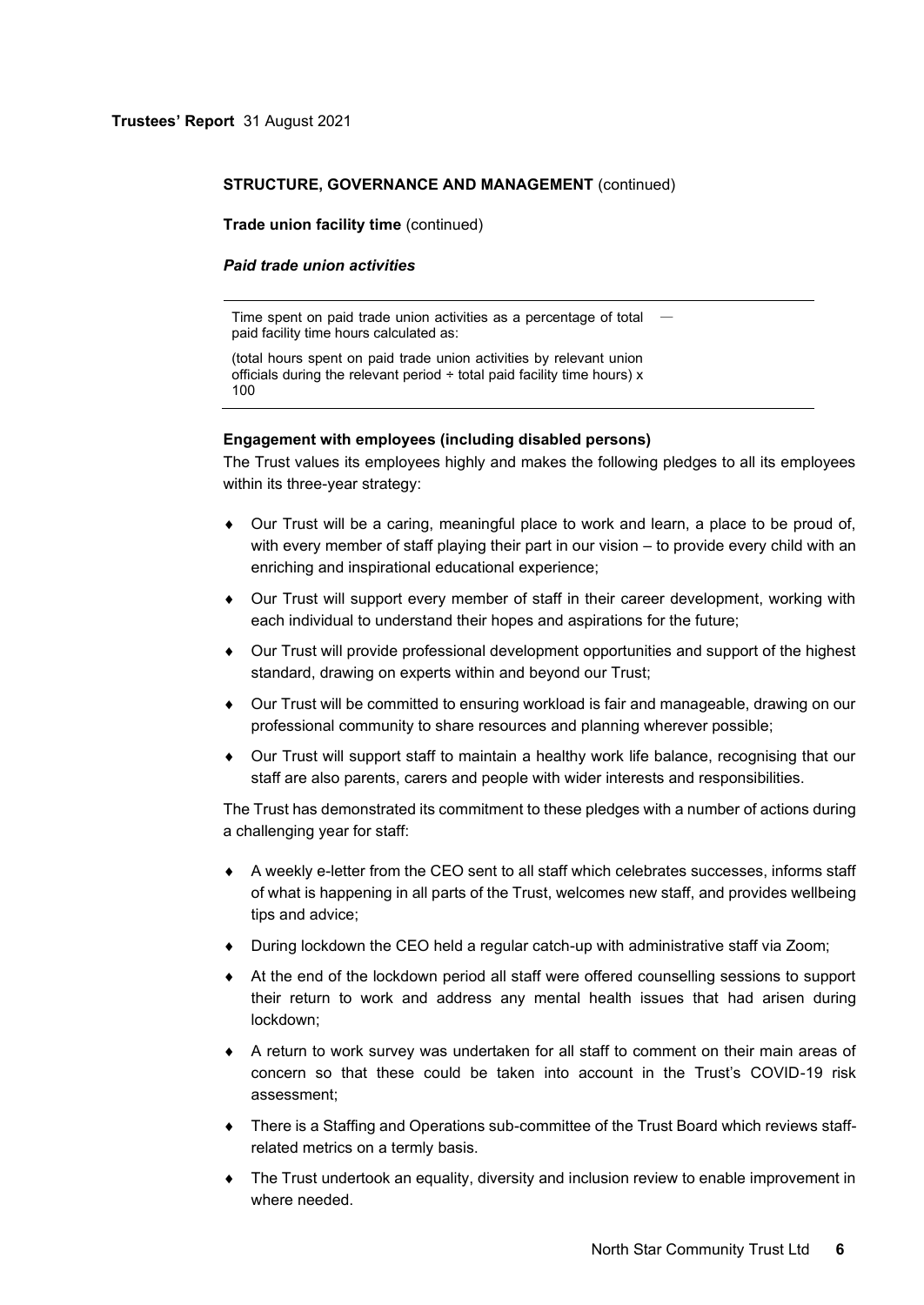## STRUCTURE, GOVERNANCE AND MANAGEMENT (continued)

**Trade union facility time** (continued)

***Paid trade union activities***

| | |
|---|---|
| Time spent on paid trade union activities as a percentage of total paid facility time hours calculated as:<br><br>(total hours spent on paid trade union activities by relevant union officials during the relevant period ÷ total paid facility time hours) x 100 | — |

**Engagement with employees (including disabled persons)**

The Trust values its employees highly and makes the following pledges to all its employees within its three-year strategy:

- Our Trust will be a caring, meaningful place to work and learn, a place to be proud of, with every member of staff playing their part in our vision – to provide every child with an enriching and inspirational educational experience;
- Our Trust will support every member of staff in their career development, working with each individual to understand their hopes and aspirations for the future;
- Our Trust will provide professional development opportunities and support of the highest standard, drawing on experts within and beyond our Trust;
- Our Trust will be committed to ensuring workload is fair and manageable, drawing on our professional community to share resources and planning wherever possible;
- Our Trust will support staff to maintain a healthy work life balance, recognising that our staff are also parents, carers and people with wider interests and responsibilities.

The Trust has demonstrated its commitment to these pledges with a number of actions during a challenging year for staff:

- A weekly e-letter from the CEO sent to all staff which celebrates successes, informs staff of what is happening in all parts of the Trust, welcomes new staff, and provides wellbeing tips and advice;
- During lockdown the CEO held a regular catch-up with administrative staff via Zoom;
- At the end of the lockdown period all staff were offered counselling sessions to support their return to work and address any mental health issues that had arisen during lockdown;
- A return to work survey was undertaken for all staff to comment on their main areas of concern so that these could be taken into account in the Trust's COVID-19 risk assessment;
- There is a Staffing and Operations sub-committee of the Trust Board which reviews staff-related metrics on a termly basis.
- The Trust undertook an equality, diversity and inclusion review to enable improvement in where needed.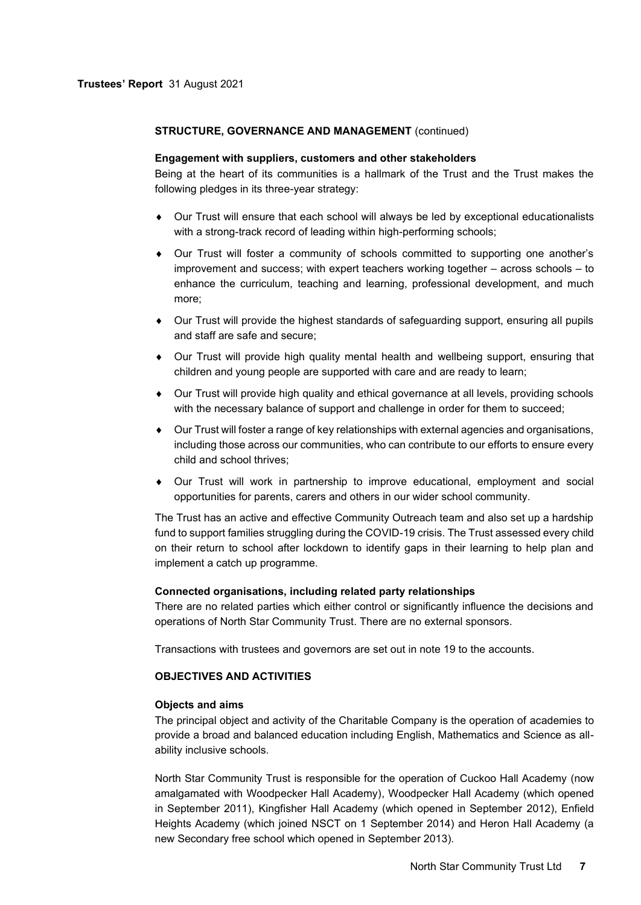**STRUCTURE, GOVERNANCE AND MANAGEMENT** (continued)

**Engagement with suppliers, customers and other stakeholders**

Being at the heart of its communities is a hallmark of the Trust and the Trust makes the following pledges in its three-year strategy:

- Our Trust will ensure that each school will always be led by exceptional educationalists with a strong-track record of leading within high-performing schools;
- Our Trust will foster a community of schools committed to supporting one another's improvement and success; with expert teachers working together – across schools – to enhance the curriculum, teaching and learning, professional development, and much more;
- Our Trust will provide the highest standards of safeguarding support, ensuring all pupils and staff are safe and secure;
- Our Trust will provide high quality mental health and wellbeing support, ensuring that children and young people are supported with care and are ready to learn;
- Our Trust will provide high quality and ethical governance at all levels, providing schools with the necessary balance of support and challenge in order for them to succeed;
- Our Trust will foster a range of key relationships with external agencies and organisations, including those across our communities, who can contribute to our efforts to ensure every child and school thrives;
- Our Trust will work in partnership to improve educational, employment and social opportunities for parents, carers and others in our wider school community.

The Trust has an active and effective Community Outreach team and also set up a hardship fund to support families struggling during the COVID-19 crisis. The Trust assessed every child on their return to school after lockdown to identify gaps in their learning to help plan and implement a catch up programme.

**Connected organisations, including related party relationships**

There are no related parties which either control or significantly influence the decisions and operations of North Star Community Trust. There are no external sponsors.

Transactions with trustees and governors are set out in note 19 to the accounts.

**OBJECTIVES AND ACTIVITIES**

**Objects and aims**

The principal object and activity of the Charitable Company is the operation of academies to provide a broad and balanced education including English, Mathematics and Science as all-ability inclusive schools.

North Star Community Trust is responsible for the operation of Cuckoo Hall Academy (now amalgamated with Woodpecker Hall Academy), Woodpecker Hall Academy (which opened in September 2011), Kingfisher Hall Academy (which opened in September 2012), Enfield Heights Academy (which joined NSCT on 1 September 2014) and Heron Hall Academy (a new Secondary free school which opened in September 2013).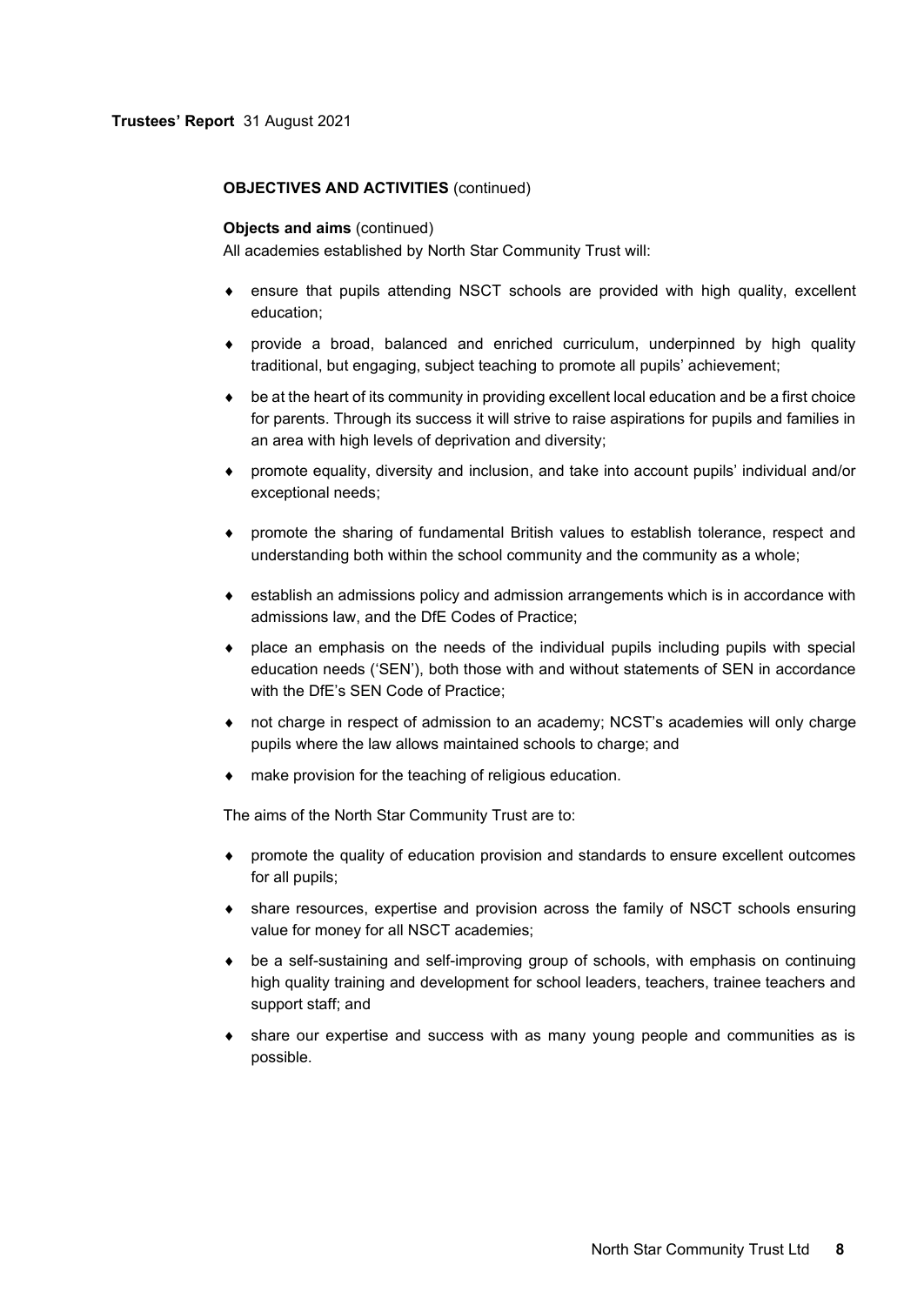**OBJECTIVES AND ACTIVITIES** (continued)

**Objects and aims** (continued)

All academies established by North Star Community Trust will:

- ensure that pupils attending NSCT schools are provided with high quality, excellent education;
- provide a broad, balanced and enriched curriculum, underpinned by high quality traditional, but engaging, subject teaching to promote all pupils' achievement;
- be at the heart of its community in providing excellent local education and be a first choice for parents. Through its success it will strive to raise aspirations for pupils and families in an area with high levels of deprivation and diversity;
- promote equality, diversity and inclusion, and take into account pupils' individual and/or exceptional needs;
- promote the sharing of fundamental British values to establish tolerance, respect and understanding both within the school community and the community as a whole;
- establish an admissions policy and admission arrangements which is in accordance with admissions law, and the DfE Codes of Practice;
- place an emphasis on the needs of the individual pupils including pupils with special education needs ('SEN'), both those with and without statements of SEN in accordance with the DfE's SEN Code of Practice;
- not charge in respect of admission to an academy; NCST's academies will only charge pupils where the law allows maintained schools to charge; and
- make provision for the teaching of religious education.

The aims of the North Star Community Trust are to:

- promote the quality of education provision and standards to ensure excellent outcomes for all pupils;
- share resources, expertise and provision across the family of NSCT schools ensuring value for money for all NSCT academies;
- be a self-sustaining and self-improving group of schools, with emphasis on continuing high quality training and development for school leaders, teachers, trainee teachers and support staff; and
- share our expertise and success with as many young people and communities as is possible.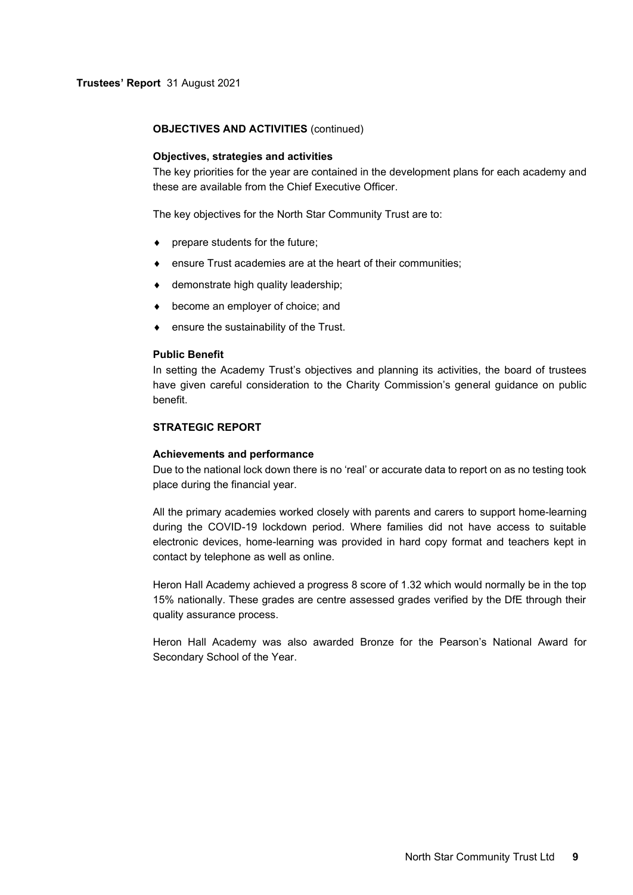**OBJECTIVES AND ACTIVITIES** (continued)

**Objectives, strategies and activities**

The key priorities for the year are contained in the development plans for each academy and these are available from the Chief Executive Officer.

The key objectives for the North Star Community Trust are to:

- prepare students for the future;
- ensure Trust academies are at the heart of their communities;
- demonstrate high quality leadership;
- become an employer of choice; and
- ensure the sustainability of the Trust.

**Public Benefit**

In setting the Academy Trust's objectives and planning its activities, the board of trustees have given careful consideration to the Charity Commission's general guidance on public benefit.

## STRATEGIC REPORT

**Achievements and performance**

Due to the national lock down there is no 'real' or accurate data to report on as no testing took place during the financial year.

All the primary academies worked closely with parents and carers to support home-learning during the COVID-19 lockdown period. Where families did not have access to suitable electronic devices, home-learning was provided in hard copy format and teachers kept in contact by telephone as well as online.

Heron Hall Academy achieved a progress 8 score of 1.32 which would normally be in the top 15% nationally. These grades are centre assessed grades verified by the DfE through their quality assurance process.

Heron Hall Academy was also awarded Bronze for the Pearson's National Award for Secondary School of the Year.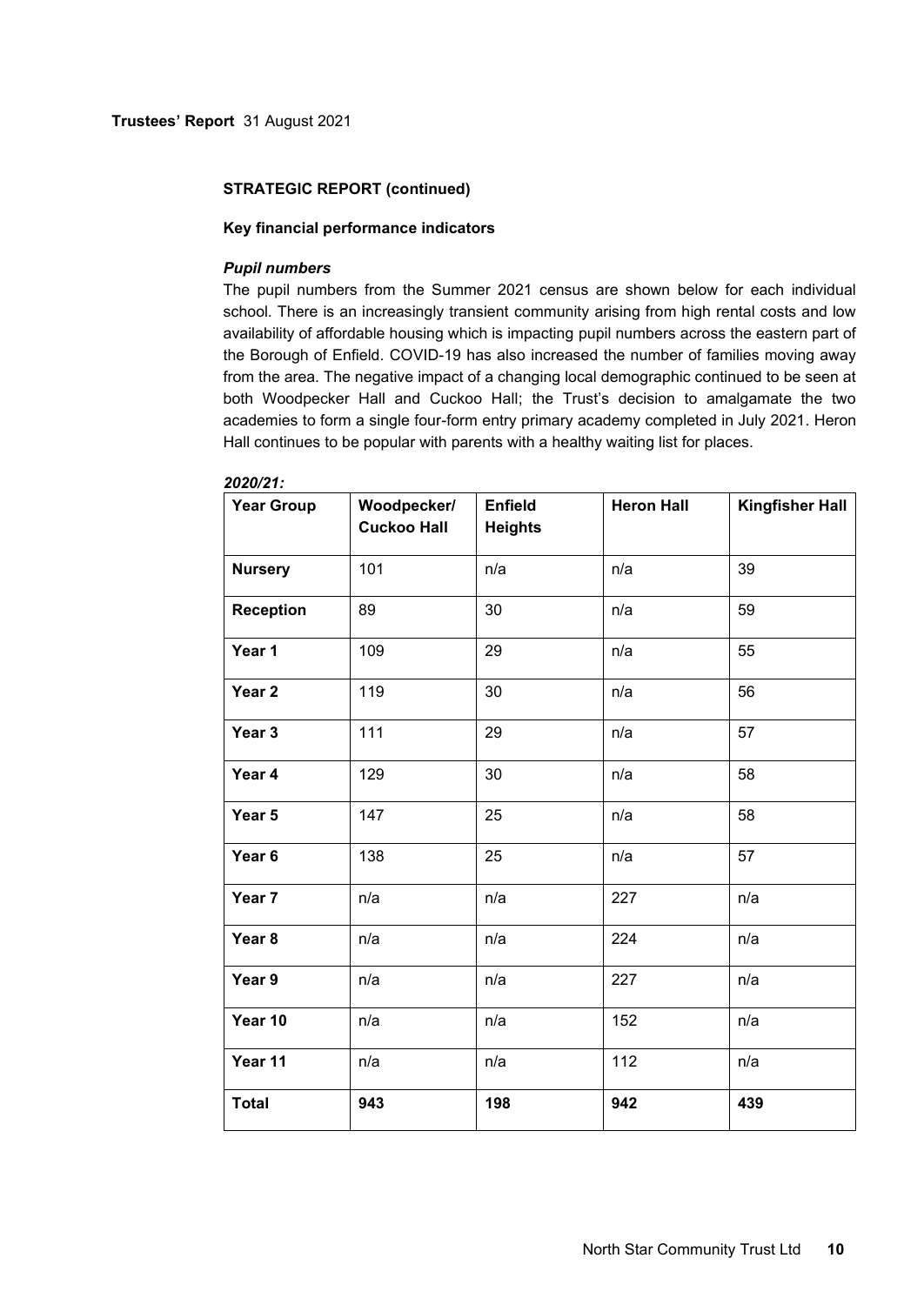**Trustees' Report** 31 August 2021

**STRATEGIC REPORT (continued)**

**Key financial performance indicators**

***Pupil numbers***

The pupil numbers from the Summer 2021 census are shown below for each individual school. There is an increasingly transient community arising from high rental costs and low availability of affordable housing which is impacting pupil numbers across the eastern part of the Borough of Enfield. COVID-19 has also increased the number of families moving away from the area. The negative impact of a changing local demographic continued to be seen at both Woodpecker Hall and Cuckoo Hall; the Trust's decision to amalgamate the two academies to form a single four-form entry primary academy completed in July 2021. Heron Hall continues to be popular with parents with a healthy waiting list for places.

***2020/21:***

| Year Group | Woodpecker/ Cuckoo Hall | Enfield Heights | Heron Hall | Kingfisher Hall |
|---|---|---|---|---|
| **Nursery** | 101 | n/a | n/a | 39 |
| **Reception** | 89 | 30 | n/a | 59 |
| **Year 1** | 109 | 29 | n/a | 55 |
| **Year 2** | 119 | 30 | n/a | 56 |
| **Year 3** | 111 | 29 | n/a | 57 |
| **Year 4** | 129 | 30 | n/a | 58 |
| **Year 5** | 147 | 25 | n/a | 58 |
| **Year 6** | 138 | 25 | n/a | 57 |
| **Year 7** | n/a | n/a | 227 | n/a |
| **Year 8** | n/a | n/a | 224 | n/a |
| **Year 9** | n/a | n/a | 227 | n/a |
| **Year 10** | n/a | n/a | 152 | n/a |
| **Year 11** | n/a | n/a | 112 | n/a |
| **Total** | **943** | **198** | **942** | **439** |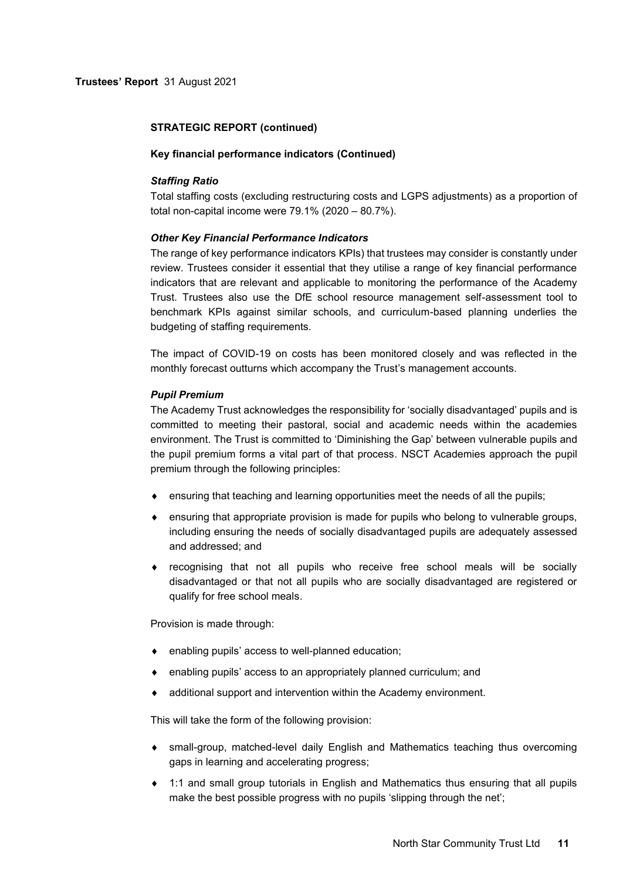**STRATEGIC REPORT (continued)**

**Key financial performance indicators (Continued)**

***Staffing Ratio***

Total staffing costs (excluding restructuring costs and LGPS adjustments) as a proportion of total non-capital income were 79.1% (2020 – 80.7%).

***Other Key Financial Performance Indicators***

The range of key performance indicators KPIs) that trustees may consider is constantly under review. Trustees consider it essential that they utilise a range of key financial performance indicators that are relevant and applicable to monitoring the performance of the Academy Trust. Trustees also use the DfE school resource management self-assessment tool to benchmark KPIs against similar schools, and curriculum-based planning underlies the budgeting of staffing requirements.

The impact of COVID-19 on costs has been monitored closely and was reflected in the monthly forecast outturns which accompany the Trust's management accounts.

***Pupil Premium***

The Academy Trust acknowledges the responsibility for 'socially disadvantaged' pupils and is committed to meeting their pastoral, social and academic needs within the academies environment. The Trust is committed to 'Diminishing the Gap' between vulnerable pupils and the pupil premium forms a vital part of that process. NSCT Academies approach the pupil premium through the following principles:

- ensuring that teaching and learning opportunities meet the needs of all the pupils;
- ensuring that appropriate provision is made for pupils who belong to vulnerable groups, including ensuring the needs of socially disadvantaged pupils are adequately assessed and addressed; and
- recognising that not all pupils who receive free school meals will be socially disadvantaged or that not all pupils who are socially disadvantaged are registered or qualify for free school meals.

Provision is made through:

- enabling pupils' access to well-planned education;
- enabling pupils' access to an appropriately planned curriculum; and
- additional support and intervention within the Academy environment.

This will take the form of the following provision:

- small-group, matched-level daily English and Mathematics teaching thus overcoming gaps in learning and accelerating progress;
- 1:1 and small group tutorials in English and Mathematics thus ensuring that all pupils make the best possible progress with no pupils 'slipping through the net';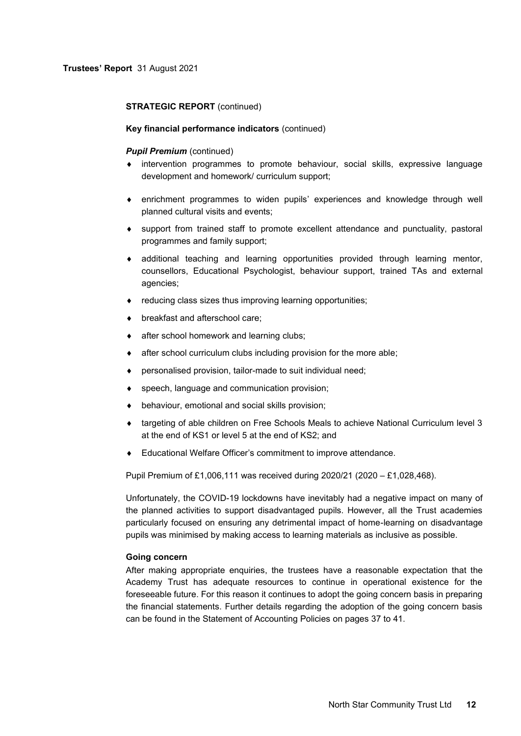**STRATEGIC REPORT** (continued)

**Key financial performance indicators** (continued)

***Pupil Premium*** (continued)

- intervention programmes to promote behaviour, social skills, expressive language development and homework/ curriculum support;
- enrichment programmes to widen pupils' experiences and knowledge through well planned cultural visits and events;
- support from trained staff to promote excellent attendance and punctuality, pastoral programmes and family support;
- additional teaching and learning opportunities provided through learning mentor, counsellors, Educational Psychologist, behaviour support, trained TAs and external agencies;
- reducing class sizes thus improving learning opportunities;
- breakfast and afterschool care;
- after school homework and learning clubs;
- after school curriculum clubs including provision for the more able;
- personalised provision, tailor-made to suit individual need;
- speech, language and communication provision;
- behaviour, emotional and social skills provision;
- targeting of able children on Free Schools Meals to achieve National Curriculum level 3 at the end of KS1 or level 5 at the end of KS2; and
- Educational Welfare Officer's commitment to improve attendance.

Pupil Premium of £1,006,111 was received during 2020/21 (2020 – £1,028,468).

Unfortunately, the COVID-19 lockdowns have inevitably had a negative impact on many of the planned activities to support disadvantaged pupils. However, all the Trust academies particularly focused on ensuring any detrimental impact of home-learning on disadvantage pupils was minimised by making access to learning materials as inclusive as possible.

**Going concern**

After making appropriate enquiries, the trustees have a reasonable expectation that the Academy Trust has adequate resources to continue in operational existence for the foreseeable future. For this reason it continues to adopt the going concern basis in preparing the financial statements. Further details regarding the adoption of the going concern basis can be found in the Statement of Accounting Policies on pages 37 to 41.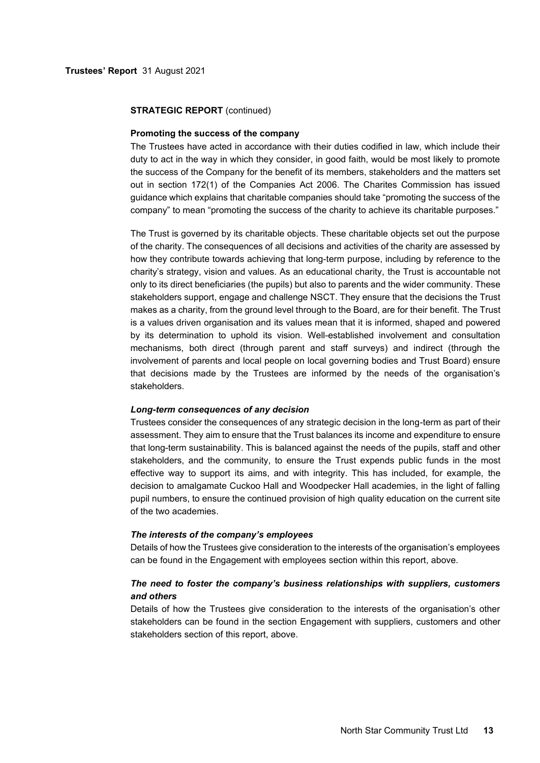**STRATEGIC REPORT** (continued)

**Promoting the success of the company**

The Trustees have acted in accordance with their duties codified in law, which include their duty to act in the way in which they consider, in good faith, would be most likely to promote the success of the Company for the benefit of its members, stakeholders and the matters set out in section 172(1) of the Companies Act 2006. The Charites Commission has issued guidance which explains that charitable companies should take "promoting the success of the company" to mean "promoting the success of the charity to achieve its charitable purposes."

The Trust is governed by its charitable objects. These charitable objects set out the purpose of the charity. The consequences of all decisions and activities of the charity are assessed by how they contribute towards achieving that long-term purpose, including by reference to the charity's strategy, vision and values. As an educational charity, the Trust is accountable not only to its direct beneficiaries (the pupils) but also to parents and the wider community. These stakeholders support, engage and challenge NSCT. They ensure that the decisions the Trust makes as a charity, from the ground level through to the Board, are for their benefit. The Trust is a values driven organisation and its values mean that it is informed, shaped and powered by its determination to uphold its vision. Well-established involvement and consultation mechanisms, both direct (through parent and staff surveys) and indirect (through the involvement of parents and local people on local governing bodies and Trust Board) ensure that decisions made by the Trustees are informed by the needs of the organisation's stakeholders.

***Long-term consequences of any decision***

Trustees consider the consequences of any strategic decision in the long-term as part of their assessment. They aim to ensure that the Trust balances its income and expenditure to ensure that long-term sustainability. This is balanced against the needs of the pupils, staff and other stakeholders, and the community, to ensure the Trust expends public funds in the most effective way to support its aims, and with integrity. This has included, for example, the decision to amalgamate Cuckoo Hall and Woodpecker Hall academies, in the light of falling pupil numbers, to ensure the continued provision of high quality education on the current site of the two academies.

***The interests of the company's employees***

Details of how the Trustees give consideration to the interests of the organisation's employees can be found in the Engagement with employees section within this report, above.

***The need to foster the company's business relationships with suppliers, customers and others***

Details of how the Trustees give consideration to the interests of the organisation's other stakeholders can be found in the section Engagement with suppliers, customers and other stakeholders section of this report, above.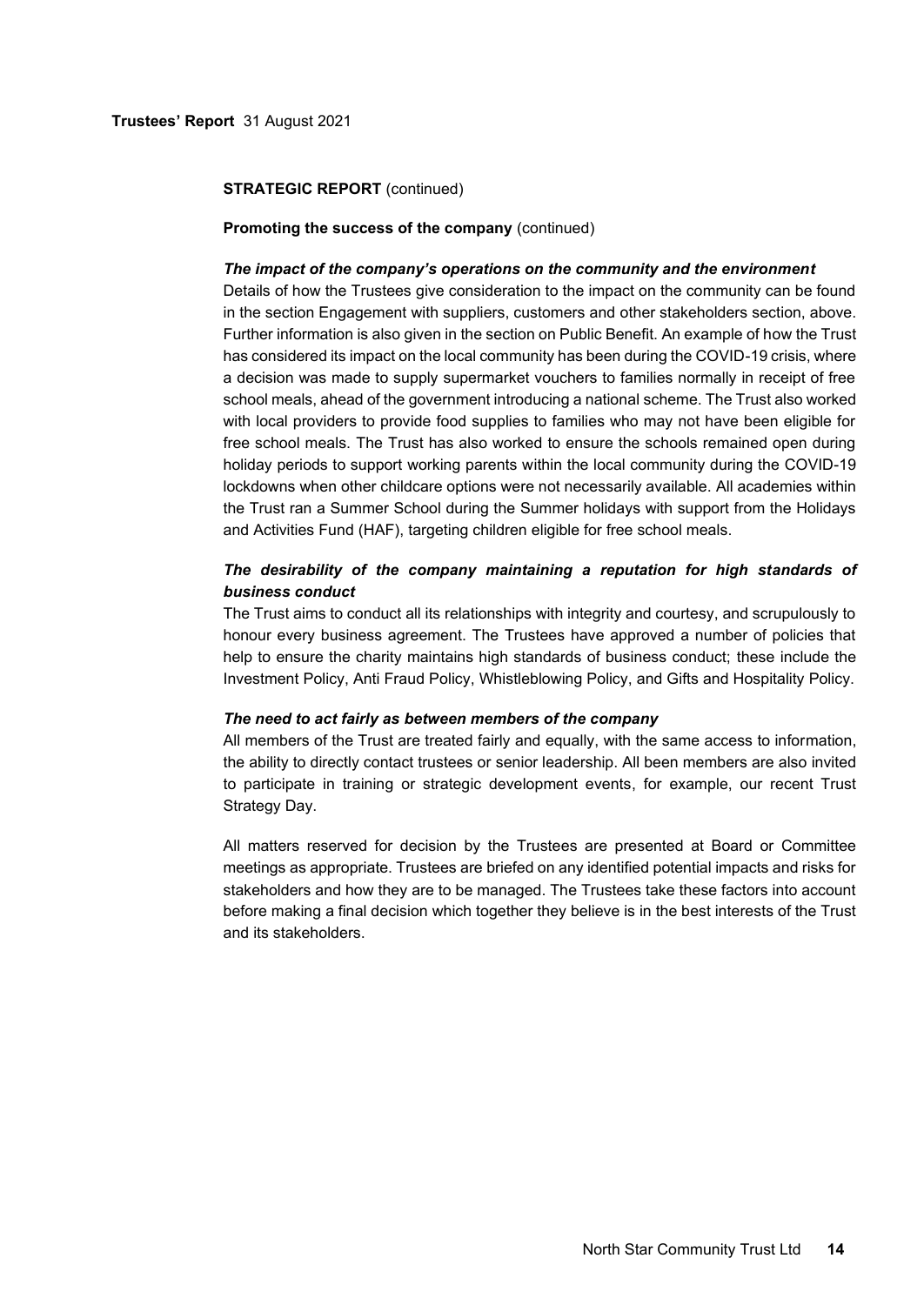**STRATEGIC REPORT** (continued)

**Promoting the success of the company** (continued)

***The impact of the company's operations on the community and the environment***

Details of how the Trustees give consideration to the impact on the community can be found in the section Engagement with suppliers, customers and other stakeholders section, above. Further information is also given in the section on Public Benefit. An example of how the Trust has considered its impact on the local community has been during the COVID-19 crisis, where a decision was made to supply supermarket vouchers to families normally in receipt of free school meals, ahead of the government introducing a national scheme. The Trust also worked with local providers to provide food supplies to families who may not have been eligible for free school meals. The Trust has also worked to ensure the schools remained open during holiday periods to support working parents within the local community during the COVID-19 lockdowns when other childcare options were not necessarily available. All academies within the Trust ran a Summer School during the Summer holidays with support from the Holidays and Activities Fund (HAF), targeting children eligible for free school meals.

***The desirability of the company maintaining a reputation for high standards of business conduct***

The Trust aims to conduct all its relationships with integrity and courtesy, and scrupulously to honour every business agreement. The Trustees have approved a number of policies that help to ensure the charity maintains high standards of business conduct; these include the Investment Policy, Anti Fraud Policy, Whistleblowing Policy, and Gifts and Hospitality Policy.

***The need to act fairly as between members of the company***

All members of the Trust are treated fairly and equally, with the same access to information, the ability to directly contact trustees or senior leadership. All been members are also invited to participate in training or strategic development events, for example, our recent Trust Strategy Day.

All matters reserved for decision by the Trustees are presented at Board or Committee meetings as appropriate. Trustees are briefed on any identified potential impacts and risks for stakeholders and how they are to be managed. The Trustees take these factors into account before making a final decision which together they believe is in the best interests of the Trust and its stakeholders.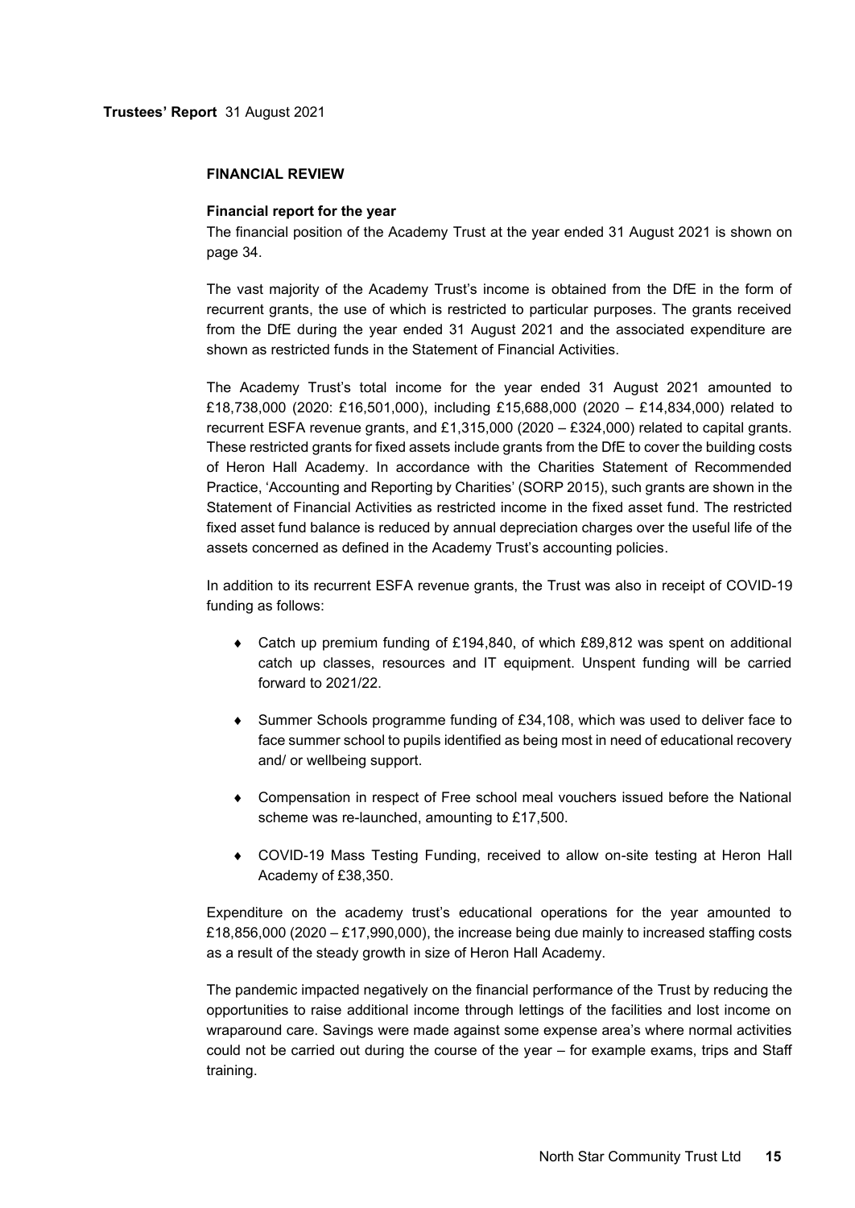## FINANCIAL REVIEW

### Financial report for the year

The financial position of the Academy Trust at the year ended 31 August 2021 is shown on page 34.

The vast majority of the Academy Trust's income is obtained from the DfE in the form of recurrent grants, the use of which is restricted to particular purposes. The grants received from the DfE during the year ended 31 August 2021 and the associated expenditure are shown as restricted funds in the Statement of Financial Activities.

The Academy Trust's total income for the year ended 31 August 2021 amounted to £18,738,000 (2020: £16,501,000), including £15,688,000 (2020 – £14,834,000) related to recurrent ESFA revenue grants, and £1,315,000 (2020 – £324,000) related to capital grants. These restricted grants for fixed assets include grants from the DfE to cover the building costs of Heron Hall Academy. In accordance with the Charities Statement of Recommended Practice, 'Accounting and Reporting by Charities' (SORP 2015), such grants are shown in the Statement of Financial Activities as restricted income in the fixed asset fund. The restricted fixed asset fund balance is reduced by annual depreciation charges over the useful life of the assets concerned as defined in the Academy Trust's accounting policies.

In addition to its recurrent ESFA revenue grants, the Trust was also in receipt of COVID-19 funding as follows:

- Catch up premium funding of £194,840, of which £89,812 was spent on additional catch up classes, resources and IT equipment. Unspent funding will be carried forward to 2021/22.
- Summer Schools programme funding of £34,108, which was used to deliver face to face summer school to pupils identified as being most in need of educational recovery and/ or wellbeing support.
- Compensation in respect of Free school meal vouchers issued before the National scheme was re-launched, amounting to £17,500.
- COVID-19 Mass Testing Funding, received to allow on-site testing at Heron Hall Academy of £38,350.

Expenditure on the academy trust's educational operations for the year amounted to £18,856,000 (2020 – £17,990,000), the increase being due mainly to increased staffing costs as a result of the steady growth in size of Heron Hall Academy.

The pandemic impacted negatively on the financial performance of the Trust by reducing the opportunities to raise additional income through lettings of the facilities and lost income on wraparound care. Savings were made against some expense area's where normal activities could not be carried out during the course of the year – for example exams, trips and Staff training.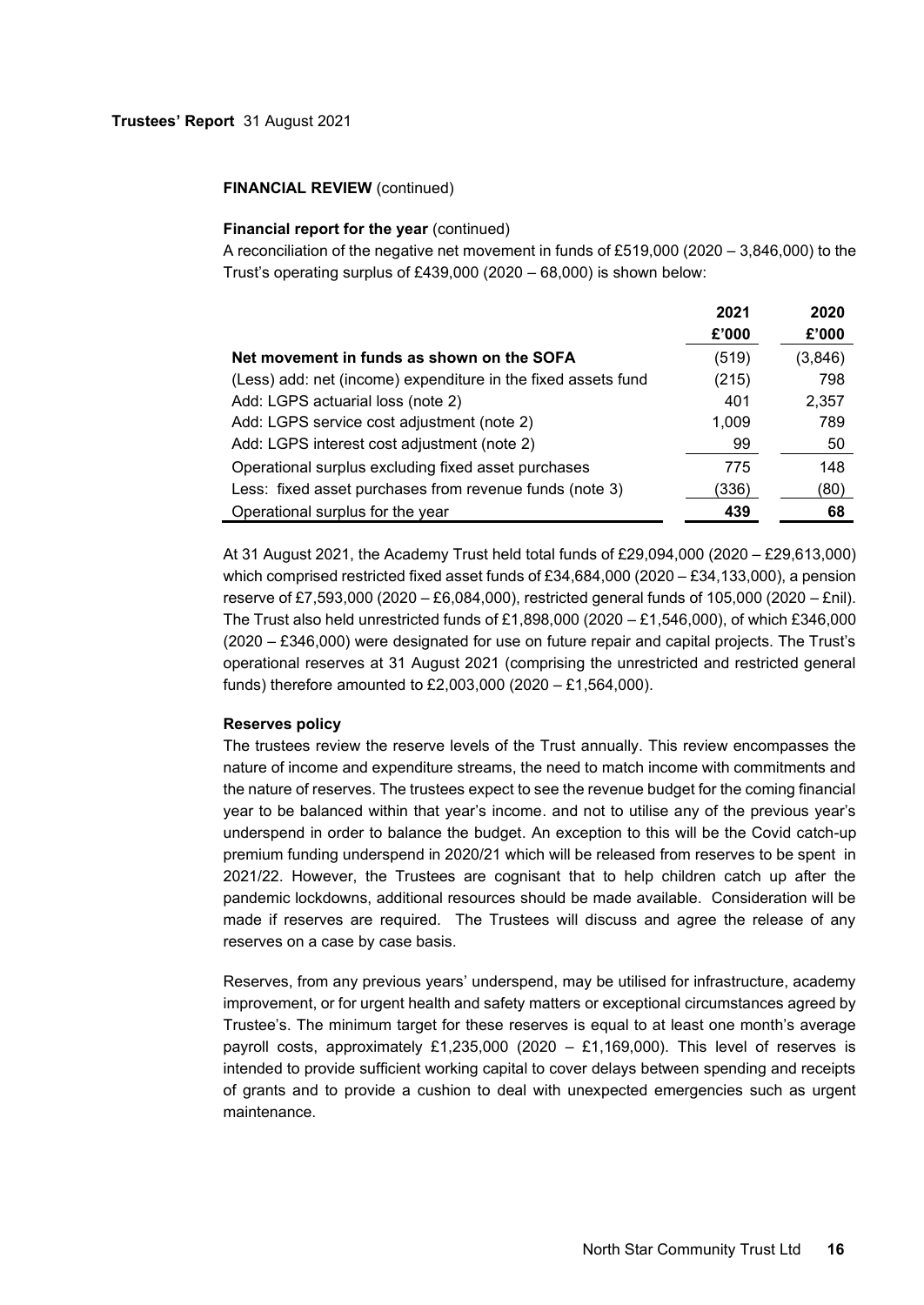**Trustees' Report** 31 August 2021

**FINANCIAL REVIEW** (continued)

**Financial report for the year** (continued)

A reconciliation of the negative net movement in funds of £519,000 (2020 – 3,846,000) to the Trust's operating surplus of £439,000 (2020 – 68,000) is shown below:

| | 2021 £'000 | 2020 £'000 |
|---|---|---|
| **Net movement in funds as shown on the SOFA** | (519) | (3,846) |
| (Less) add: net (income) expenditure in the fixed assets fund | (215) | 798 |
| Add: LGPS actuarial loss (note 2) | 401 | 2,357 |
| Add: LGPS service cost adjustment (note 2) | 1,009 | 789 |
| Add: LGPS interest cost adjustment (note 2) | 99 | 50 |
| Operational surplus excluding fixed asset purchases | 775 | 148 |
| Less: fixed asset purchases from revenue funds (note 3) | (336) | (80) |
| Operational surplus for the year | **439** | **68** |

At 31 August 2021, the Academy Trust held total funds of £29,094,000 (2020 – £29,613,000) which comprised restricted fixed asset funds of £34,684,000 (2020 – £34,133,000), a pension reserve of £7,593,000 (2020 – £6,084,000), restricted general funds of 105,000 (2020 – £nil). The Trust also held unrestricted funds of £1,898,000 (2020 – £1,546,000), of which £346,000 (2020 – £346,000) were designated for use on future repair and capital projects. The Trust's operational reserves at 31 August 2021 (comprising the unrestricted and restricted general funds) therefore amounted to £2,003,000 (2020 – £1,564,000).

**Reserves policy**

The trustees review the reserve levels of the Trust annually. This review encompasses the nature of income and expenditure streams, the need to match income with commitments and the nature of reserves. The trustees expect to see the revenue budget for the coming financial year to be balanced within that year's income. and not to utilise any of the previous year's underspend in order to balance the budget. An exception to this will be the Covid catch-up premium funding underspend in 2020/21 which will be released from reserves to be spent in 2021/22. However, the Trustees are cognisant that to help children catch up after the pandemic lockdowns, additional resources should be made available. Consideration will be made if reserves are required. The Trustees will discuss and agree the release of any reserves on a case by case basis.

Reserves, from any previous years' underspend, may be utilised for infrastructure, academy improvement, or for urgent health and safety matters or exceptional circumstances agreed by Trustee's. The minimum target for these reserves is equal to at least one month's average payroll costs, approximately £1,235,000 (2020 – £1,169,000). This level of reserves is intended to provide sufficient working capital to cover delays between spending and receipts of grants and to provide a cushion to deal with unexpected emergencies such as urgent maintenance.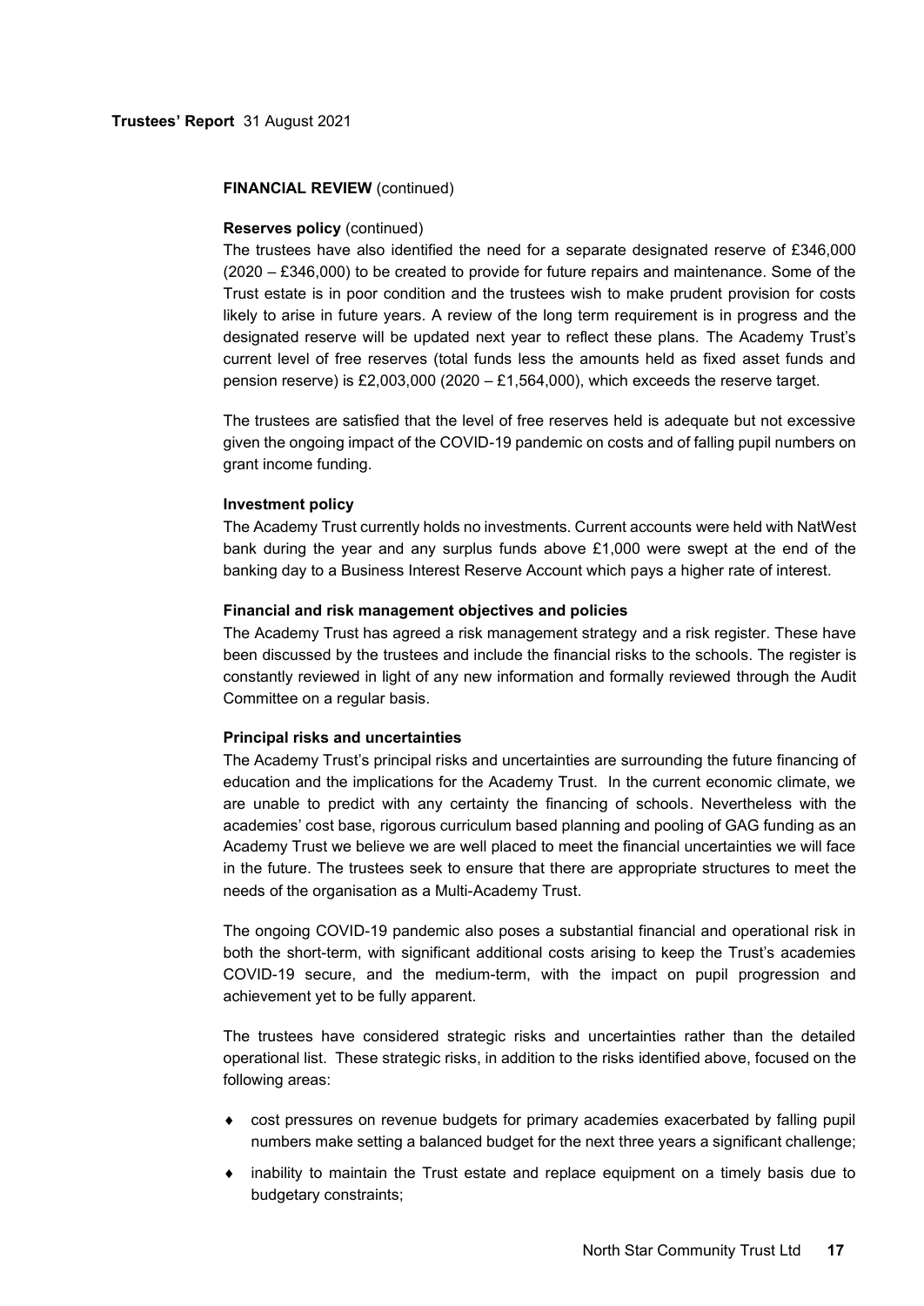**FINANCIAL REVIEW** (continued)

**Reserves policy** (continued)

The trustees have also identified the need for a separate designated reserve of £346,000 (2020 – £346,000) to be created to provide for future repairs and maintenance. Some of the Trust estate is in poor condition and the trustees wish to make prudent provision for costs likely to arise in future years. A review of the long term requirement is in progress and the designated reserve will be updated next year to reflect these plans. The Academy Trust's current level of free reserves (total funds less the amounts held as fixed asset funds and pension reserve) is £2,003,000 (2020 – £1,564,000), which exceeds the reserve target.

The trustees are satisfied that the level of free reserves held is adequate but not excessive given the ongoing impact of the COVID-19 pandemic on costs and of falling pupil numbers on grant income funding.

**Investment policy**

The Academy Trust currently holds no investments. Current accounts were held with NatWest bank during the year and any surplus funds above £1,000 were swept at the end of the banking day to a Business Interest Reserve Account which pays a higher rate of interest.

**Financial and risk management objectives and policies**

The Academy Trust has agreed a risk management strategy and a risk register. These have been discussed by the trustees and include the financial risks to the schools. The register is constantly reviewed in light of any new information and formally reviewed through the Audit Committee on a regular basis.

**Principal risks and uncertainties**

The Academy Trust's principal risks and uncertainties are surrounding the future financing of education and the implications for the Academy Trust. In the current economic climate, we are unable to predict with any certainty the financing of schools. Nevertheless with the academies' cost base, rigorous curriculum based planning and pooling of GAG funding as an Academy Trust we believe we are well placed to meet the financial uncertainties we will face in the future. The trustees seek to ensure that there are appropriate structures to meet the needs of the organisation as a Multi-Academy Trust.

The ongoing COVID-19 pandemic also poses a substantial financial and operational risk in both the short-term, with significant additional costs arising to keep the Trust's academies COVID-19 secure, and the medium-term, with the impact on pupil progression and achievement yet to be fully apparent.

The trustees have considered strategic risks and uncertainties rather than the detailed operational list. These strategic risks, in addition to the risks identified above, focused on the following areas:

- cost pressures on revenue budgets for primary academies exacerbated by falling pupil numbers make setting a balanced budget for the next three years a significant challenge;
- inability to maintain the Trust estate and replace equipment on a timely basis due to budgetary constraints;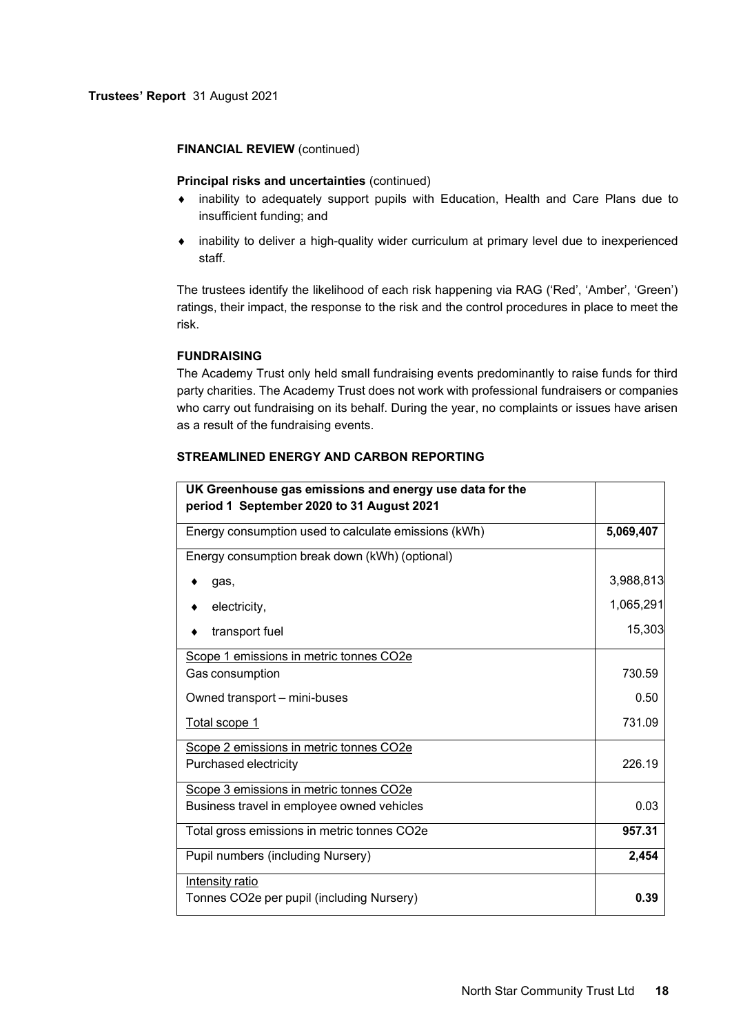**FINANCIAL REVIEW** (continued)

**Principal risks and uncertainties** (continued)

- inability to adequately support pupils with Education, Health and Care Plans due to insufficient funding; and
- inability to deliver a high-quality wider curriculum at primary level due to inexperienced staff.

The trustees identify the likelihood of each risk happening via RAG ('Red', 'Amber', 'Green') ratings, their impact, the response to the risk and the control procedures in place to meet the risk.

**FUNDRAISING**

The Academy Trust only held small fundraising events predominantly to raise funds for third party charities. The Academy Trust does not work with professional fundraisers or companies who carry out fundraising on its behalf. During the year, no complaints or issues have arisen as a result of the fundraising events.

**STREAMLINED ENERGY AND CARBON REPORTING**

| UK Greenhouse gas emissions and energy use data for the period 1 September 2020 to 31 August 2021 | |
|---|---|
| Energy consumption used to calculate emissions (kWh) | **5,069,407** |
| Energy consumption break down (kWh) (optional) | |
| ♦ gas, | 3,988,813 |
| ♦ electricity, | 1,065,291 |
| ♦ transport fuel | 15,303 |
| Scope 1 emissions in metric tonnes CO2e | |
| Gas consumption | 730.59 |
| Owned transport – mini-buses | 0.50 |
| Total scope 1 | 731.09 |
| Scope 2 emissions in metric tonnes CO2e | |
| Purchased electricity | 226.19 |
| Scope 3 emissions in metric tonnes CO2e | |
| Business travel in employee owned vehicles | 0.03 |
| Total gross emissions in metric tonnes CO2e | **957.31** |
| Pupil numbers (including Nursery) | **2,454** |
| Intensity ratio | |
| Tonnes CO2e per pupil (including Nursery) | **0.39** |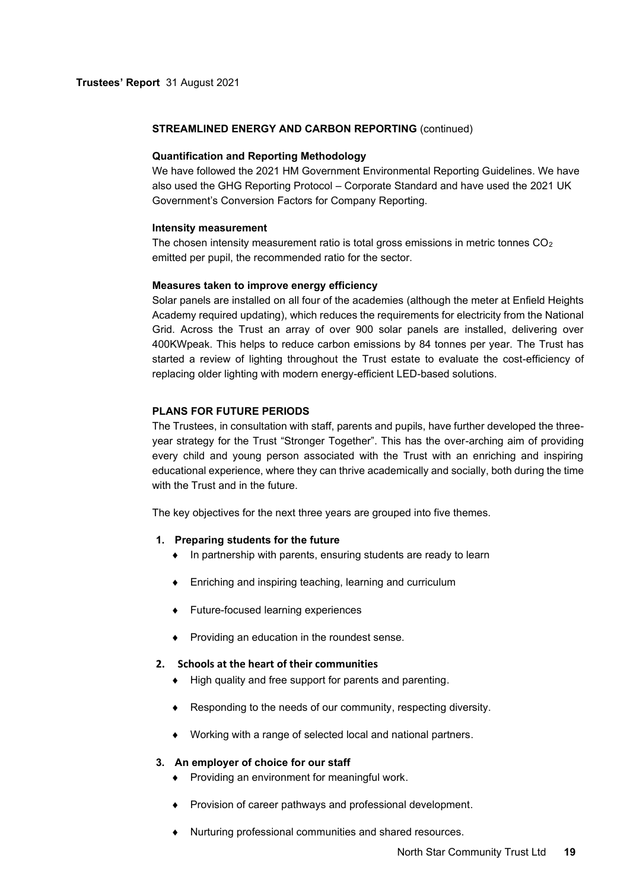## STREAMLINED ENERGY AND CARBON REPORTING (continued)

### Quantification and Reporting Methodology

We have followed the 2021 HM Government Environmental Reporting Guidelines. We have also used the GHG Reporting Protocol – Corporate Standard and have used the 2021 UK Government's Conversion Factors for Company Reporting.

### Intensity measurement

The chosen intensity measurement ratio is total gross emissions in metric tonnes $CO_2$ emitted per pupil, the recommended ratio for the sector.

### Measures taken to improve energy efficiency

Solar panels are installed on all four of the academies (although the meter at Enfield Heights Academy required updating), which reduces the requirements for electricity from the National Grid. Across the Trust an array of over 900 solar panels are installed, delivering over 400KWpeak. This helps to reduce carbon emissions by 84 tonnes per year. The Trust has started a review of lighting throughout the Trust estate to evaluate the cost-efficiency of replacing older lighting with modern energy-efficient LED-based solutions.

## PLANS FOR FUTURE PERIODS

The Trustees, in consultation with staff, parents and pupils, have further developed the three-year strategy for the Trust "Stronger Together". This has the over-arching aim of providing every child and young person associated with the Trust with an enriching and inspiring educational experience, where they can thrive academically and socially, both during the time with the Trust and in the future.

The key objectives for the next three years are grouped into five themes.

1. **Preparing students for the future**
   - In partnership with parents, ensuring students are ready to learn
   - Enriching and inspiring teaching, learning and curriculum
   - Future-focused learning experiences
   - Providing an education in the roundest sense.

2. **Schools at the heart of their communities**
   - High quality and free support for parents and parenting.
   - Responding to the needs of our community, respecting diversity.
   - Working with a range of selected local and national partners.

3. **An employer of choice for our staff**
   - Providing an environment for meaningful work.
   - Provision of career pathways and professional development.
   - Nurturing professional communities and shared resources.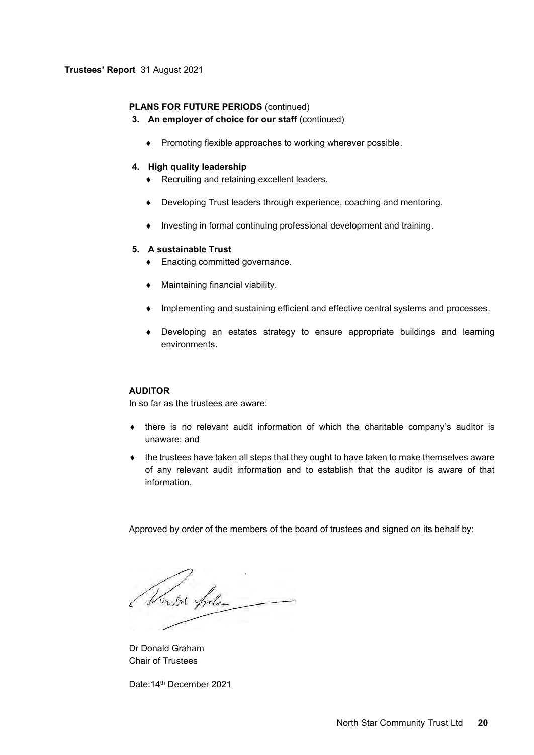## PLANS FOR FUTURE PERIODS (continued)

**3. An employer of choice for our staff** (continued)

- Promoting flexible approaches to working wherever possible.

**4. High quality leadership**

- Recruiting and retaining excellent leaders.
- Developing Trust leaders through experience, coaching and mentoring.
- Investing in formal continuing professional development and training.

**5. A sustainable Trust**

- Enacting committed governance.
- Maintaining financial viability.
- Implementing and sustaining efficient and effective central systems and processes.
- Developing an estates strategy to ensure appropriate buildings and learning environments.

## AUDITOR

In so far as the trustees are aware:

- there is no relevant audit information of which the charitable company's auditor is unaware; and
- the trustees have taken all steps that they ought to have taken to make themselves aware of any relevant audit information and to establish that the auditor is aware of that information.

Approved by order of the members of the board of trustees and signed on its behalf by:

Dr Donald Graham
Chair of Trustees

Date:14th December 2021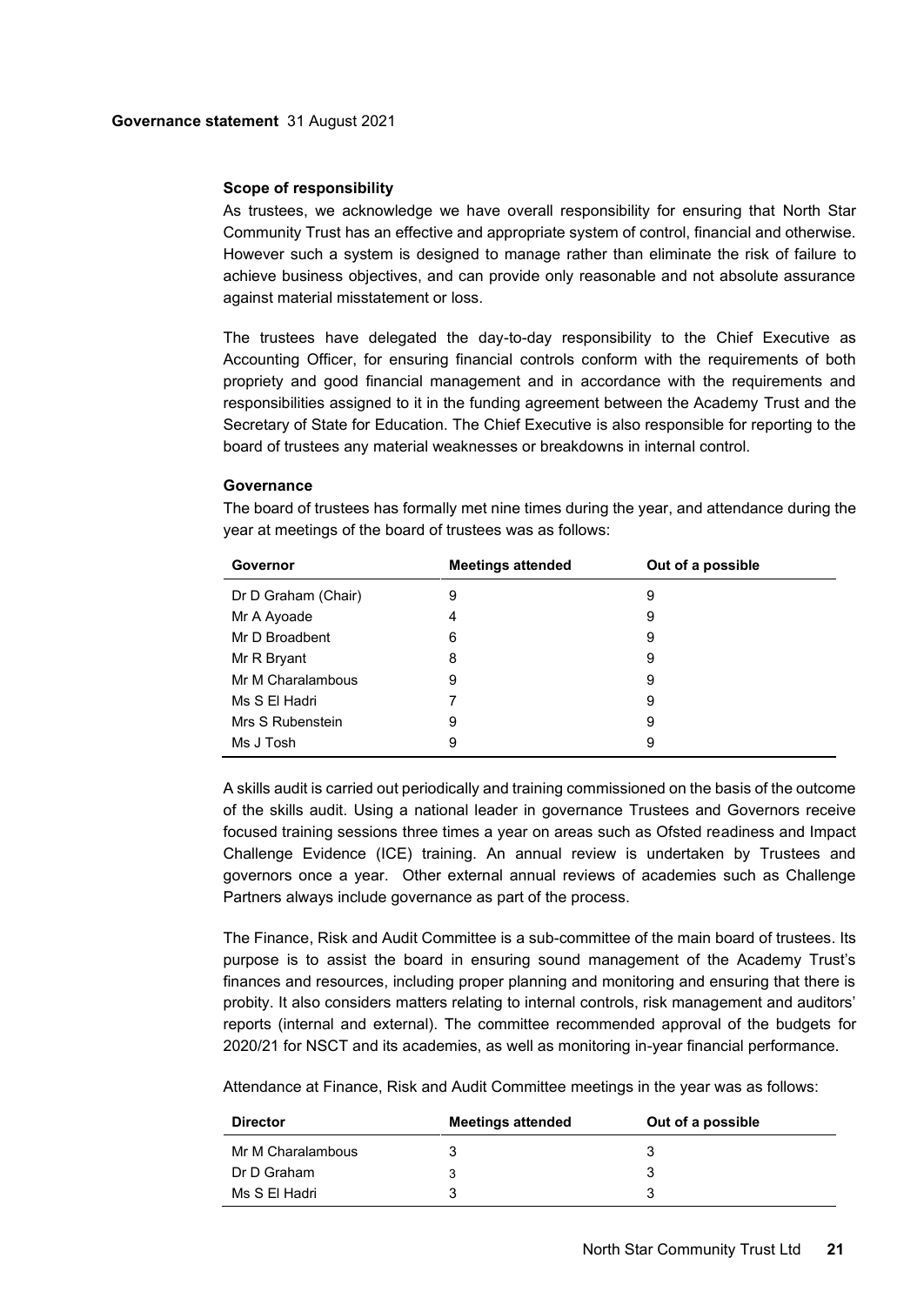**Governance statement** 31 August 2021

### Scope of responsibility

As trustees, we acknowledge we have overall responsibility for ensuring that North Star Community Trust has an effective and appropriate system of control, financial and otherwise. However such a system is designed to manage rather than eliminate the risk of failure to achieve business objectives, and can provide only reasonable and not absolute assurance against material misstatement or loss.

The trustees have delegated the day-to-day responsibility to the Chief Executive as Accounting Officer, for ensuring financial controls conform with the requirements of both propriety and good financial management and in accordance with the requirements and responsibilities assigned to it in the funding agreement between the Academy Trust and the Secretary of State for Education. The Chief Executive is also responsible for reporting to the board of trustees any material weaknesses or breakdowns in internal control.

### Governance

The board of trustees has formally met nine times during the year, and attendance during the year at meetings of the board of trustees was as follows:

| Governor | Meetings attended | Out of a possible |
|---|---|---|
| Dr D Graham (Chair) | 9 | 9 |
| Mr A Ayoade | 4 | 9 |
| Mr D Broadbent | 6 | 9 |
| Mr R Bryant | 8 | 9 |
| Mr M Charalambous | 9 | 9 |
| Ms S El Hadri | 7 | 9 |
| Mrs S Rubenstein | 9 | 9 |
| Ms J Tosh | 9 | 9 |

A skills audit is carried out periodically and training commissioned on the basis of the outcome of the skills audit. Using a national leader in governance Trustees and Governors receive focused training sessions three times a year on areas such as Ofsted readiness and Impact Challenge Evidence (ICE) training. An annual review is undertaken by Trustees and governors once a year. Other external annual reviews of academies such as Challenge Partners always include governance as part of the process.

The Finance, Risk and Audit Committee is a sub-committee of the main board of trustees. Its purpose is to assist the board in ensuring sound management of the Academy Trust's finances and resources, including proper planning and monitoring and ensuring that there is probity. It also considers matters relating to internal controls, risk management and auditors' reports (internal and external). The committee recommended approval of the budgets for 2020/21 for NSCT and its academies, as well as monitoring in-year financial performance.

Attendance at Finance, Risk and Audit Committee meetings in the year was as follows:

| Director | Meetings attended | Out of a possible |
|---|---|---|
| Mr M Charalambous | 3 | 3 |
| Dr D Graham | 3 | 3 |
| Ms S El Hadri | 3 | 3 |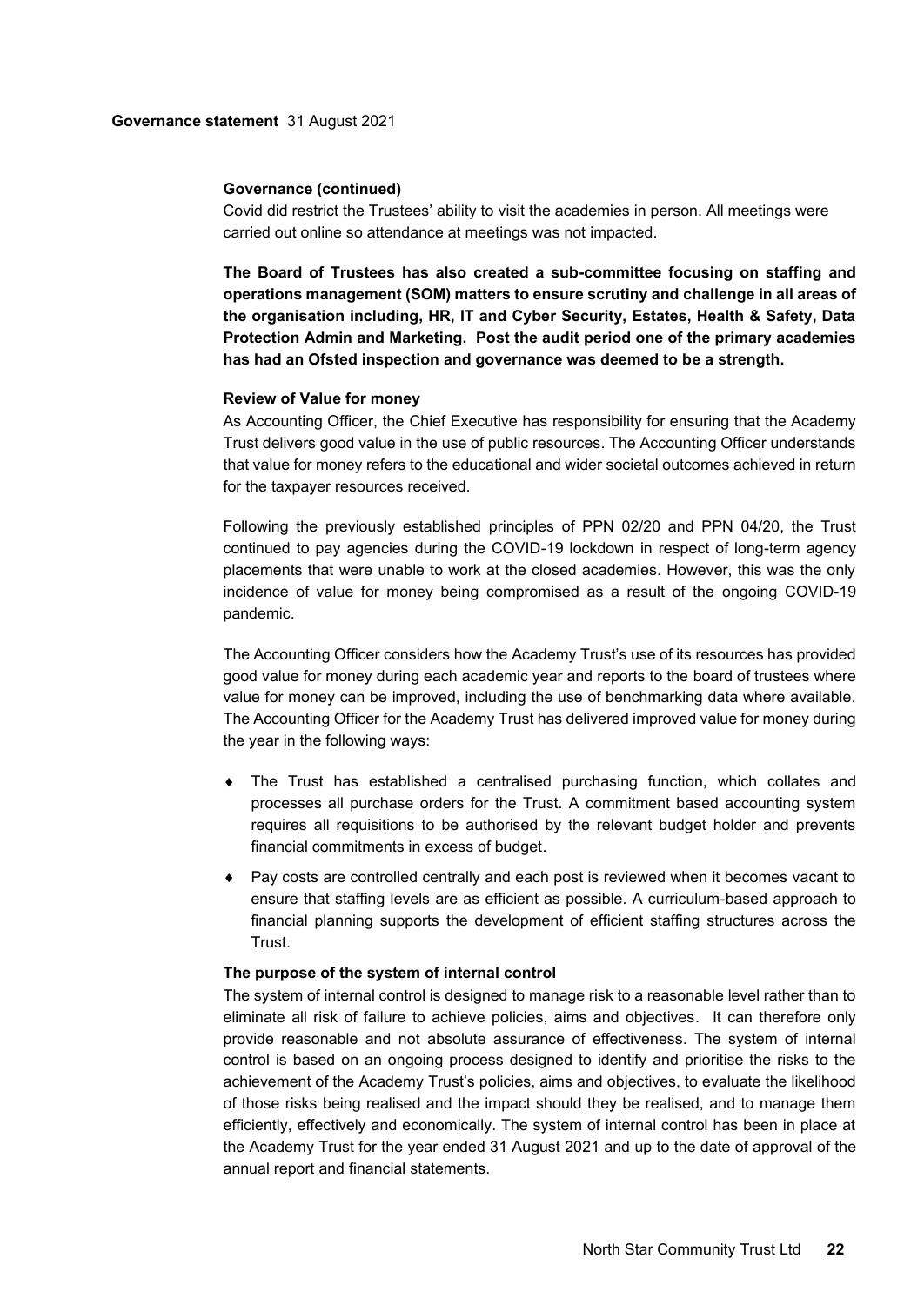**Governance (continued)**

Covid did restrict the Trustees' ability to visit the academies in person. All meetings were carried out online so attendance at meetings was not impacted.

**The Board of Trustees has also created a sub-committee focusing on staffing and operations management (SOM) matters to ensure scrutiny and challenge in all areas of the organisation including, HR, IT and Cyber Security, Estates, Health & Safety, Data Protection Admin and Marketing. Post the audit period one of the primary academies has had an Ofsted inspection and governance was deemed to be a strength.**

**Review of Value for money**

As Accounting Officer, the Chief Executive has responsibility for ensuring that the Academy Trust delivers good value in the use of public resources. The Accounting Officer understands that value for money refers to the educational and wider societal outcomes achieved in return for the taxpayer resources received.

Following the previously established principles of PPN 02/20 and PPN 04/20, the Trust continued to pay agencies during the COVID-19 lockdown in respect of long-term agency placements that were unable to work at the closed academies. However, this was the only incidence of value for money being compromised as a result of the ongoing COVID-19 pandemic.

The Accounting Officer considers how the Academy Trust's use of its resources has provided good value for money during each academic year and reports to the board of trustees where value for money can be improved, including the use of benchmarking data where available. The Accounting Officer for the Academy Trust has delivered improved value for money during the year in the following ways:

- The Trust has established a centralised purchasing function, which collates and processes all purchase orders for the Trust. A commitment based accounting system requires all requisitions to be authorised by the relevant budget holder and prevents financial commitments in excess of budget.
- Pay costs are controlled centrally and each post is reviewed when it becomes vacant to ensure that staffing levels are as efficient as possible. A curriculum-based approach to financial planning supports the development of efficient staffing structures across the Trust.

**The purpose of the system of internal control**

The system of internal control is designed to manage risk to a reasonable level rather than to eliminate all risk of failure to achieve policies, aims and objectives. It can therefore only provide reasonable and not absolute assurance of effectiveness. The system of internal control is based on an ongoing process designed to identify and prioritise the risks to the achievement of the Academy Trust's policies, aims and objectives, to evaluate the likelihood of those risks being realised and the impact should they be realised, and to manage them efficiently, effectively and economically. The system of internal control has been in place at the Academy Trust for the year ended 31 August 2021 and up to the date of approval of the annual report and financial statements.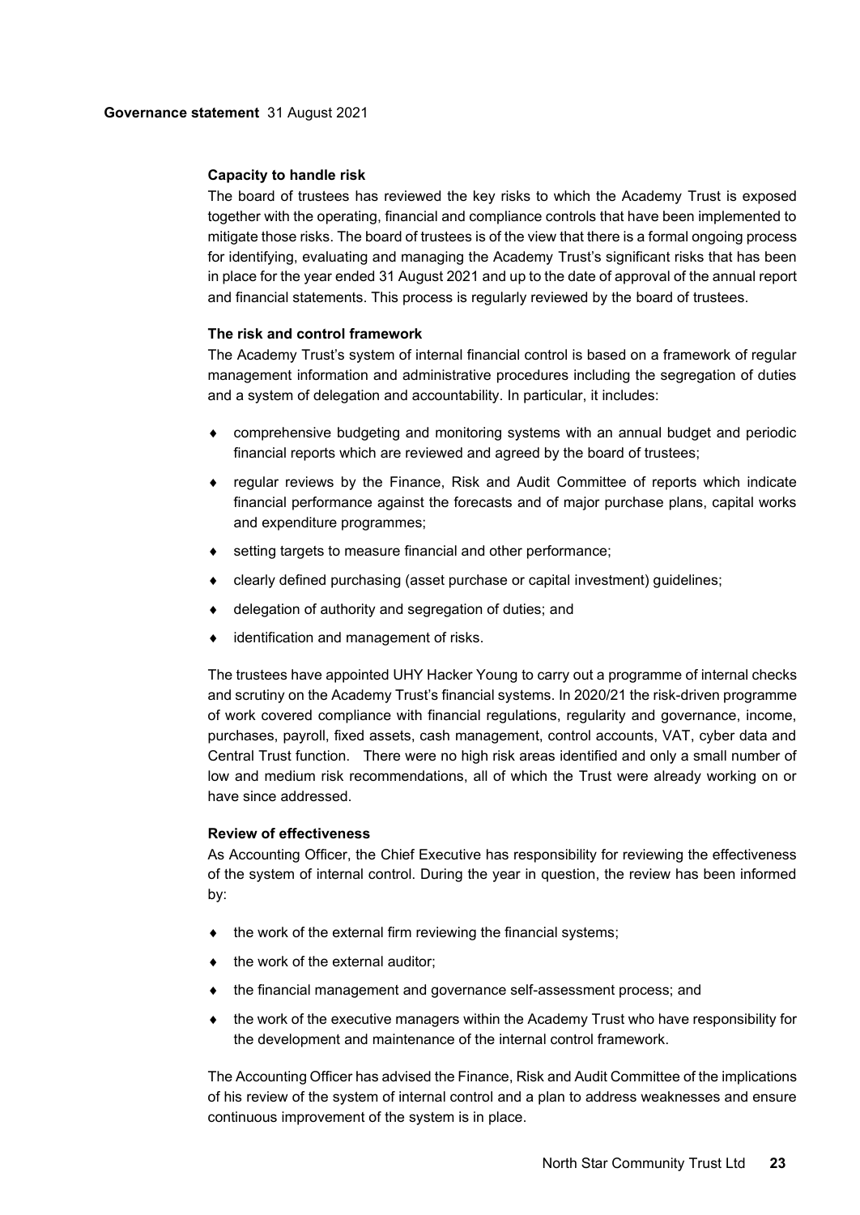### Capacity to handle risk

The board of trustees has reviewed the key risks to which the Academy Trust is exposed together with the operating, financial and compliance controls that have been implemented to mitigate those risks. The board of trustees is of the view that there is a formal ongoing process for identifying, evaluating and managing the Academy Trust's significant risks that has been in place for the year ended 31 August 2021 and up to the date of approval of the annual report and financial statements. This process is regularly reviewed by the board of trustees.

### The risk and control framework

The Academy Trust's system of internal financial control is based on a framework of regular management information and administrative procedures including the segregation of duties and a system of delegation and accountability. In particular, it includes:

- comprehensive budgeting and monitoring systems with an annual budget and periodic financial reports which are reviewed and agreed by the board of trustees;
- regular reviews by the Finance, Risk and Audit Committee of reports which indicate financial performance against the forecasts and of major purchase plans, capital works and expenditure programmes;
- setting targets to measure financial and other performance;
- clearly defined purchasing (asset purchase or capital investment) guidelines;
- delegation of authority and segregation of duties; and
- identification and management of risks.

The trustees have appointed UHY Hacker Young to carry out a programme of internal checks and scrutiny on the Academy Trust's financial systems. In 2020/21 the risk-driven programme of work covered compliance with financial regulations, regularity and governance, income, purchases, payroll, fixed assets, cash management, control accounts, VAT, cyber data and Central Trust function. There were no high risk areas identified and only a small number of low and medium risk recommendations, all of which the Trust were already working on or have since addressed.

### Review of effectiveness

As Accounting Officer, the Chief Executive has responsibility for reviewing the effectiveness of the system of internal control. During the year in question, the review has been informed by:

- the work of the external firm reviewing the financial systems;
- the work of the external auditor;
- the financial management and governance self-assessment process; and
- the work of the executive managers within the Academy Trust who have responsibility for the development and maintenance of the internal control framework.

The Accounting Officer has advised the Finance, Risk and Audit Committee of the implications of his review of the system of internal control and a plan to address weaknesses and ensure continuous improvement of the system is in place.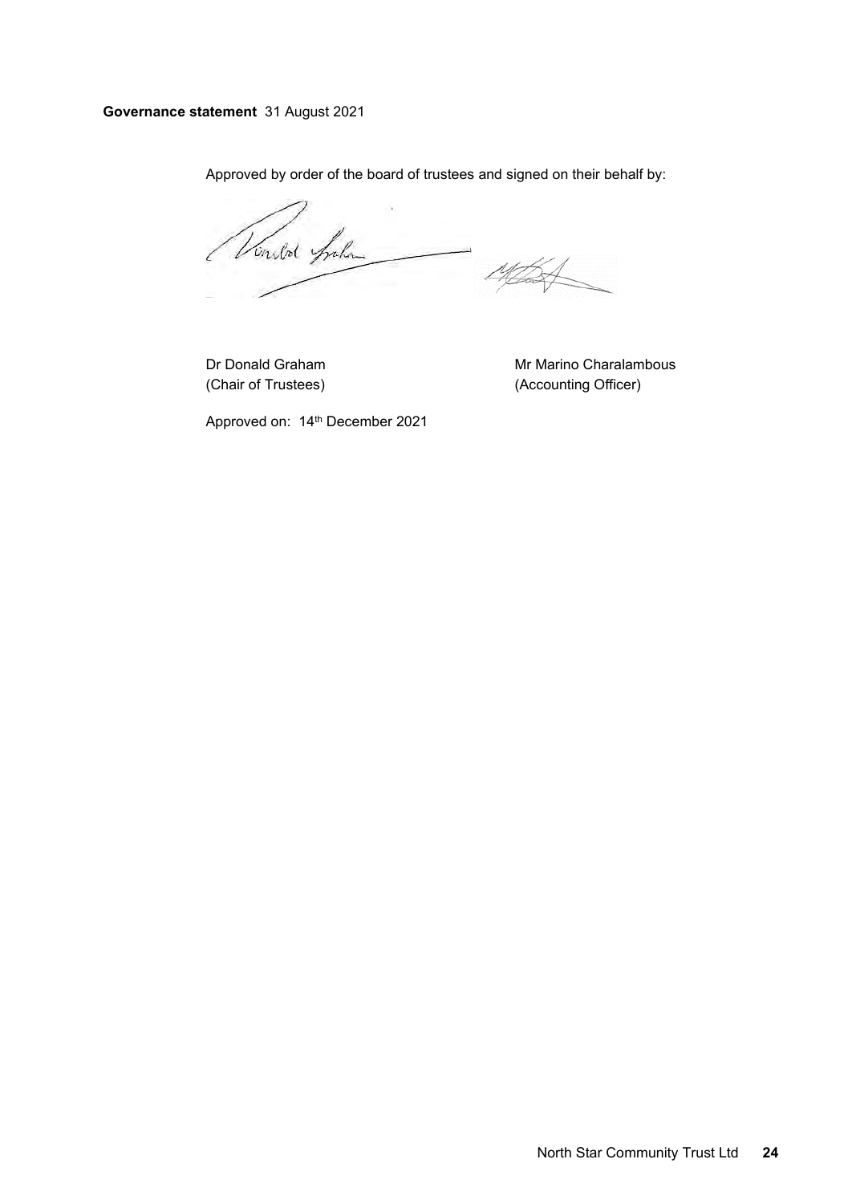**Governance statement** 31 August 2021

Approved by order of the board of trustees and signed on their behalf by:

| Dr Donald Graham | Mr Marino Charalambous |
| --- | --- |
| (Chair of Trustees) | (Accounting Officer) |

Approved on: 14th December 2021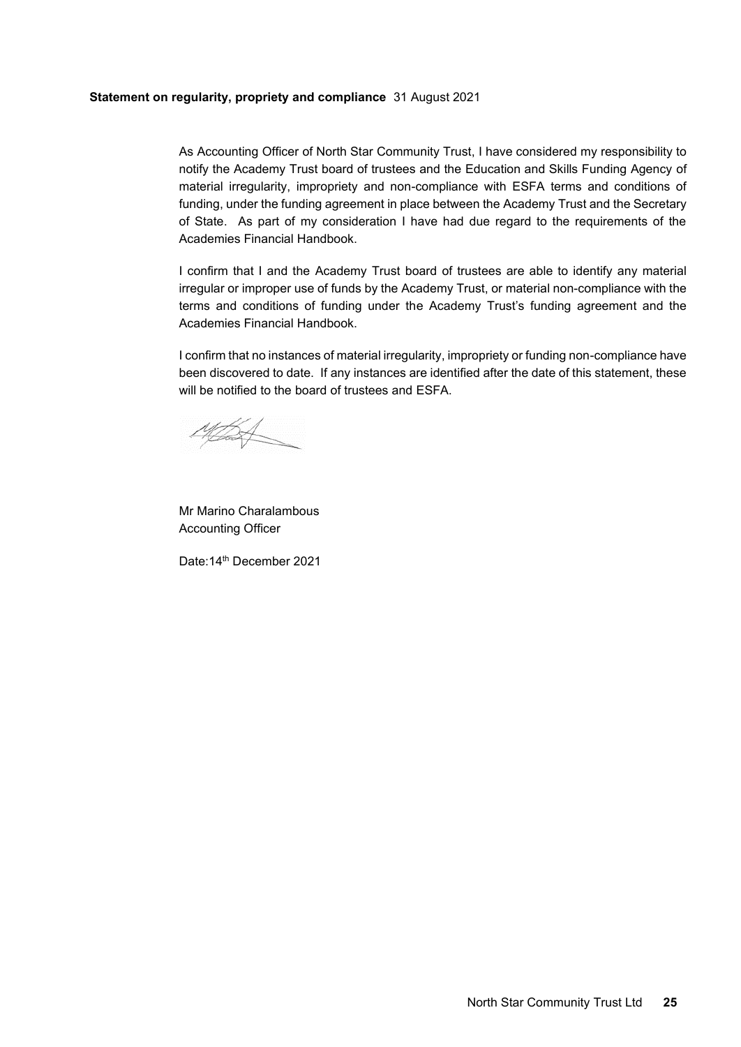**Statement on regularity, propriety and compliance** 31 August 2021

As Accounting Officer of North Star Community Trust, I have considered my responsibility to notify the Academy Trust board of trustees and the Education and Skills Funding Agency of material irregularity, impropriety and non-compliance with ESFA terms and conditions of funding, under the funding agreement in place between the Academy Trust and the Secretary of State. As part of my consideration I have had due regard to the requirements of the Academies Financial Handbook.

I confirm that I and the Academy Trust board of trustees are able to identify any material irregular or improper use of funds by the Academy Trust, or material non-compliance with the terms and conditions of funding under the Academy Trust's funding agreement and the Academies Financial Handbook.

I confirm that no instances of material irregularity, impropriety or funding non-compliance have been discovered to date. If any instances are identified after the date of this statement, these will be notified to the board of trustees and ESFA.

Mr Marino Charalambous
Accounting Officer

Date:14th December 2021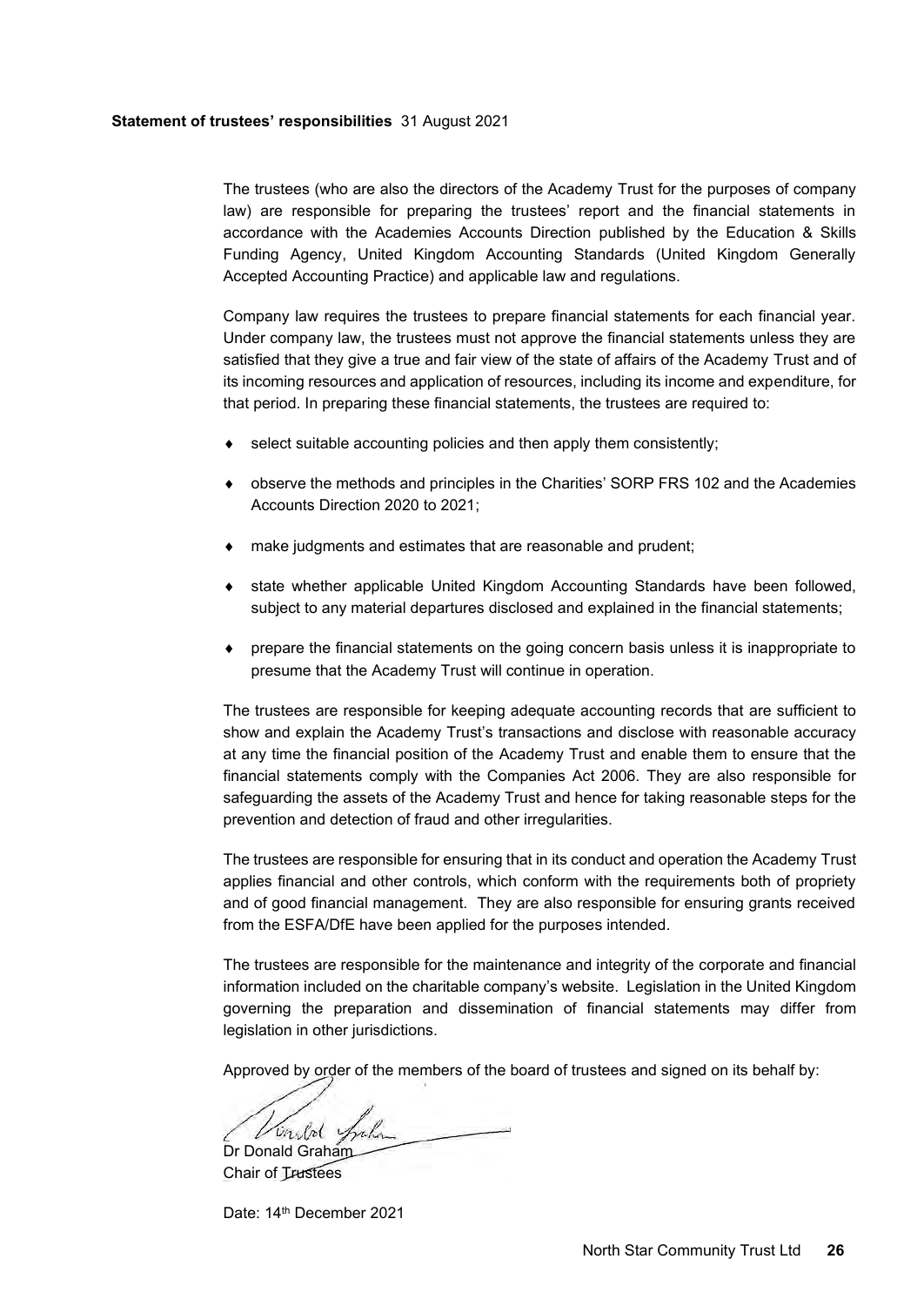**Statement of trustees' responsibilities** 31 August 2021

The trustees (who are also the directors of the Academy Trust for the purposes of company law) are responsible for preparing the trustees' report and the financial statements in accordance with the Academies Accounts Direction published by the Education & Skills Funding Agency, United Kingdom Accounting Standards (United Kingdom Generally Accepted Accounting Practice) and applicable law and regulations.

Company law requires the trustees to prepare financial statements for each financial year. Under company law, the trustees must not approve the financial statements unless they are satisfied that they give a true and fair view of the state of affairs of the Academy Trust and of its incoming resources and application of resources, including its income and expenditure, for that period. In preparing these financial statements, the trustees are required to:

- select suitable accounting policies and then apply them consistently;
- observe the methods and principles in the Charities' SORP FRS 102 and the Academies Accounts Direction 2020 to 2021;
- make judgments and estimates that are reasonable and prudent;
- state whether applicable United Kingdom Accounting Standards have been followed, subject to any material departures disclosed and explained in the financial statements;
- prepare the financial statements on the going concern basis unless it is inappropriate to presume that the Academy Trust will continue in operation.

The trustees are responsible for keeping adequate accounting records that are sufficient to show and explain the Academy Trust's transactions and disclose with reasonable accuracy at any time the financial position of the Academy Trust and enable them to ensure that the financial statements comply with the Companies Act 2006. They are also responsible for safeguarding the assets of the Academy Trust and hence for taking reasonable steps for the prevention and detection of fraud and other irregularities.

The trustees are responsible for ensuring that in its conduct and operation the Academy Trust applies financial and other controls, which conform with the requirements both of propriety and of good financial management. They are also responsible for ensuring grants received from the ESFA/DfE have been applied for the purposes intended.

The trustees are responsible for the maintenance and integrity of the corporate and financial information included on the charitable company's website. Legislation in the United Kingdom governing the preparation and dissemination of financial statements may differ from legislation in other jurisdictions.

Approved by order of the members of the board of trustees and signed on its behalf by:

Dr Donald Graham
Chair of Trustees

Date: 14th December 2021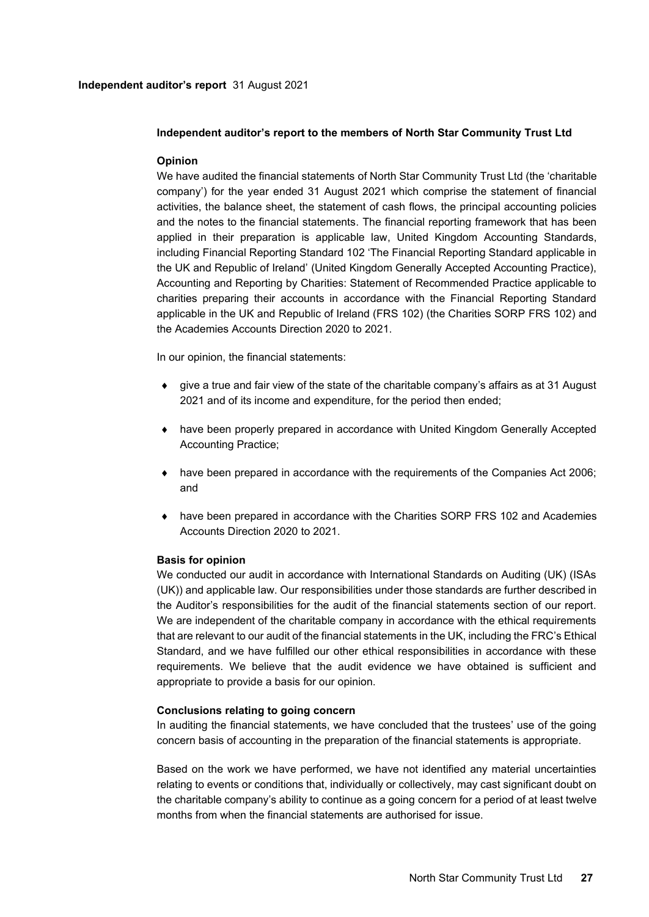**Independent auditor's report** 31 August 2021

## Independent auditor's report to the members of North Star Community Trust Ltd

### Opinion

We have audited the financial statements of North Star Community Trust Ltd (the 'charitable company') for the year ended 31 August 2021 which comprise the statement of financial activities, the balance sheet, the statement of cash flows, the principal accounting policies and the notes to the financial statements. The financial reporting framework that has been applied in their preparation is applicable law, United Kingdom Accounting Standards, including Financial Reporting Standard 102 'The Financial Reporting Standard applicable in the UK and Republic of Ireland' (United Kingdom Generally Accepted Accounting Practice), Accounting and Reporting by Charities: Statement of Recommended Practice applicable to charities preparing their accounts in accordance with the Financial Reporting Standard applicable in the UK and Republic of Ireland (FRS 102) (the Charities SORP FRS 102) and the Academies Accounts Direction 2020 to 2021.

In our opinion, the financial statements:

- give a true and fair view of the state of the charitable company's affairs as at 31 August 2021 and of its income and expenditure, for the period then ended;
- have been properly prepared in accordance with United Kingdom Generally Accepted Accounting Practice;
- have been prepared in accordance with the requirements of the Companies Act 2006; and
- have been prepared in accordance with the Charities SORP FRS 102 and Academies Accounts Direction 2020 to 2021.

### Basis for opinion

We conducted our audit in accordance with International Standards on Auditing (UK) (ISAs (UK)) and applicable law. Our responsibilities under those standards are further described in the Auditor's responsibilities for the audit of the financial statements section of our report. We are independent of the charitable company in accordance with the ethical requirements that are relevant to our audit of the financial statements in the UK, including the FRC's Ethical Standard, and we have fulfilled our other ethical responsibilities in accordance with these requirements. We believe that the audit evidence we have obtained is sufficient and appropriate to provide a basis for our opinion.

### Conclusions relating to going concern

In auditing the financial statements, we have concluded that the trustees' use of the going concern basis of accounting in the preparation of the financial statements is appropriate.

Based on the work we have performed, we have not identified any material uncertainties relating to events or conditions that, individually or collectively, may cast significant doubt on the charitable company's ability to continue as a going concern for a period of at least twelve months from when the financial statements are authorised for issue.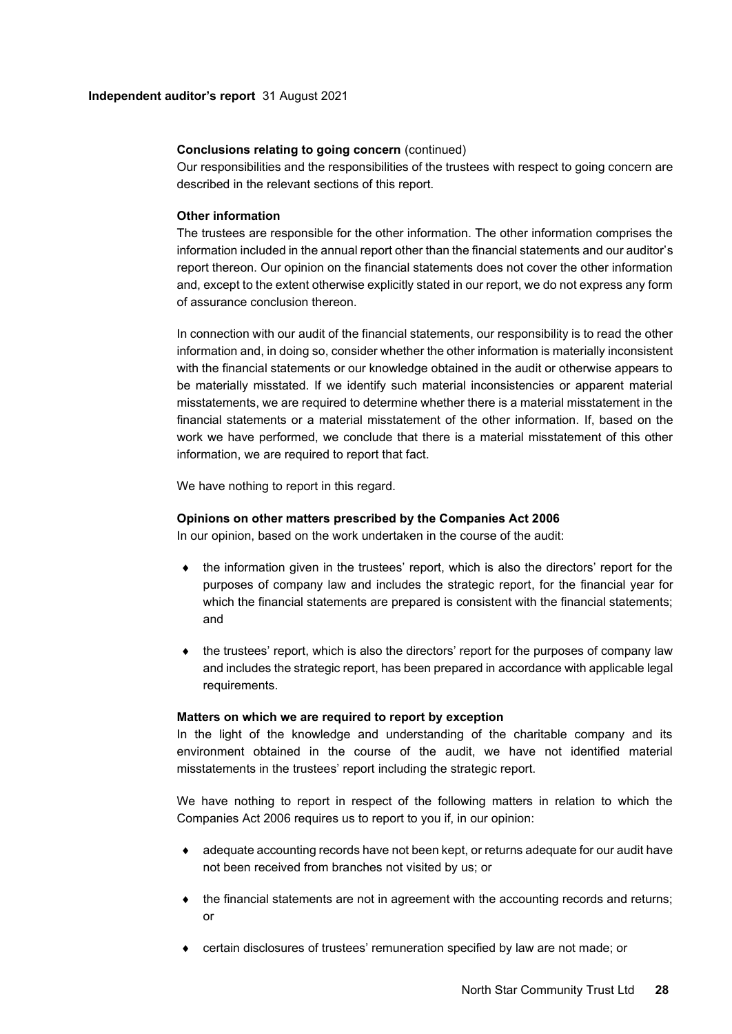**Conclusions relating to going concern** (continued)

Our responsibilities and the responsibilities of the trustees with respect to going concern are described in the relevant sections of this report.

**Other information**

The trustees are responsible for the other information. The other information comprises the information included in the annual report other than the financial statements and our auditor's report thereon. Our opinion on the financial statements does not cover the other information and, except to the extent otherwise explicitly stated in our report, we do not express any form of assurance conclusion thereon.

In connection with our audit of the financial statements, our responsibility is to read the other information and, in doing so, consider whether the other information is materially inconsistent with the financial statements or our knowledge obtained in the audit or otherwise appears to be materially misstated. If we identify such material inconsistencies or apparent material misstatements, we are required to determine whether there is a material misstatement in the financial statements or a material misstatement of the other information. If, based on the work we have performed, we conclude that there is a material misstatement of this other information, we are required to report that fact.

We have nothing to report in this regard.

**Opinions on other matters prescribed by the Companies Act 2006**

In our opinion, based on the work undertaken in the course of the audit:

- the information given in the trustees' report, which is also the directors' report for the purposes of company law and includes the strategic report, for the financial year for which the financial statements are prepared is consistent with the financial statements; and
- the trustees' report, which is also the directors' report for the purposes of company law and includes the strategic report, has been prepared in accordance with applicable legal requirements.

**Matters on which we are required to report by exception**

In the light of the knowledge and understanding of the charitable company and its environment obtained in the course of the audit, we have not identified material misstatements in the trustees' report including the strategic report.

We have nothing to report in respect of the following matters in relation to which the Companies Act 2006 requires us to report to you if, in our opinion:

- adequate accounting records have not been kept, or returns adequate for our audit have not been received from branches not visited by us; or
- the financial statements are not in agreement with the accounting records and returns; or
- certain disclosures of trustees' remuneration specified by law are not made; or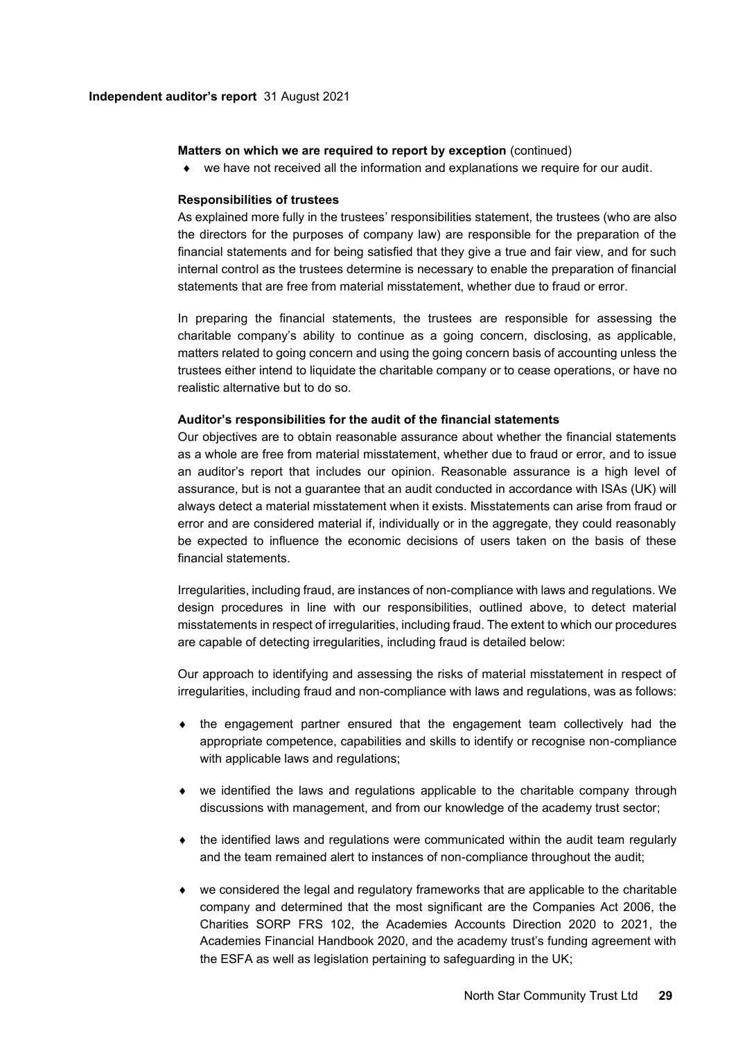**Matters on which we are required to report by exception** (continued)

- we have not received all the information and explanations we require for our audit.

**Responsibilities of trustees**

As explained more fully in the trustees' responsibilities statement, the trustees (who are also the directors for the purposes of company law) are responsible for the preparation of the financial statements and for being satisfied that they give a true and fair view, and for such internal control as the trustees determine is necessary to enable the preparation of financial statements that are free from material misstatement, whether due to fraud or error.

In preparing the financial statements, the trustees are responsible for assessing the charitable company's ability to continue as a going concern, disclosing, as applicable, matters related to going concern and using the going concern basis of accounting unless the trustees either intend to liquidate the charitable company or to cease operations, or have no realistic alternative but to do so.

**Auditor's responsibilities for the audit of the financial statements**

Our objectives are to obtain reasonable assurance about whether the financial statements as a whole are free from material misstatement, whether due to fraud or error, and to issue an auditor's report that includes our opinion. Reasonable assurance is a high level of assurance, but is not a guarantee that an audit conducted in accordance with ISAs (UK) will always detect a material misstatement when it exists. Misstatements can arise from fraud or error and are considered material if, individually or in the aggregate, they could reasonably be expected to influence the economic decisions of users taken on the basis of these financial statements.

Irregularities, including fraud, are instances of non-compliance with laws and regulations. We design procedures in line with our responsibilities, outlined above, to detect material misstatements in respect of irregularities, including fraud. The extent to which our procedures are capable of detecting irregularities, including fraud is detailed below:

Our approach to identifying and assessing the risks of material misstatement in respect of irregularities, including fraud and non-compliance with laws and regulations, was as follows:

- the engagement partner ensured that the engagement team collectively had the appropriate competence, capabilities and skills to identify or recognise non-compliance with applicable laws and regulations;
- we identified the laws and regulations applicable to the charitable company through discussions with management, and from our knowledge of the academy trust sector;
- the identified laws and regulations were communicated within the audit team regularly and the team remained alert to instances of non-compliance throughout the audit;
- we considered the legal and regulatory frameworks that are applicable to the charitable company and determined that the most significant are the Companies Act 2006, the Charities SORP FRS 102, the Academies Accounts Direction 2020 to 2021, the Academies Financial Handbook 2020, and the academy trust's funding agreement with the ESFA as well as legislation pertaining to safeguarding in the UK;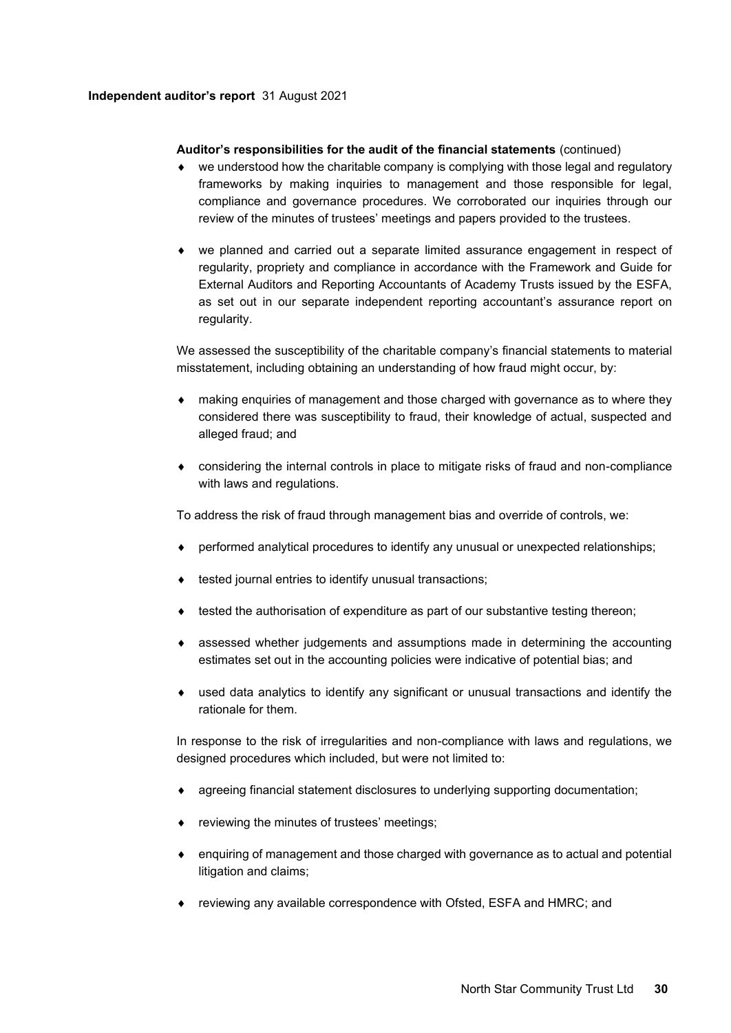**Auditor's responsibilities for the audit of the financial statements** (continued)

- we understood how the charitable company is complying with those legal and regulatory frameworks by making inquiries to management and those responsible for legal, compliance and governance procedures. We corroborated our inquiries through our review of the minutes of trustees' meetings and papers provided to the trustees.
- we planned and carried out a separate limited assurance engagement in respect of regularity, propriety and compliance in accordance with the Framework and Guide for External Auditors and Reporting Accountants of Academy Trusts issued by the ESFA, as set out in our separate independent reporting accountant's assurance report on regularity.

We assessed the susceptibility of the charitable company's financial statements to material misstatement, including obtaining an understanding of how fraud might occur, by:

- making enquiries of management and those charged with governance as to where they considered there was susceptibility to fraud, their knowledge of actual, suspected and alleged fraud; and
- considering the internal controls in place to mitigate risks of fraud and non-compliance with laws and regulations.

To address the risk of fraud through management bias and override of controls, we:

- performed analytical procedures to identify any unusual or unexpected relationships;
- tested journal entries to identify unusual transactions;
- tested the authorisation of expenditure as part of our substantive testing thereon;
- assessed whether judgements and assumptions made in determining the accounting estimates set out in the accounting policies were indicative of potential bias; and
- used data analytics to identify any significant or unusual transactions and identify the rationale for them.

In response to the risk of irregularities and non-compliance with laws and regulations, we designed procedures which included, but were not limited to:

- agreeing financial statement disclosures to underlying supporting documentation;
- reviewing the minutes of trustees' meetings;
- enquiring of management and those charged with governance as to actual and potential litigation and claims;
- reviewing any available correspondence with Ofsted, ESFA and HMRC; and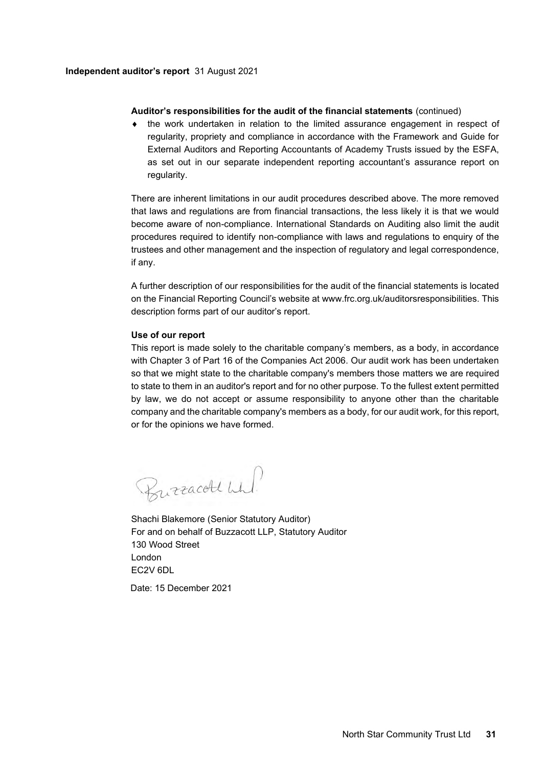**Auditor's responsibilities for the audit of the financial statements** (continued)

- the work undertaken in relation to the limited assurance engagement in respect of regularity, propriety and compliance in accordance with the Framework and Guide for External Auditors and Reporting Accountants of Academy Trusts issued by the ESFA, as set out in our separate independent reporting accountant's assurance report on regularity.

There are inherent limitations in our audit procedures described above. The more removed that laws and regulations are from financial transactions, the less likely it is that we would become aware of non-compliance. International Standards on Auditing also limit the audit procedures required to identify non-compliance with laws and regulations to enquiry of the trustees and other management and the inspection of regulatory and legal correspondence, if any.

A further description of our responsibilities for the audit of the financial statements is located on the Financial Reporting Council's website at www.frc.org.uk/auditorsresponsibilities. This description forms part of our auditor's report.

**Use of our report**

This report is made solely to the charitable company's members, as a body, in accordance with Chapter 3 of Part 16 of the Companies Act 2006. Our audit work has been undertaken so that we might state to the charitable company's members those matters we are required to state to them in an auditor's report and for no other purpose. To the fullest extent permitted by law, we do not accept or assume responsibility to anyone other than the charitable company and the charitable company's members as a body, for our audit work, for this report, or for the opinions we have formed.

Buzzacott LLP

Shachi Blakemore (Senior Statutory Auditor)
For and on behalf of Buzzacott LLP, Statutory Auditor
130 Wood Street
London
EC2V 6DL

Date: 15 December 2021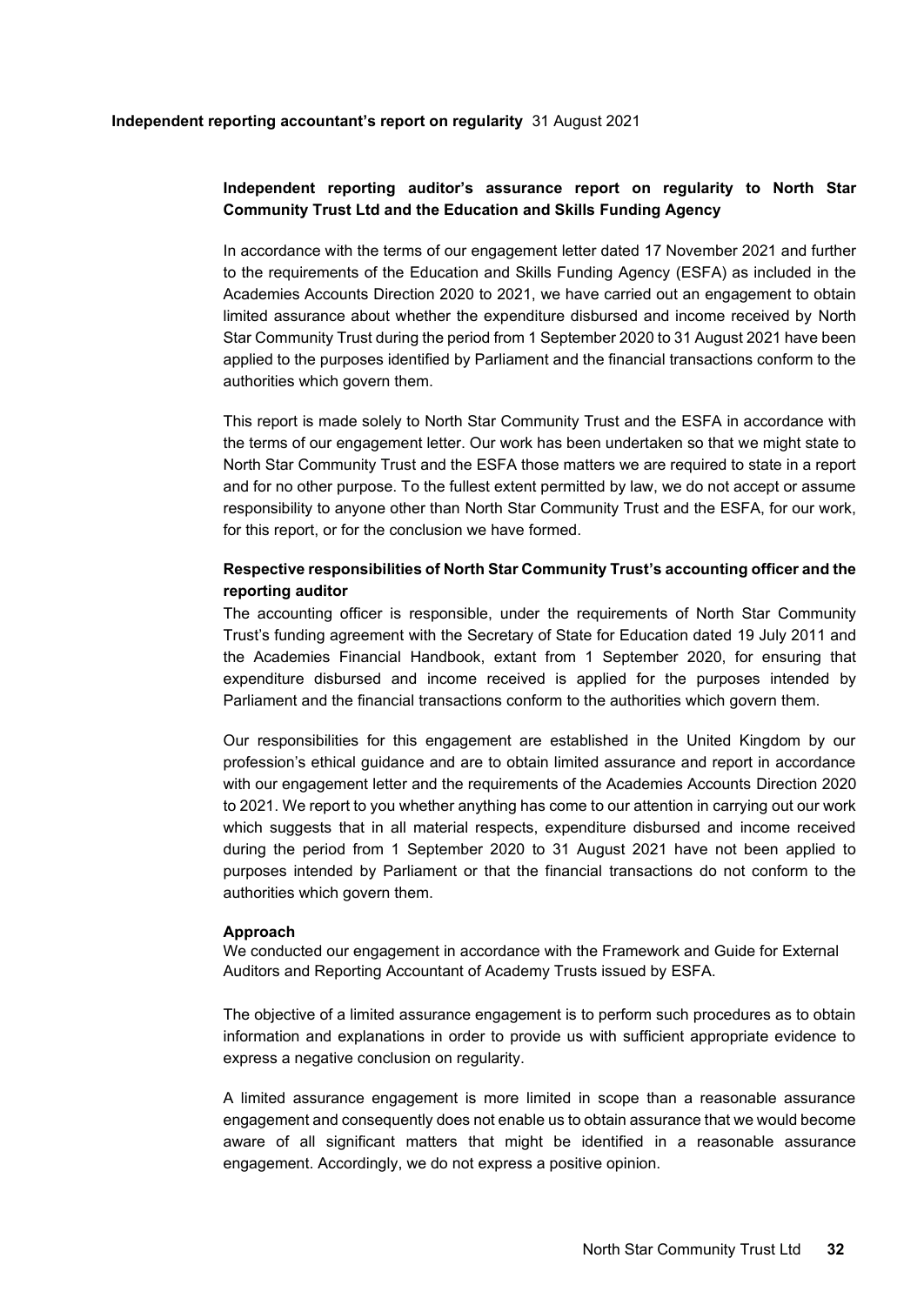**Independent reporting accountant's report on regularity** 31 August 2021

## Independent reporting auditor's assurance report on regularity to North Star Community Trust Ltd and the Education and Skills Funding Agency

In accordance with the terms of our engagement letter dated 17 November 2021 and further to the requirements of the Education and Skills Funding Agency (ESFA) as included in the Academies Accounts Direction 2020 to 2021, we have carried out an engagement to obtain limited assurance about whether the expenditure disbursed and income received by North Star Community Trust during the period from 1 September 2020 to 31 August 2021 have been applied to the purposes identified by Parliament and the financial transactions conform to the authorities which govern them.

This report is made solely to North Star Community Trust and the ESFA in accordance with the terms of our engagement letter. Our work has been undertaken so that we might state to North Star Community Trust and the ESFA those matters we are required to state in a report and for no other purpose. To the fullest extent permitted by law, we do not accept or assume responsibility to anyone other than North Star Community Trust and the ESFA, for our work, for this report, or for the conclusion we have formed.

### Respective responsibilities of North Star Community Trust's accounting officer and the reporting auditor

The accounting officer is responsible, under the requirements of North Star Community Trust's funding agreement with the Secretary of State for Education dated 19 July 2011 and the Academies Financial Handbook, extant from 1 September 2020, for ensuring that expenditure disbursed and income received is applied for the purposes intended by Parliament and the financial transactions conform to the authorities which govern them.

Our responsibilities for this engagement are established in the United Kingdom by our profession's ethical guidance and are to obtain limited assurance and report in accordance with our engagement letter and the requirements of the Academies Accounts Direction 2020 to 2021. We report to you whether anything has come to our attention in carrying out our work which suggests that in all material respects, expenditure disbursed and income received during the period from 1 September 2020 to 31 August 2021 have not been applied to purposes intended by Parliament or that the financial transactions do not conform to the authorities which govern them.

### Approach

We conducted our engagement in accordance with the Framework and Guide for External Auditors and Reporting Accountant of Academy Trusts issued by ESFA.

The objective of a limited assurance engagement is to perform such procedures as to obtain information and explanations in order to provide us with sufficient appropriate evidence to express a negative conclusion on regularity.

A limited assurance engagement is more limited in scope than a reasonable assurance engagement and consequently does not enable us to obtain assurance that we would become aware of all significant matters that might be identified in a reasonable assurance engagement. Accordingly, we do not express a positive opinion.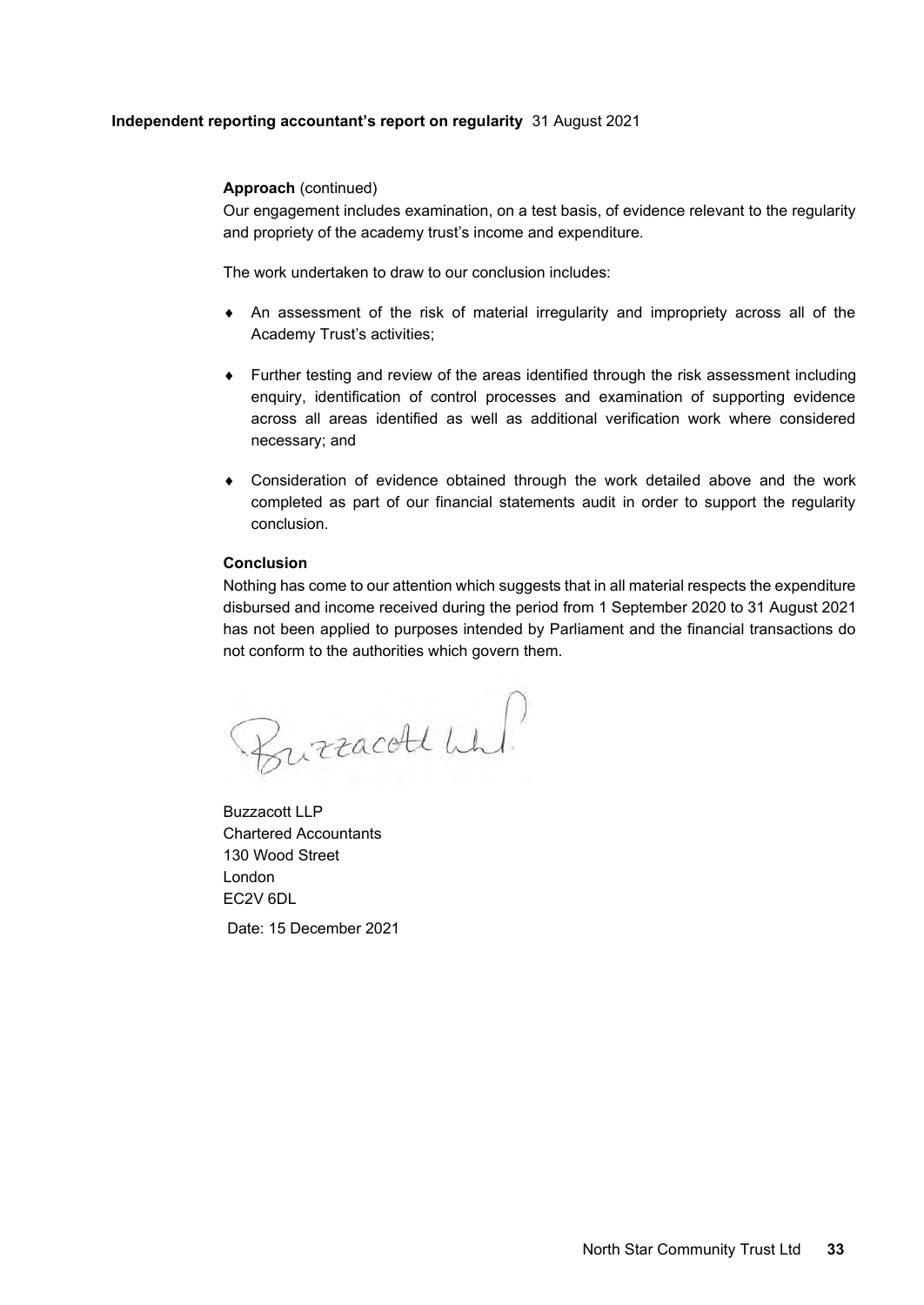**Independent reporting accountant's report on regularity** 31 August 2021

**Approach** (continued)

Our engagement includes examination, on a test basis, of evidence relevant to the regularity and propriety of the academy trust's income and expenditure.

The work undertaken to draw to our conclusion includes:

- An assessment of the risk of material irregularity and impropriety across all of the Academy Trust's activities;
- Further testing and review of the areas identified through the risk assessment including enquiry, identification of control processes and examination of supporting evidence across all areas identified as well as additional verification work where considered necessary; and
- Consideration of evidence obtained through the work detailed above and the work completed as part of our financial statements audit in order to support the regularity conclusion.

**Conclusion**

Nothing has come to our attention which suggests that in all material respects the expenditure disbursed and income received during the period from 1 September 2020 to 31 August 2021 has not been applied to purposes intended by Parliament and the financial transactions do not conform to the authorities which govern them.

Buzzacott LLP

Buzzacott LLP
Chartered Accountants
130 Wood Street
London
EC2V 6DL

Date: 15 December 2021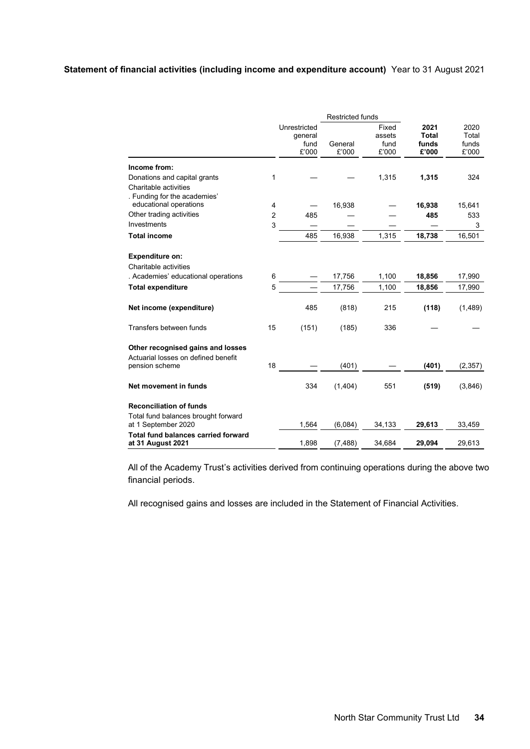**Statement of financial activities (including income and expenditure account)** Year to 31 August 2021

| | | | Restricted funds | | | |
|---|---|---|---|---|---|---|
| | | Unrestricted general fund £'000 | General £'000 | Fixed assets fund £'000 | **2021 Total funds £'000** | 2020 Total funds £'000 |
| **Income from:** | | | | | | |
| Donations and capital grants | 1 | — | — | 1,315 | **1,315** | 324 |
| Charitable activities | | | | | | |
| . Funding for the academies' educational operations | 4 | — | 16,938 | — | **16,938** | 15,641 |
| Other trading activities | 2 | 485 | — | — | **485** | 533 |
| Investments | 3 | — | — | — | **—** | 3 |
| **Total income** | | 485 | 16,938 | 1,315 | **18,738** | 16,501 |
| **Expenditure on:** | | | | | | |
| Charitable activities | | | | | | |
| . Academies' educational operations | 6 | — | 17,756 | 1,100 | **18,856** | 17,990 |
| **Total expenditure** | 5 | — | 17,756 | 1,100 | **18,856** | 17,990 |
| **Net income (expenditure)** | | 485 | (818) | 215 | **(118)** | (1,489) |
| Transfers between funds | 15 | (151) | (185) | 336 | **—** | — |
| **Other recognised gains and losses** | | | | | | |
| Actuarial losses on defined benefit pension scheme | 18 | — | (401) | — | **(401)** | (2,357) |
| **Net movement in funds** | | 334 | (1,404) | 551 | **(519)** | (3,846) |
| **Reconciliation of funds** | | | | | | |
| Total fund balances brought forward at 1 September 2020 | | 1,564 | (6,084) | 34,133 | **29,613** | 33,459 |
| **Total fund balances carried forward at 31 August 2021** | | 1,898 | (7,488) | 34,684 | **29,094** | 29,613 |

All of the Academy Trust's activities derived from continuing operations during the above two financial periods.

All recognised gains and losses are included in the Statement of Financial Activities.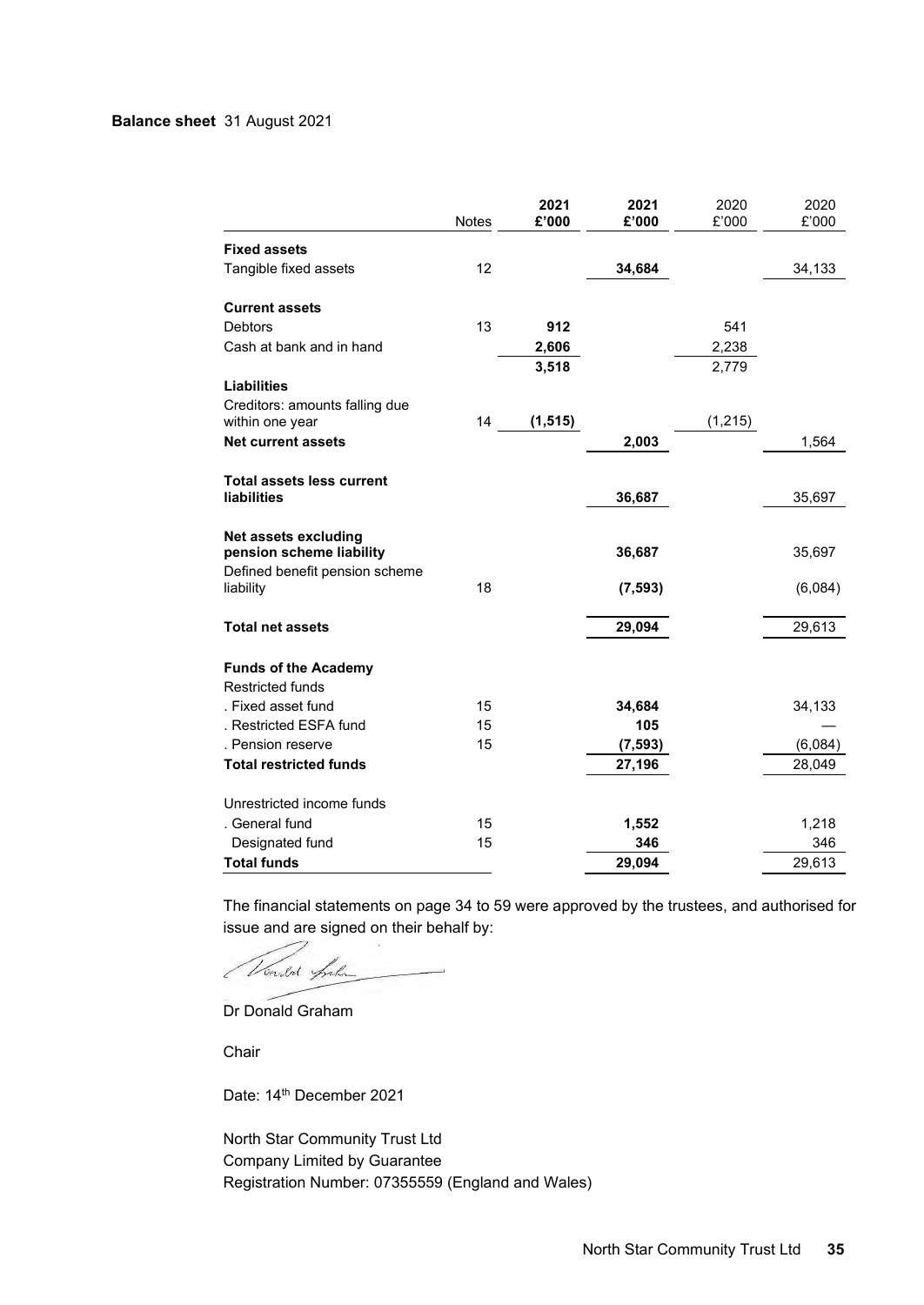**Balance sheet** 31 August 2021

| | Notes | 2021 £'000 | 2021 £'000 | 2020 £'000 | 2020 £'000 |
|---|---|---|---|---|---|
| **Fixed assets** | | | | | |
| Tangible fixed assets | 12 | | **34,684** | | 34,133 |
| | | | | | |
| **Current assets** | | | | | |
| Debtors | 13 | **912** | | 541 | |
| Cash at bank and in hand | | **2,606** | | 2,238 | |
| | | **3,518** | | 2,779 | |
| **Liabilities** | | | | | |
| Creditors: amounts falling due within one year | 14 | **(1,515)** | | (1,215) | |
| **Net current assets** | | | **2,003** | | 1,564 |
| | | | | | |
| **Total assets less current liabilities** | | | **36,687** | | 35,697 |
| | | | | | |
| **Net assets excluding pension scheme liability** | | | **36,687** | | 35,697 |
| Defined benefit pension scheme liability | 18 | | **(7,593)** | | (6,084) |
| | | | | | |
| **Total net assets** | | | **29,094** | | 29,613 |
| | | | | | |
| **Funds of the Academy** | | | | | |
| Restricted funds | | | | | |
| . Fixed asset fund | 15 | | **34,684** | | 34,133 |
| . Restricted ESFA fund | 15 | | **105** | | — |
| . Pension reserve | 15 | | **(7,593)** | | (6,084) |
| **Total restricted funds** | | | **27,196** | | 28,049 |
| | | | | | |
| Unrestricted income funds | | | | | |
| . General fund | 15 | | **1,552** | | 1,218 |
| Designated fund | 15 | | **346** | | 346 |
| **Total funds** | | | **29,094** | | 29,613 |

The financial statements on page 34 to 59 were approved by the trustees, and authorised for issue and are signed on their behalf by:

Dr Donald Graham

Chair

Date: 14th December 2021

North Star Community Trust Ltd
Company Limited by Guarantee
Registration Number: 07355559 (England and Wales)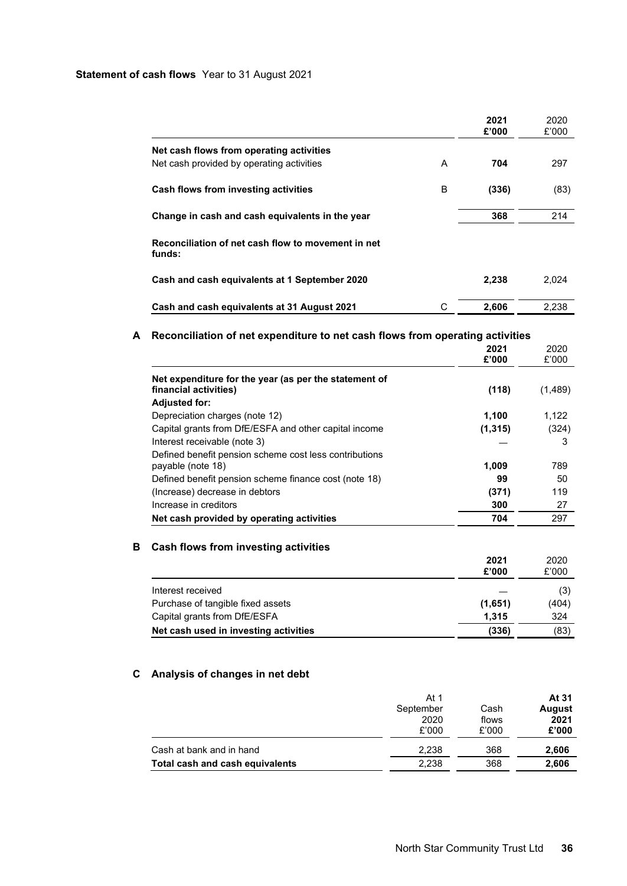## Statement of cash flows Year to 31 August 2021

| | | **2021 £'000** | 2020 £'000 |
|---|---|---|---|
| **Net cash flows from operating activities** | | | |
| Net cash provided by operating activities | A | **704** | 297 |
| **Cash flows from investing activities** | B | **(336)** | (83) |
| **Change in cash and cash equivalents in the year** | | **368** | 214 |
| **Reconciliation of net cash flow to movement in net funds:** | | | |
| **Cash and cash equivalents at 1 September 2020** | | **2,238** | 2,024 |
| **Cash and cash equivalents at 31 August 2021** | C | **2,606** | 2,238 |

### A Reconciliation of net expenditure to net cash flows from operating activities

| | **2021 £'000** | 2020 £'000 |
|---|---|---|
| **Net expenditure for the year (as per the statement of financial activities)** | **(118)** | (1,489) |
| **Adjusted for:** | | |
| Depreciation charges (note 12) | **1,100** | 1,122 |
| Capital grants from DfE/ESFA and other capital income | **(1,315)** | (324) |
| Interest receivable (note 3) | — | 3 |
| Defined benefit pension scheme cost less contributions payable (note 18) | **1,009** | 789 |
| Defined benefit pension scheme finance cost (note 18) | **99** | 50 |
| (Increase) decrease in debtors | **(371)** | 119 |
| Increase in creditors | **300** | 27 |
| **Net cash provided by operating activities** | **704** | 297 |

### B Cash flows from investing activities

| | **2021 £'000** | 2020 £'000 |
|---|---|---|
| Interest received | — | (3) |
| Purchase of tangible fixed assets | **(1,651)** | (404) |
| Capital grants from DfE/ESFA | **1,315** | 324 |
| **Net cash used in investing activities** | **(336)** | (83) |

### C Analysis of changes in net debt

| | At 1 September 2020 £'000 | Cash flows £'000 | **At 31 August 2021 £'000** |
|---|---|---|---|
| Cash at bank and in hand | 2,238 | 368 | **2,606** |
| **Total cash and cash equivalents** | 2,238 | 368 | **2,606** |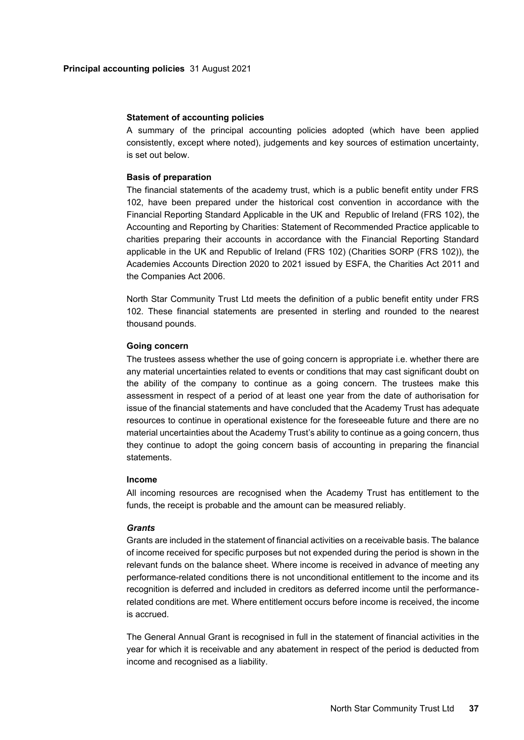**Principal accounting policies** 31 August 2021

### Statement of accounting policies

A summary of the principal accounting policies adopted (which have been applied consistently, except where noted), judgements and key sources of estimation uncertainty, is set out below.

### Basis of preparation

The financial statements of the academy trust, which is a public benefit entity under FRS 102, have been prepared under the historical cost convention in accordance with the Financial Reporting Standard Applicable in the UK and Republic of Ireland (FRS 102), the Accounting and Reporting by Charities: Statement of Recommended Practice applicable to charities preparing their accounts in accordance with the Financial Reporting Standard applicable in the UK and Republic of Ireland (FRS 102) (Charities SORP (FRS 102)), the Academies Accounts Direction 2020 to 2021 issued by ESFA, the Charities Act 2011 and the Companies Act 2006.

North Star Community Trust Ltd meets the definition of a public benefit entity under FRS 102. These financial statements are presented in sterling and rounded to the nearest thousand pounds.

### Going concern

The trustees assess whether the use of going concern is appropriate i.e. whether there are any material uncertainties related to events or conditions that may cast significant doubt on the ability of the company to continue as a going concern. The trustees make this assessment in respect of a period of at least one year from the date of authorisation for issue of the financial statements and have concluded that the Academy Trust has adequate resources to continue in operational existence for the foreseeable future and there are no material uncertainties about the Academy Trust's ability to continue as a going concern, thus they continue to adopt the going concern basis of accounting in preparing the financial statements.

### Income

All incoming resources are recognised when the Academy Trust has entitlement to the funds, the receipt is probable and the amount can be measured reliably.

#### *Grants*

Grants are included in the statement of financial activities on a receivable basis. The balance of income received for specific purposes but not expended during the period is shown in the relevant funds on the balance sheet. Where income is received in advance of meeting any performance-related conditions there is not unconditional entitlement to the income and its recognition is deferred and included in creditors as deferred income until the performance-related conditions are met. Where entitlement occurs before income is received, the income is accrued.

The General Annual Grant is recognised in full in the statement of financial activities in the year for which it is receivable and any abatement in respect of the period is deducted from income and recognised as a liability.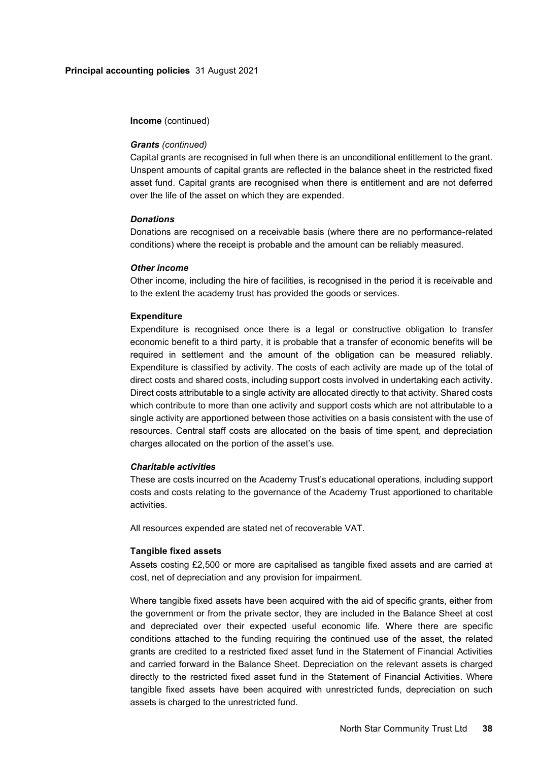**Income** (continued)

***Grants*** *(continued)*

Capital grants are recognised in full when there is an unconditional entitlement to the grant. Unspent amounts of capital grants are reflected in the balance sheet in the restricted fixed asset fund. Capital grants are recognised when there is entitlement and are not deferred over the life of the asset on which they are expended.

***Donations***

Donations are recognised on a receivable basis (where there are no performance-related conditions) where the receipt is probable and the amount can be reliably measured.

***Other income***

Other income, including the hire of facilities, is recognised in the period it is receivable and to the extent the academy trust has provided the goods or services.

**Expenditure**

Expenditure is recognised once there is a legal or constructive obligation to transfer economic benefit to a third party, it is probable that a transfer of economic benefits will be required in settlement and the amount of the obligation can be measured reliably. Expenditure is classified by activity. The costs of each activity are made up of the total of direct costs and shared costs, including support costs involved in undertaking each activity. Direct costs attributable to a single activity are allocated directly to that activity. Shared costs which contribute to more than one activity and support costs which are not attributable to a single activity are apportioned between those activities on a basis consistent with the use of resources. Central staff costs are allocated on the basis of time spent, and depreciation charges allocated on the portion of the asset's use.

***Charitable activities***

These are costs incurred on the Academy Trust's educational operations, including support costs and costs relating to the governance of the Academy Trust apportioned to charitable activities.

All resources expended are stated net of recoverable VAT.

**Tangible fixed assets**

Assets costing £2,500 or more are capitalised as tangible fixed assets and are carried at cost, net of depreciation and any provision for impairment.

Where tangible fixed assets have been acquired with the aid of specific grants, either from the government or from the private sector, they are included in the Balance Sheet at cost and depreciated over their expected useful economic life. Where there are specific conditions attached to the funding requiring the continued use of the asset, the related grants are credited to a restricted fixed asset fund in the Statement of Financial Activities and carried forward in the Balance Sheet. Depreciation on the relevant assets is charged directly to the restricted fixed asset fund in the Statement of Financial Activities. Where tangible fixed assets have been acquired with unrestricted funds, depreciation on such assets is charged to the unrestricted fund.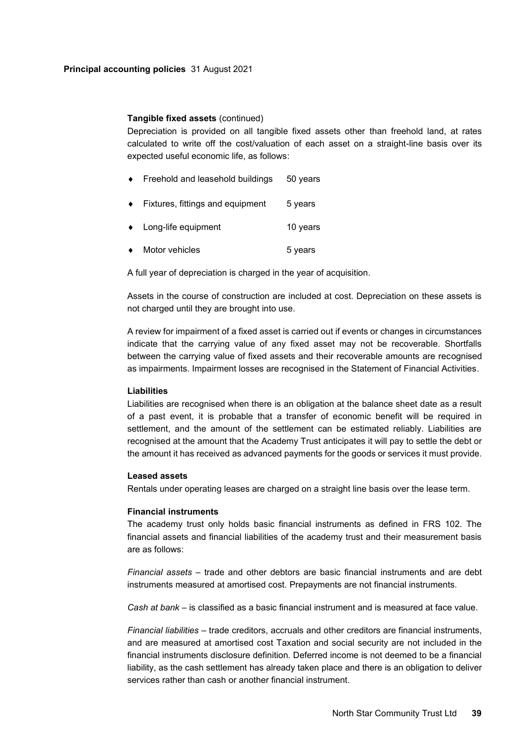**Principal accounting policies** 31 August 2021

**Tangible fixed assets** (continued)

Depreciation is provided on all tangible fixed assets other than freehold land, at rates calculated to write off the cost/valuation of each asset on a straight-line basis over its expected useful economic life, as follows:

- Freehold and leasehold buildings 50 years
- Fixtures, fittings and equipment 5 years
- Long-life equipment 10 years
- Motor vehicles 5 years

A full year of depreciation is charged in the year of acquisition.

Assets in the course of construction are included at cost. Depreciation on these assets is not charged until they are brought into use.

A review for impairment of a fixed asset is carried out if events or changes in circumstances indicate that the carrying value of any fixed asset may not be recoverable. Shortfalls between the carrying value of fixed assets and their recoverable amounts are recognised as impairments. Impairment losses are recognised in the Statement of Financial Activities.

**Liabilities**

Liabilities are recognised when there is an obligation at the balance sheet date as a result of a past event, it is probable that a transfer of economic benefit will be required in settlement, and the amount of the settlement can be estimated reliably. Liabilities are recognised at the amount that the Academy Trust anticipates it will pay to settle the debt or the amount it has received as advanced payments for the goods or services it must provide.

**Leased assets**

Rentals under operating leases are charged on a straight line basis over the lease term.

**Financial instruments**

The academy trust only holds basic financial instruments as defined in FRS 102. The financial assets and financial liabilities of the academy trust and their measurement basis are as follows:

*Financial assets* – trade and other debtors are basic financial instruments and are debt instruments measured at amortised cost. Prepayments are not financial instruments.

*Cash at bank* – is classified as a basic financial instrument and is measured at face value.

*Financial liabilities* – trade creditors, accruals and other creditors are financial instruments, and are measured at amortised cost Taxation and social security are not included in the financial instruments disclosure definition. Deferred income is not deemed to be a financial liability, as the cash settlement has already taken place and there is an obligation to deliver services rather than cash or another financial instrument.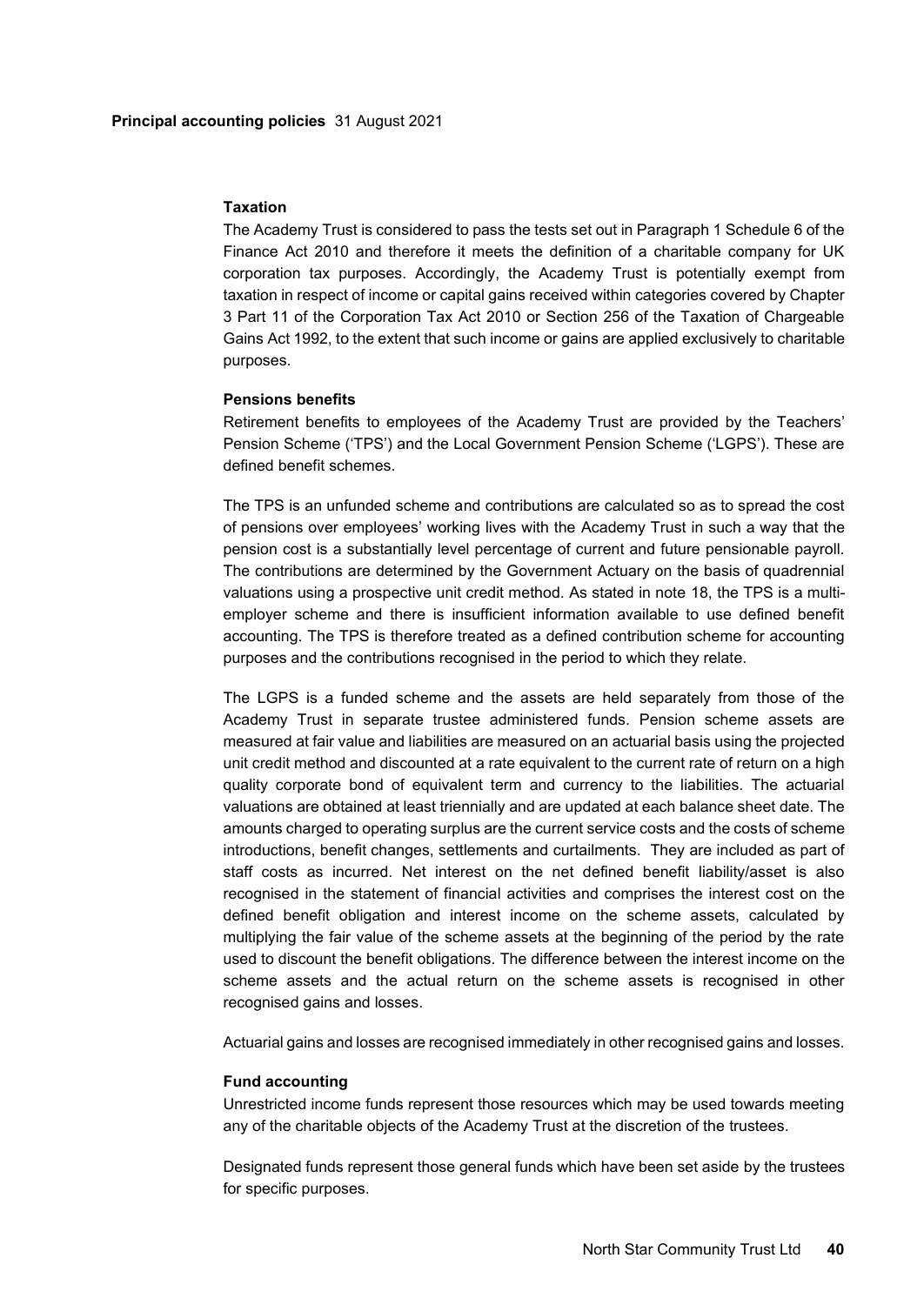**Principal accounting policies** 31 August 2021

### Taxation

The Academy Trust is considered to pass the tests set out in Paragraph 1 Schedule 6 of the Finance Act 2010 and therefore it meets the definition of a charitable company for UK corporation tax purposes. Accordingly, the Academy Trust is potentially exempt from taxation in respect of income or capital gains received within categories covered by Chapter 3 Part 11 of the Corporation Tax Act 2010 or Section 256 of the Taxation of Chargeable Gains Act 1992, to the extent that such income or gains are applied exclusively to charitable purposes.

### Pensions benefits

Retirement benefits to employees of the Academy Trust are provided by the Teachers' Pension Scheme ('TPS') and the Local Government Pension Scheme ('LGPS'). These are defined benefit schemes.

The TPS is an unfunded scheme and contributions are calculated so as to spread the cost of pensions over employees' working lives with the Academy Trust in such a way that the pension cost is a substantially level percentage of current and future pensionable payroll. The contributions are determined by the Government Actuary on the basis of quadrennial valuations using a prospective unit credit method. As stated in note 18, the TPS is a multi-employer scheme and there is insufficient information available to use defined benefit accounting. The TPS is therefore treated as a defined contribution scheme for accounting purposes and the contributions recognised in the period to which they relate.

The LGPS is a funded scheme and the assets are held separately from those of the Academy Trust in separate trustee administered funds. Pension scheme assets are measured at fair value and liabilities are measured on an actuarial basis using the projected unit credit method and discounted at a rate equivalent to the current rate of return on a high quality corporate bond of equivalent term and currency to the liabilities. The actuarial valuations are obtained at least triennially and are updated at each balance sheet date. The amounts charged to operating surplus are the current service costs and the costs of scheme introductions, benefit changes, settlements and curtailments. They are included as part of staff costs as incurred. Net interest on the net defined benefit liability/asset is also recognised in the statement of financial activities and comprises the interest cost on the defined benefit obligation and interest income on the scheme assets, calculated by multiplying the fair value of the scheme assets at the beginning of the period by the rate used to discount the benefit obligations. The difference between the interest income on the scheme assets and the actual return on the scheme assets is recognised in other recognised gains and losses.

Actuarial gains and losses are recognised immediately in other recognised gains and losses.

### Fund accounting

Unrestricted income funds represent those resources which may be used towards meeting any of the charitable objects of the Academy Trust at the discretion of the trustees.

Designated funds represent those general funds which have been set aside by the trustees for specific purposes.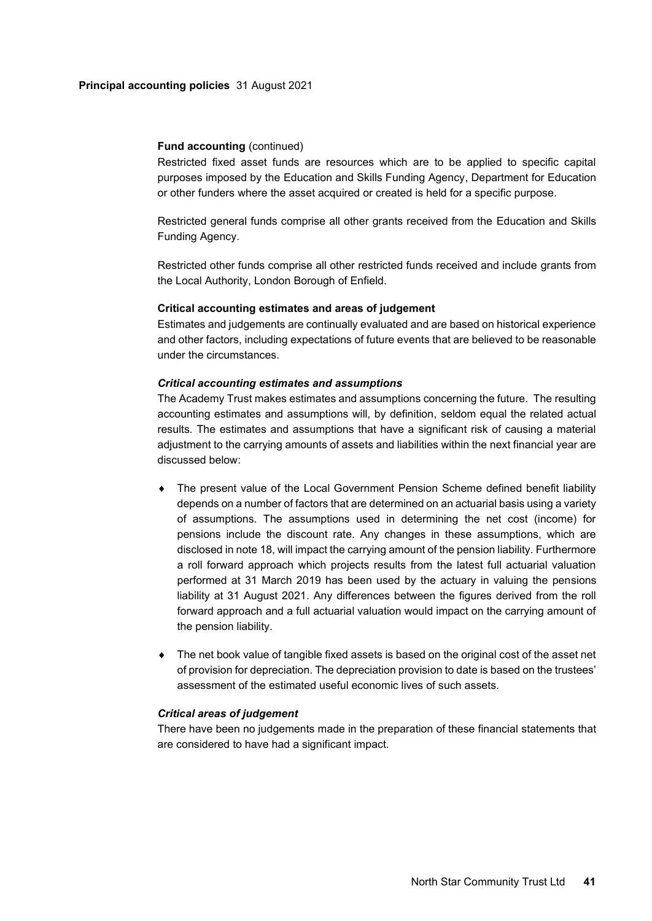**Fund accounting** (continued)

Restricted fixed asset funds are resources which are to be applied to specific capital purposes imposed by the Education and Skills Funding Agency, Department for Education or other funders where the asset acquired or created is held for a specific purpose.

Restricted general funds comprise all other grants received from the Education and Skills Funding Agency.

Restricted other funds comprise all other restricted funds received and include grants from the Local Authority, London Borough of Enfield.

**Critical accounting estimates and areas of judgement**

Estimates and judgements are continually evaluated and are based on historical experience and other factors, including expectations of future events that are believed to be reasonable under the circumstances.

***Critical accounting estimates and assumptions***

The Academy Trust makes estimates and assumptions concerning the future. The resulting accounting estimates and assumptions will, by definition, seldom equal the related actual results. The estimates and assumptions that have a significant risk of causing a material adjustment to the carrying amounts of assets and liabilities within the next financial year are discussed below:

- The present value of the Local Government Pension Scheme defined benefit liability depends on a number of factors that are determined on an actuarial basis using a variety of assumptions. The assumptions used in determining the net cost (income) for pensions include the discount rate. Any changes in these assumptions, which are disclosed in note 18, will impact the carrying amount of the pension liability. Furthermore a roll forward approach which projects results from the latest full actuarial valuation performed at 31 March 2019 has been used by the actuary in valuing the pensions liability at 31 August 2021. Any differences between the figures derived from the roll forward approach and a full actuarial valuation would impact on the carrying amount of the pension liability.

- The net book value of tangible fixed assets is based on the original cost of the asset net of provision for depreciation. The depreciation provision to date is based on the trustees' assessment of the estimated useful economic lives of such assets.

***Critical areas of judgement***

There have been no judgements made in the preparation of these financial statements that are considered to have had a significant impact.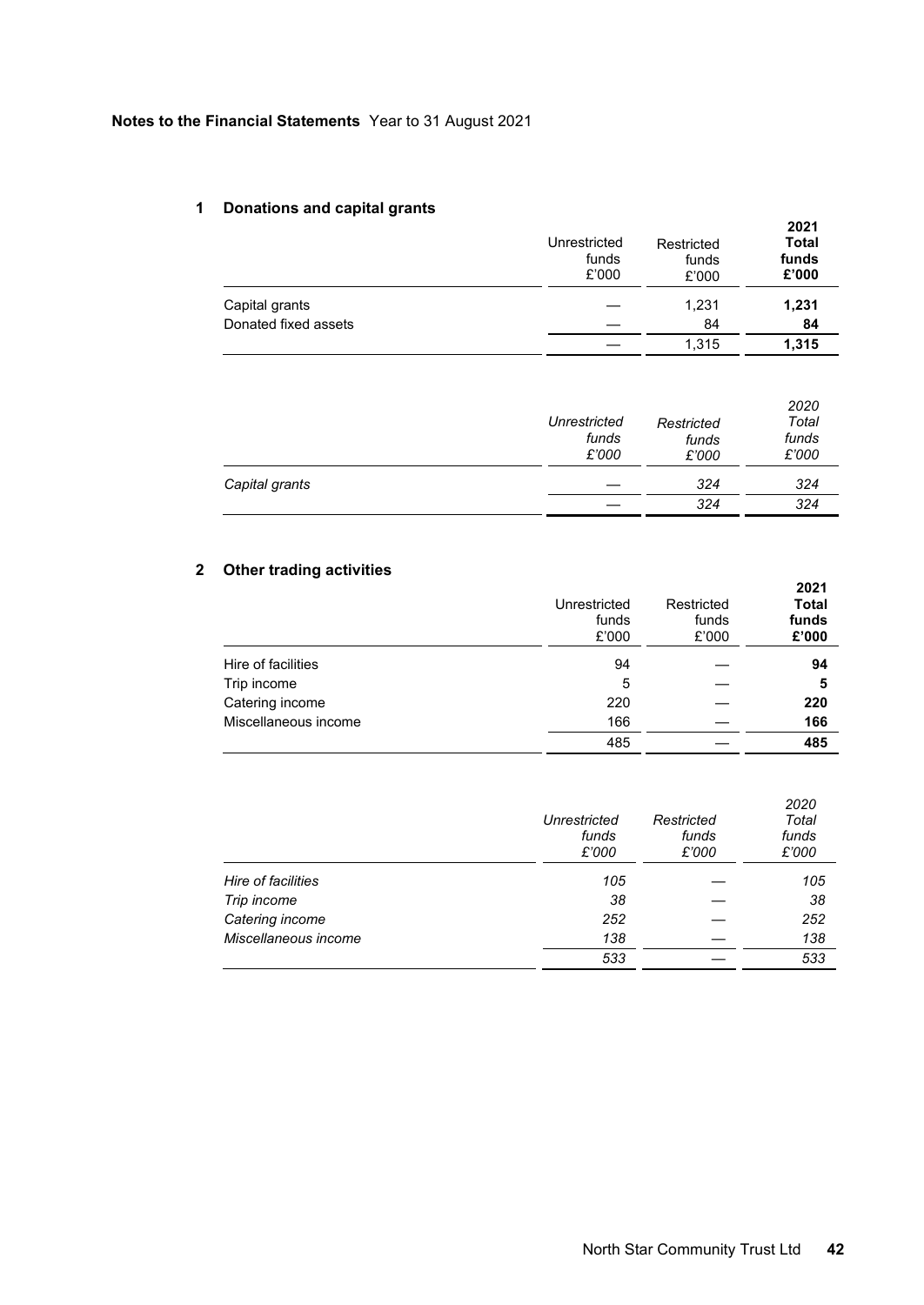**Notes to the Financial Statements** Year to 31 August 2021

## 1 Donations and capital grants

| | Unrestricted funds £'000 | Restricted funds £'000 | **2021 Total funds £'000** |
|---|---|---|---|
| Capital grants | — | 1,231 | **1,231** |
| Donated fixed assets | — | 84 | **84** |
| | — | 1,315 | **1,315** |

| | *Unrestricted funds £'000* | *Restricted funds £'000* | *2020 Total funds £'000* |
|---|---|---|---|
| *Capital grants* | — | *324* | *324* |
| | — | *324* | *324* |

## 2 Other trading activities

| | Unrestricted funds £'000 | Restricted funds £'000 | **2021 Total funds £'000** |
|---|---|---|---|
| Hire of facilities | 94 | — | **94** |
| Trip income | 5 | — | **5** |
| Catering income | 220 | — | **220** |
| Miscellaneous income | 166 | — | **166** |
| | 485 | — | **485** |

| | *Unrestricted funds £'000* | *Restricted funds £'000* | *2020 Total funds £'000* |
|---|---|---|---|
| *Hire of facilities* | *105* | — | *105* |
| *Trip income* | *38* | — | *38* |
| *Catering income* | *252* | — | *252* |
| *Miscellaneous income* | *138* | — | *138* |
| | *533* | — | *533* |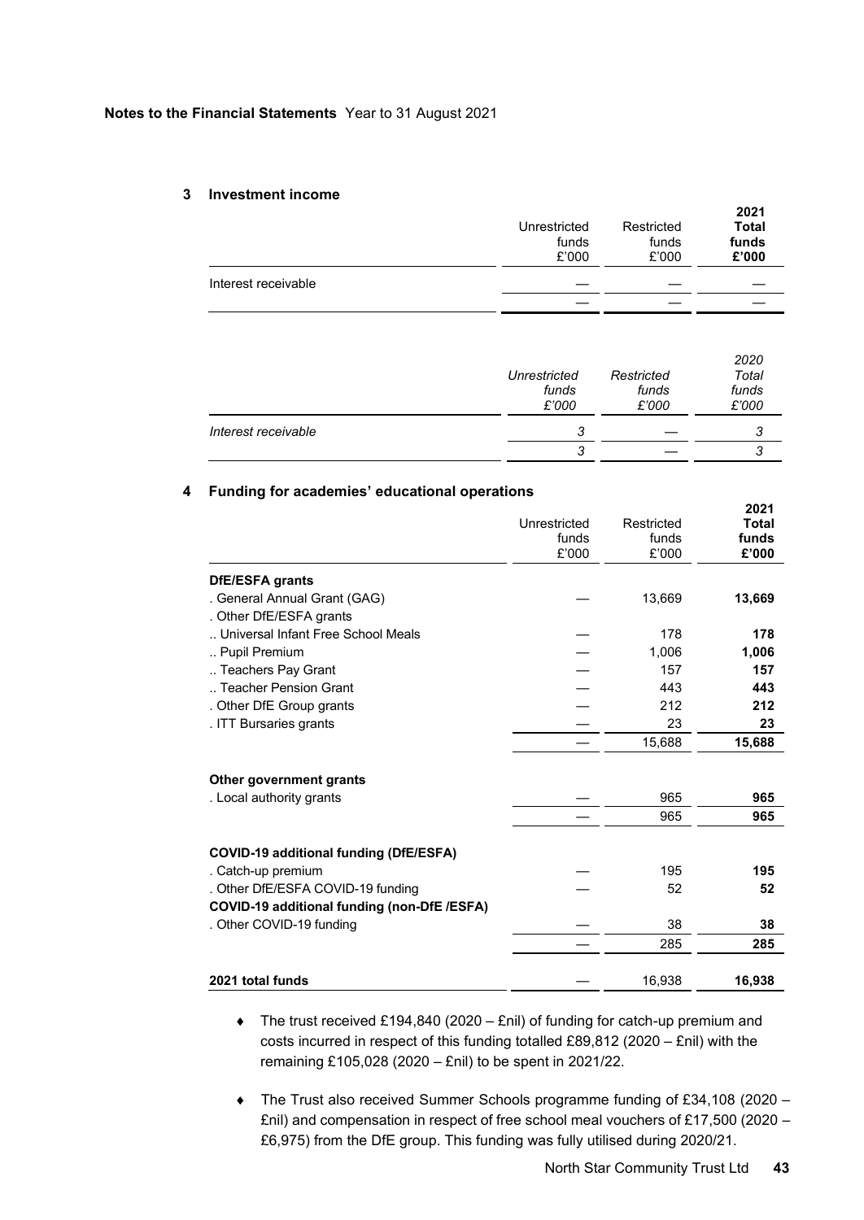**Notes to the Financial Statements** Year to 31 August 2021

## 3 Investment income

| | Unrestricted funds £'000 | Restricted funds £'000 | **2021 Total funds £'000** |
|---|---|---|---|
| Interest receivable | — | — | — |
| | — | — | — |

| | *Unrestricted funds £'000* | *Restricted funds £'000* | *2020 Total funds £'000* |
|---|---|---|---|
| *Interest receivable* | *3* | *—* | *3* |
| | *3* | *—* | *3* |

## 4 Funding for academies' educational operations

| | Unrestricted funds £'000 | Restricted funds £'000 | **2021 Total funds £'000** |
|---|---|---|---|
| **DfE/ESFA grants** | | | |
| . General Annual Grant (GAG) | — | 13,669 | **13,669** |
| . Other DfE/ESFA grants | | | |
| .. Universal Infant Free School Meals | — | 178 | **178** |
| .. Pupil Premium | — | 1,006 | **1,006** |
| .. Teachers Pay Grant | — | 157 | **157** |
| .. Teacher Pension Grant | — | 443 | **443** |
| . Other DfE Group grants | — | 212 | **212** |
| . ITT Bursaries grants | — | 23 | **23** |
| | — | 15,688 | **15,688** |
| **Other government grants** | | | |
| . Local authority grants | — | 965 | **965** |
| | — | 965 | **965** |
| **COVID-19 additional funding (DfE/ESFA)** | | | |
| . Catch-up premium | — | 195 | **195** |
| . Other DfE/ESFA COVID-19 funding | — | 52 | **52** |
| **COVID-19 additional funding (non-DfE /ESFA)** | | | |
| . Other COVID-19 funding | — | 38 | **38** |
| | — | 285 | **285** |
| **2021 total funds** | — | 16,938 | **16,938** |

- The trust received £194,840 (2020 – £nil) of funding for catch-up premium and costs incurred in respect of this funding totalled £89,812 (2020 – £nil) with the remaining £105,028 (2020 – £nil) to be spent in 2021/22.
- The Trust also received Summer Schools programme funding of £34,108 (2020 – £nil) and compensation in respect of free school meal vouchers of £17,500 (2020 – £6,975) from the DfE group. This funding was fully utilised during 2020/21.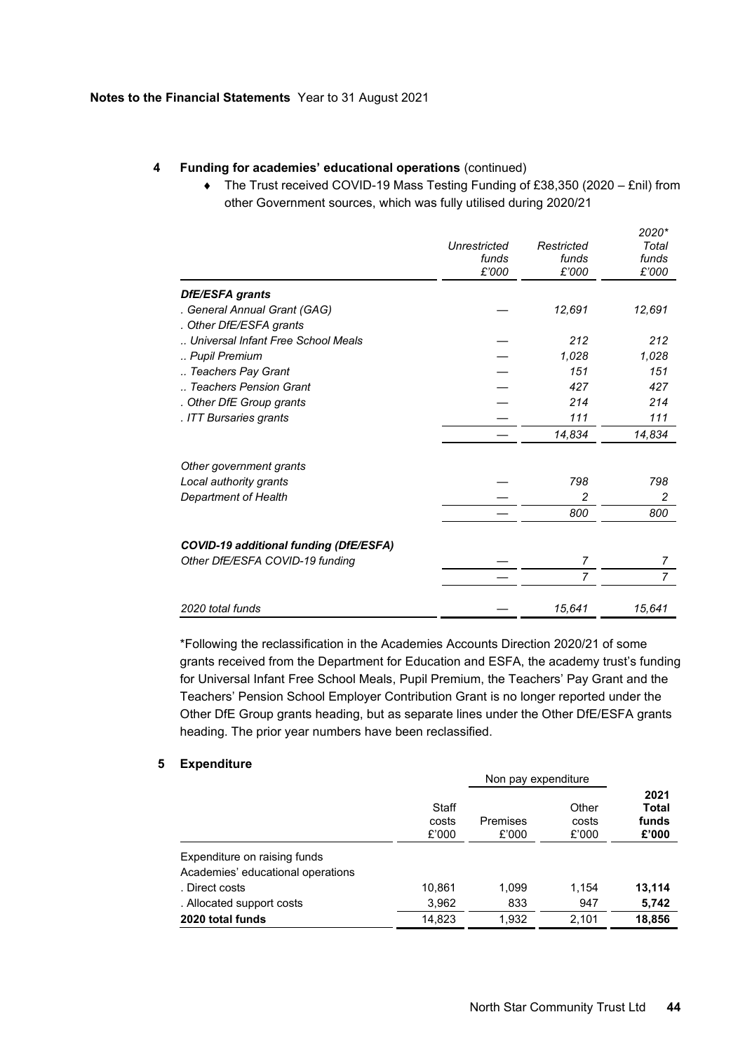**Notes to the Financial Statements** Year to 31 August 2021

## 4 Funding for academies' educational operations (continued)

- The Trust received COVID-19 Mass Testing Funding of £38,350 (2020 – £nil) from other Government sources, which was fully utilised during 2020/21

| | *Unrestricted funds £'000* | *Restricted funds £'000* | *2020\* Total funds £'000* |
|---|---|---|---|
| ***DfE/ESFA grants*** | | | |
| *. General Annual Grant (GAG)* | — | *12,691* | *12,691* |
| *. Other DfE/ESFA grants* | | | |
| *.. Universal Infant Free School Meals* | — | *212* | *212* |
| *.. Pupil Premium* | — | *1,028* | *1,028* |
| *.. Teachers Pay Grant* | — | *151* | *151* |
| *.. Teachers Pension Grant* | — | *427* | *427* |
| *. Other DfE Group grants* | — | *214* | *214* |
| *. ITT Bursaries grants* | — | *111* | *111* |
| | — | *14,834* | *14,834* |
| *Other government grants* | | | |
| *Local authority grants* | — | *798* | *798* |
| *Department of Health* | — | *2* | *2* |
| | — | *800* | *800* |
| ***COVID-19 additional funding (DfE/ESFA)*** | | | |
| *Other DfE/ESFA COVID-19 funding* | — | *7* | *7* |
| | — | *7* | *7* |
| *2020 total funds* | — | *15,641* | *15,641* |

\*Following the reclassification in the Academies Accounts Direction 2020/21 of some grants received from the Department for Education and ESFA, the academy trust's funding for Universal Infant Free School Meals, Pupil Premium, the Teachers' Pay Grant and the Teachers' Pension School Employer Contribution Grant is no longer reported under the Other DfE Group grants heading, but as separate lines under the Other DfE/ESFA grants heading. The prior year numbers have been reclassified.

## 5 Expenditure

| | | Non pay expenditure | | |
|---|---|---|---|---|
| | Staff costs £'000 | Premises £'000 | Other costs £'000 | **2021 Total funds £'000** |
| Expenditure on raising funds | | | | |
| Academies' educational operations | | | | |
| . Direct costs | 10,861 | 1,099 | 1,154 | **13,114** |
| . Allocated support costs | 3,962 | 833 | 947 | **5,742** |
| **2020 total funds** | 14,823 | 1,932 | 2,101 | **18,856** |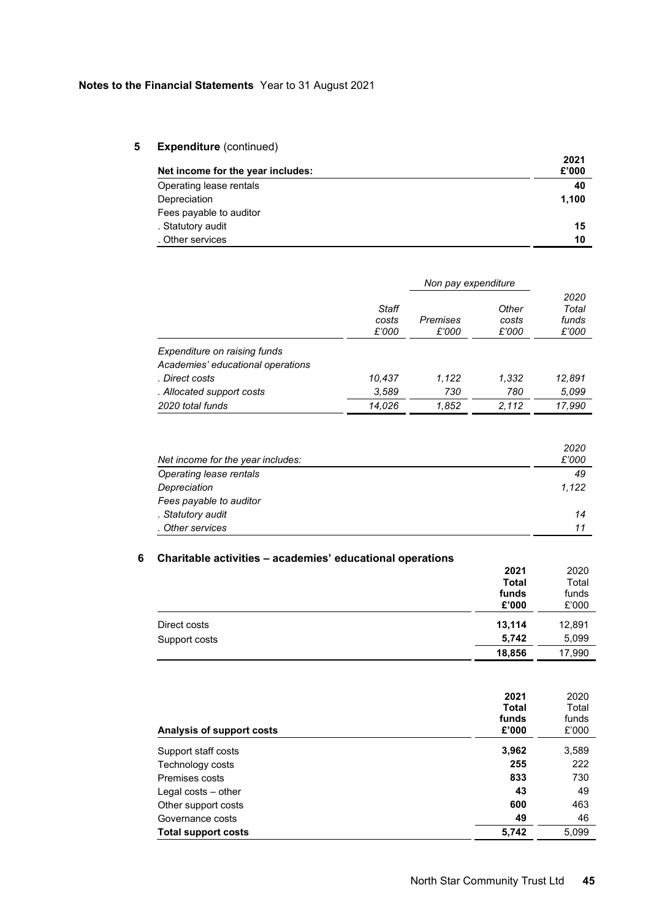**Notes to the Financial Statements** Year to 31 August 2021

## 5 Expenditure (continued)

| Net income for the year includes: | 2021 £'000 |
|---|---|
| Operating lease rentals | **40** |
| Depreciation | **1,100** |
| Fees payable to auditor | |
| . Statutory audit | **15** |
| . Other services | **10** |

| | | Non pay expenditure | | |
|---|---|---|---|---|
| | *Staff costs £'000* | *Premises £'000* | *Other costs £'000* | *2020 Total funds £'000* |
| *Expenditure on raising funds* | | | | |
| *Academies' educational operations* | | | | |
| *. Direct costs* | *10,437* | *1,122* | *1,332* | *12,891* |
| *. Allocated support costs* | *3,589* | *730* | *780* | *5,099* |
| *2020 total funds* | *14,026* | *1,852* | *2,112* | *17,990* |

| *Net income for the year includes:* | *2020 £'000* |
|---|---|
| *Operating lease rentals* | *49* |
| *Depreciation* | *1,122* |
| *Fees payable to auditor* | |
| *. Statutory audit* | *14* |
| *. Other services* | *11* |

## 6 Charitable activities – academies' educational operations

| | 2021 Total funds £'000 | 2020 Total funds £'000 |
|---|---|---|
| Direct costs | **13,114** | 12,891 |
| Support costs | **5,742** | 5,099 |
| | **18,856** | 17,990 |

| **Analysis of support costs** | 2021 Total funds £'000 | 2020 Total funds £'000 |
|---|---|---|
| Support staff costs | **3,962** | 3,589 |
| Technology costs | **255** | 222 |
| Premises costs | **833** | 730 |
| Legal costs – other | **43** | 49 |
| Other support costs | **600** | 463 |
| Governance costs | **49** | 46 |
| **Total support costs** | **5,742** | 5,099 |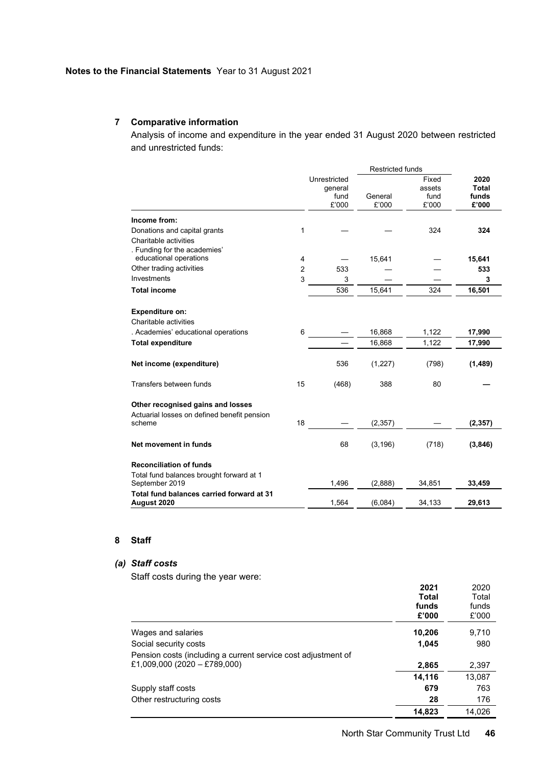Notes to the Financial Statements Year to 31 August 2021

## 7 Comparative information

Analysis of income and expenditure in the year ended 31 August 2020 between restricted and unrestricted funds:

| | | | Restricted funds | | |
|---|---|---|---|---|---|
| | | Unrestricted general fund £'000 | General £'000 | Fixed assets fund £'000 | **2020 Total funds £'000** |
| **Income from:** | | | | | |
| Donations and capital grants | 1 | — | — | 324 | **324** |
| Charitable activities | | | | | |
| . Funding for the academies' educational operations | 4 | — | 15,641 | — | **15,641** |
| Other trading activities | 2 | 533 | — | — | **533** |
| Investments | 3 | 3 | — | — | **3** |
| **Total income** | | 536 | 15,641 | 324 | **16,501** |
| **Expenditure on:** | | | | | |
| Charitable activities | | | | | |
| . Academies' educational operations | 6 | — | 16,868 | 1,122 | **17,990** |
| **Total expenditure** | | — | 16,868 | 1,122 | **17,990** |
| **Net income (expenditure)** | | 536 | (1,227) | (798) | **(1,489)** |
| Transfers between funds | 15 | (468) | 388 | 80 | **—** |
| **Other recognised gains and losses** | | | | | |
| Actuarial losses on defined benefit pension scheme | 18 | — | (2,357) | — | **(2,357)** |
| **Net movement in funds** | | 68 | (3,196) | (718) | **(3,846)** |
| **Reconciliation of funds** | | | | | |
| Total fund balances brought forward at 1 September 2019 | | 1,496 | (2,888) | 34,851 | **33,459** |
| **Total fund balances carried forward at 31 August 2020** | | 1,564 | (6,084) | 34,133 | **29,613** |

## 8 Staff

### *(a) Staff costs*

Staff costs during the year were:

| | **2021 Total funds £'000** | 2020 Total funds £'000 |
|---|---|---|
| Wages and salaries | **10,206** | 9,710 |
| Social security costs | **1,045** | 980 |
| Pension costs (including a current service cost adjustment of £1,009,000 (2020 – £789,000) | **2,865** | 2,397 |
| | **14,116** | 13,087 |
| Supply staff costs | **679** | 763 |
| Other restructuring costs | **28** | 176 |
| | **14,823** | 14,026 |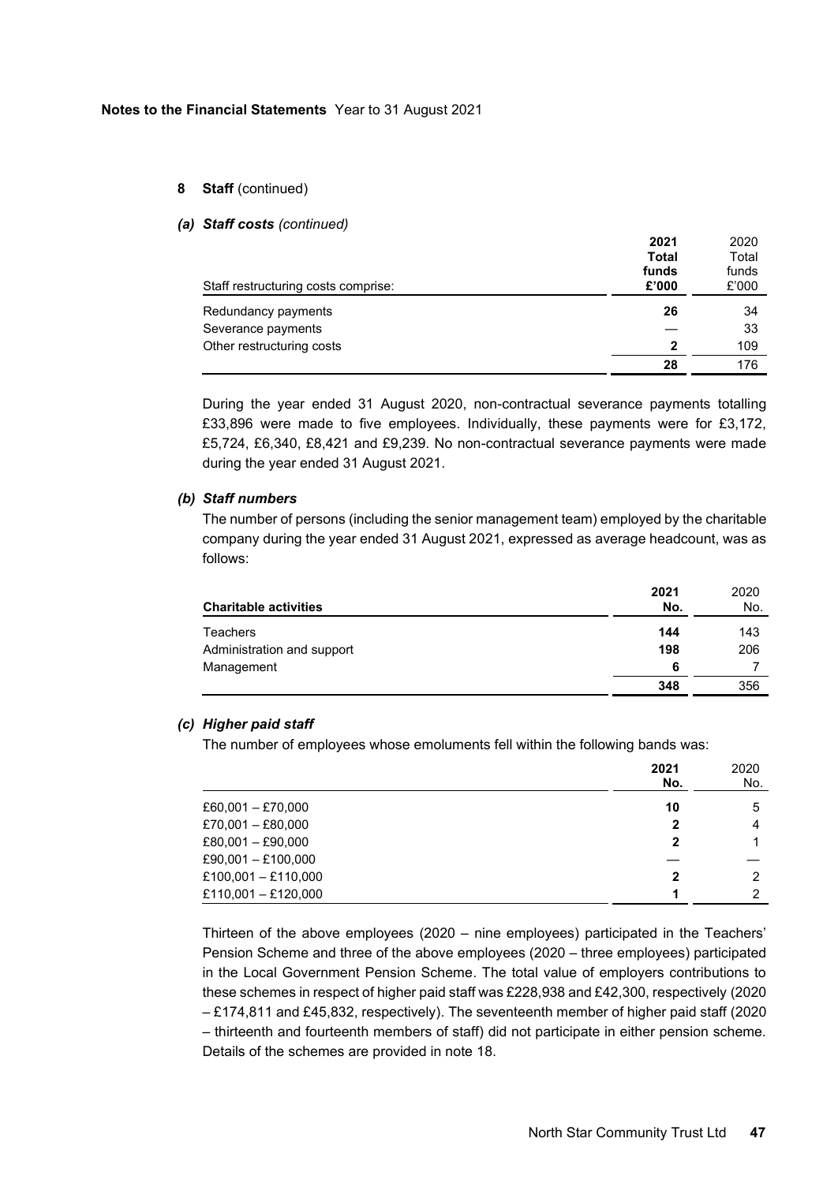## 8 Staff (continued)

### *(a) Staff costs (continued)*

| Staff restructuring costs comprise: | **2021 Total funds £'000** | 2020 Total funds £'000 |
|---|---|---|
| Redundancy payments | **26** | 34 |
| Severance payments | **—** | 33 |
| Other restructuring costs | **2** | 109 |
| | **28** | 176 |

During the year ended 31 August 2020, non-contractual severance payments totalling £33,896 were made to five employees. Individually, these payments were for £3,172, £5,724, £6,340, £8,421 and £9,239. No non-contractual severance payments were made during the year ended 31 August 2021.

### *(b) Staff numbers*

The number of persons (including the senior management team) employed by the charitable company during the year ended 31 August 2021, expressed as average headcount, was as follows:

| **Charitable activities** | **2021 No.** | 2020 No. |
|---|---|---|
| Teachers | **144** | 143 |
| Administration and support | **198** | 206 |
| Management | **6** | 7 |
| | **348** | 356 |

### *(c) Higher paid staff*

The number of employees whose emoluments fell within the following bands was:

| | **2021 No.** | 2020 No. |
|---|---|---|
| £60,001 – £70,000 | **10** | 5 |
| £70,001 – £80,000 | **2** | 4 |
| £80,001 – £90,000 | **2** | 1 |
| £90,001 – £100,000 | **—** | — |
| £100,001 – £110,000 | **2** | 2 |
| £110,001 – £120,000 | **1** | 2 |

Thirteen of the above employees (2020 – nine employees) participated in the Teachers' Pension Scheme and three of the above employees (2020 – three employees) participated in the Local Government Pension Scheme. The total value of employers contributions to these schemes in respect of higher paid staff was £228,938 and £42,300, respectively (2020 – £174,811 and £45,832, respectively). The seventeenth member of higher paid staff (2020 – thirteenth and fourteenth members of staff) did not participate in either pension scheme. Details of the schemes are provided in note 18.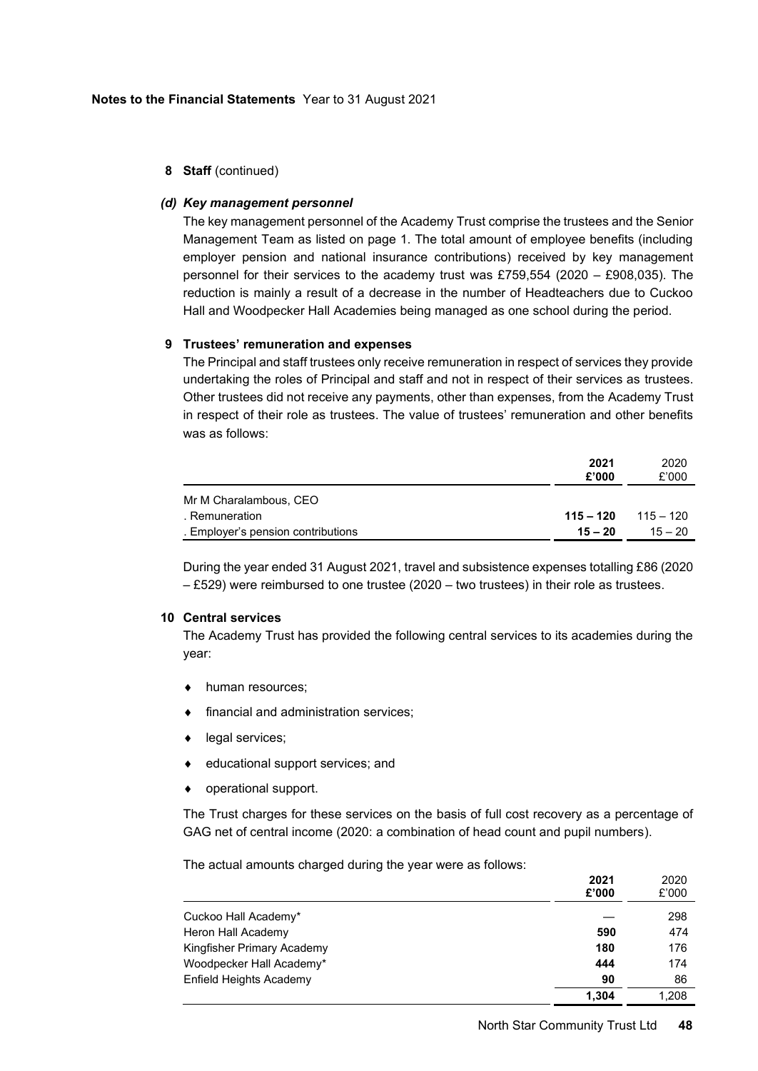**Notes to the Financial Statements** Year to 31 August 2021

**8 Staff** (continued)

***(d) Key management personnel***

The key management personnel of the Academy Trust comprise the trustees and the Senior Management Team as listed on page 1. The total amount of employee benefits (including employer pension and national insurance contributions) received by key management personnel for their services to the academy trust was £759,554 (2020 – £908,035). The reduction is mainly a result of a decrease in the number of Headteachers due to Cuckoo Hall and Woodpecker Hall Academies being managed as one school during the period.

**9 Trustees' remuneration and expenses**

The Principal and staff trustees only receive remuneration in respect of services they provide undertaking the roles of Principal and staff and not in respect of their services as trustees. Other trustees did not receive any payments, other than expenses, from the Academy Trust in respect of their role as trustees. The value of trustees' remuneration and other benefits was as follows:

| | **2021 £'000** | 2020 £'000 |
|---|---|---|
| Mr M Charalambous, CEO | | |
| . Remuneration | **115 – 120** | 115 – 120 |
| . Employer's pension contributions | **15 – 20** | 15 – 20 |

During the year ended 31 August 2021, travel and subsistence expenses totalling £86 (2020 – £529) were reimbursed to one trustee (2020 – two trustees) in their role as trustees.

**10 Central services**

The Academy Trust has provided the following central services to its academies during the year:

- human resources;
- financial and administration services;
- legal services;
- educational support services; and
- operational support.

The Trust charges for these services on the basis of full cost recovery as a percentage of GAG net of central income (2020: a combination of head count and pupil numbers).

The actual amounts charged during the year were as follows:

| | **2021 £'000** | 2020 £'000 |
|---|---|---|
| Cuckoo Hall Academy* | — | 298 |
| Heron Hall Academy | **590** | 474 |
| Kingfisher Primary Academy | **180** | 176 |
| Woodpecker Hall Academy* | **444** | 174 |
| Enfield Heights Academy | **90** | 86 |
| | **1,304** | 1,208 |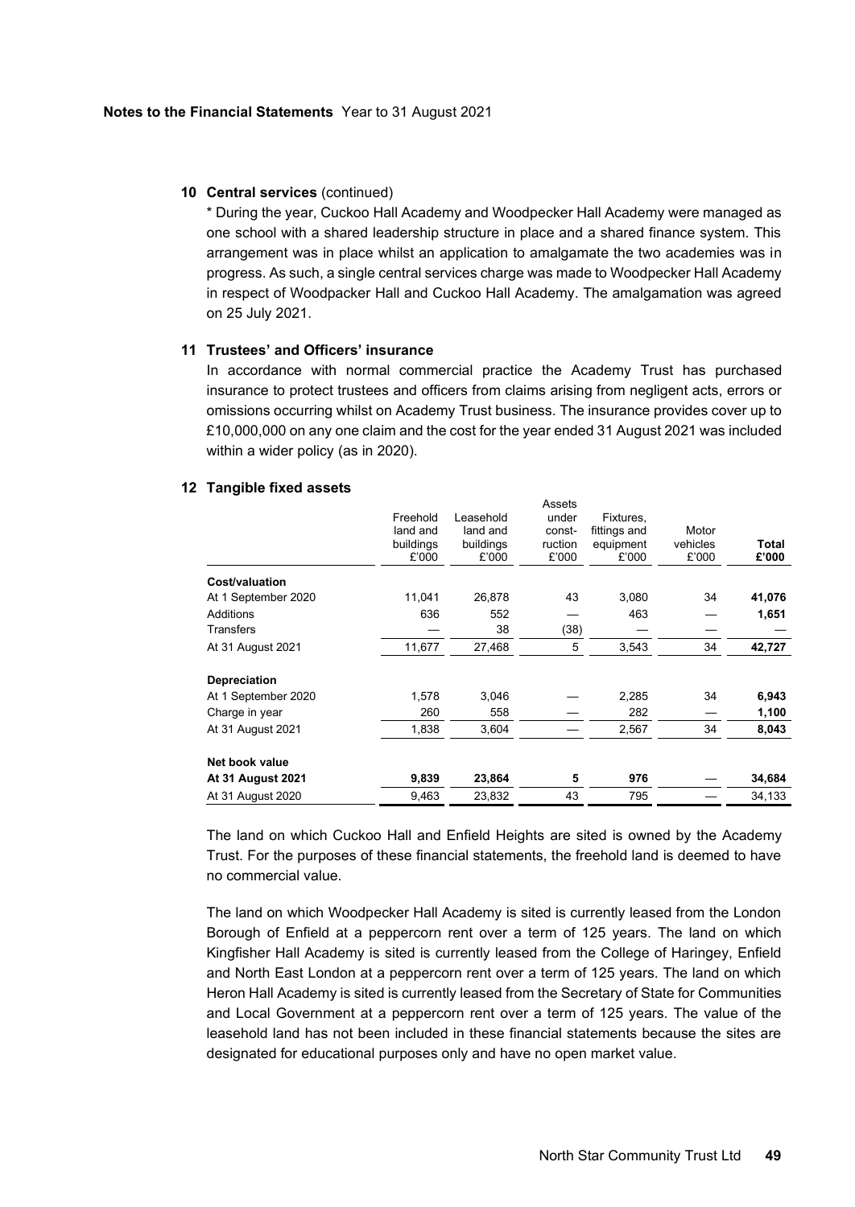**10 Central services** (continued)

* During the year, Cuckoo Hall Academy and Woodpecker Hall Academy were managed as one school with a shared leadership structure in place and a shared finance system. This arrangement was in place whilst an application to amalgamate the two academies was in progress. As such, a single central services charge was made to Woodpecker Hall Academy in respect of Woodpacker Hall and Cuckoo Hall Academy. The amalgamation was agreed on 25 July 2021.

**11 Trustees' and Officers' insurance**

In accordance with normal commercial practice the Academy Trust has purchased insurance to protect trustees and officers from claims arising from negligent acts, errors or omissions occurring whilst on Academy Trust business. The insurance provides cover up to £10,000,000 on any one claim and the cost for the year ended 31 August 2021 was included within a wider policy (as in 2020).

**12 Tangible fixed assets**

| | Freehold land and buildings £'000 | Leasehold land and buildings £'000 | Assets under construction £'000 | Fixtures, fittings and equipment £'000 | Motor vehicles £'000 | **Total £'000** |
|---|---|---|---|---|---|---|
| **Cost/valuation** | | | | | | |
| At 1 September 2020 | 11,041 | 26,878 | 43 | 3,080 | 34 | **41,076** |
| Additions | 636 | 552 | — | 463 | — | **1,651** |
| Transfers | — | 38 | (38) | — | — | **—** |
| At 31 August 2021 | 11,677 | 27,468 | 5 | 3,543 | 34 | **42,727** |
| **Depreciation** | | | | | | |
| At 1 September 2020 | 1,578 | 3,046 | — | 2,285 | 34 | **6,943** |
| Charge in year | 260 | 558 | — | 282 | — | **1,100** |
| At 31 August 2021 | 1,838 | 3,604 | — | 2,567 | 34 | **8,043** |
| **Net book value** | | | | | | |
| **At 31 August 2021** | **9,839** | **23,864** | **5** | **976** | **—** | **34,684** |
| At 31 August 2020 | 9,463 | 23,832 | 43 | 795 | — | 34,133 |

The land on which Cuckoo Hall and Enfield Heights are sited is owned by the Academy Trust. For the purposes of these financial statements, the freehold land is deemed to have no commercial value.

The land on which Woodpecker Hall Academy is sited is currently leased from the London Borough of Enfield at a peppercorn rent over a term of 125 years. The land on which Kingfisher Hall Academy is sited is currently leased from the College of Haringey, Enfield and North East London at a peppercorn rent over a term of 125 years. The land on which Heron Hall Academy is sited is currently leased from the Secretary of State for Communities and Local Government at a peppercorn rent over a term of 125 years. The value of the leasehold land has not been included in these financial statements because the sites are designated for educational purposes only and have no open market value.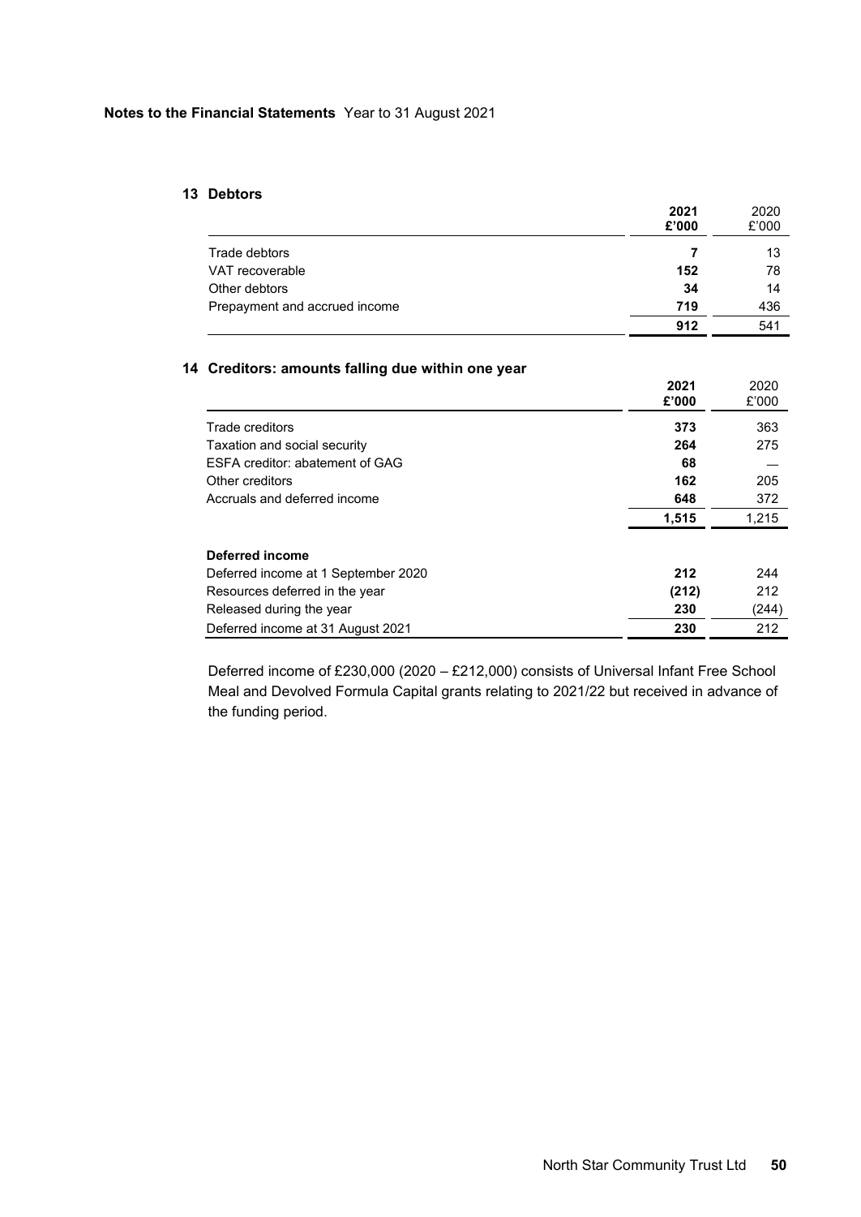**Notes to the Financial Statements** Year to 31 August 2021

## 13 Debtors

| | 2021 £'000 | 2020 £'000 |
|---|---|---|
| Trade debtors | **7** | 13 |
| VAT recoverable | **152** | 78 |
| Other debtors | **34** | 14 |
| Prepayment and accrued income | **719** | 436 |
| | **912** | 541 |

## 14 Creditors: amounts falling due within one year

| | 2021 £'000 | 2020 £'000 |
|---|---|---|
| Trade creditors | **373** | 363 |
| Taxation and social security | **264** | 275 |
| ESFA creditor: abatement of GAG | **68** | — |
| Other creditors | **162** | 205 |
| Accruals and deferred income | **648** | 372 |
| | **1,515** | 1,215 |
| **Deferred income** | | |
| Deferred income at 1 September 2020 | **212** | 244 |
| Resources deferred in the year | **(212)** | 212 |
| Released during the year | **230** | (244) |
| Deferred income at 31 August 2021 | **230** | 212 |

Deferred income of £230,000 (2020 – £212,000) consists of Universal Infant Free School Meal and Devolved Formula Capital grants relating to 2021/22 but received in advance of the funding period.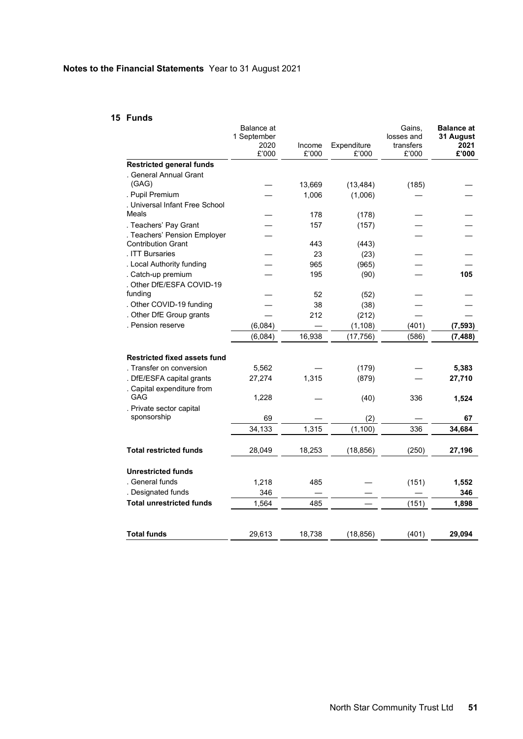## Notes to the Financial Statements Year to 31 August 2021

### 15 Funds

| | Balance at 1 September 2020 £'000 | Income £'000 | Expenditure £'000 | Gains, losses and transfers £'000 | **Balance at 31 August 2021 £'000** |
|---|---|---|---|---|---|
| **Restricted general funds** | | | | | |
| . General Annual Grant (GAG) | — | 13,669 | (13,484) | (185) | — |
| . Pupil Premium | — | 1,006 | (1,006) | — | — |
| . Universal Infant Free School Meals | — | 178 | (178) | — | — |
| . Teachers' Pay Grant | — | 157 | (157) | — | — |
| . Teachers' Pension Employer Contribution Grant | — | 443 | (443) | — | — |
| . ITT Bursaries | — | 23 | (23) | — | — |
| . Local Authority funding | — | 965 | (965) | — | — |
| . Catch-up premium | — | 195 | (90) | — | **105** |
| . Other DfE/ESFA COVID-19 funding | — | 52 | (52) | — | — |
| . Other COVID-19 funding | — | 38 | (38) | — | — |
| . Other DfE Group grants | — | 212 | (212) | — | — |
| . Pension reserve | (6,084) | — | (1,108) | (401) | **(7,593)** |
| | (6,084) | 16,938 | (17,756) | (586) | **(7,488)** |
| **Restricted fixed assets fund** | | | | | |
| . Transfer on conversion | 5,562 | — | (179) | — | **5,383** |
| . DfE/ESFA capital grants | 27,274 | 1,315 | (879) | — | **27,710** |
| . Capital expenditure from GAG | 1,228 | — | (40) | 336 | **1,524** |
| . Private sector capital sponsorship | 69 | — | (2) | — | **67** |
| | 34,133 | 1,315 | (1,100) | 336 | **34,684** |
| **Total restricted funds** | 28,049 | 18,253 | (18,856) | (250) | **27,196** |
| **Unrestricted funds** | | | | | |
| . General funds | 1,218 | 485 | — | (151) | **1,552** |
| . Designated funds | 346 | — | — | — | **346** |
| **Total unrestricted funds** | 1,564 | 485 | — | (151) | **1,898** |
| **Total funds** | 29,613 | 18,738 | (18,856) | (401) | **29,094** |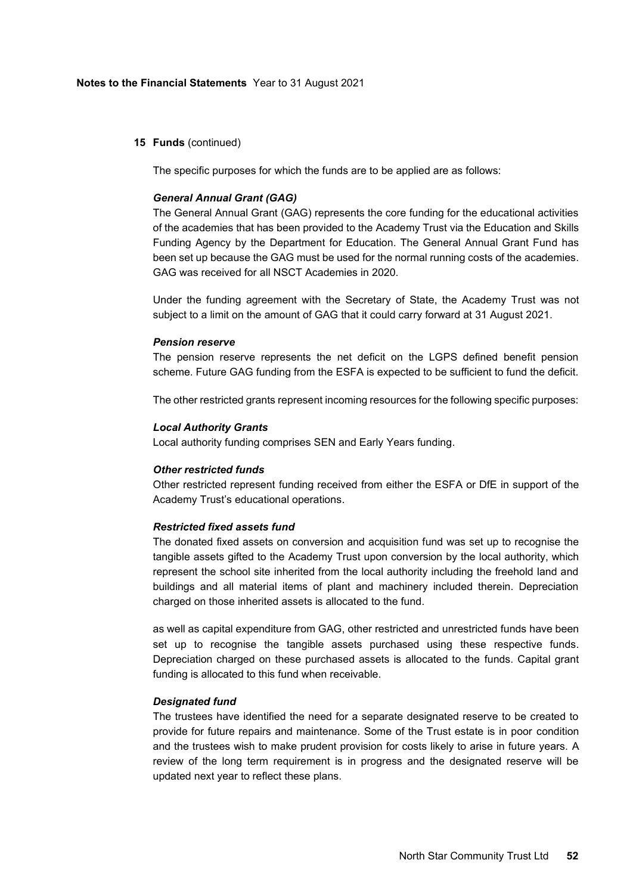## 15 Funds (continued)

The specific purposes for which the funds are to be applied are as follows:

***General Annual Grant (GAG)***

The General Annual Grant (GAG) represents the core funding for the educational activities of the academies that has been provided to the Academy Trust via the Education and Skills Funding Agency by the Department for Education. The General Annual Grant Fund has been set up because the GAG must be used for the normal running costs of the academies. GAG was received for all NSCT Academies in 2020.

Under the funding agreement with the Secretary of State, the Academy Trust was not subject to a limit on the amount of GAG that it could carry forward at 31 August 2021.

***Pension reserve***

The pension reserve represents the net deficit on the LGPS defined benefit pension scheme. Future GAG funding from the ESFA is expected to be sufficient to fund the deficit.

The other restricted grants represent incoming resources for the following specific purposes:

***Local Authority Grants***

Local authority funding comprises SEN and Early Years funding.

***Other restricted funds***

Other restricted represent funding received from either the ESFA or DfE in support of the Academy Trust's educational operations.

***Restricted fixed assets fund***

The donated fixed assets on conversion and acquisition fund was set up to recognise the tangible assets gifted to the Academy Trust upon conversion by the local authority, which represent the school site inherited from the local authority including the freehold land and buildings and all material items of plant and machinery included therein. Depreciation charged on those inherited assets is allocated to the fund.

as well as capital expenditure from GAG, other restricted and unrestricted funds have been set up to recognise the tangible assets purchased using these respective funds. Depreciation charged on these purchased assets is allocated to the funds. Capital grant funding is allocated to this fund when receivable.

***Designated fund***

The trustees have identified the need for a separate designated reserve to be created to provide for future repairs and maintenance. Some of the Trust estate is in poor condition and the trustees wish to make prudent provision for costs likely to arise in future years. A review of the long term requirement is in progress and the designated reserve will be updated next year to reflect these plans.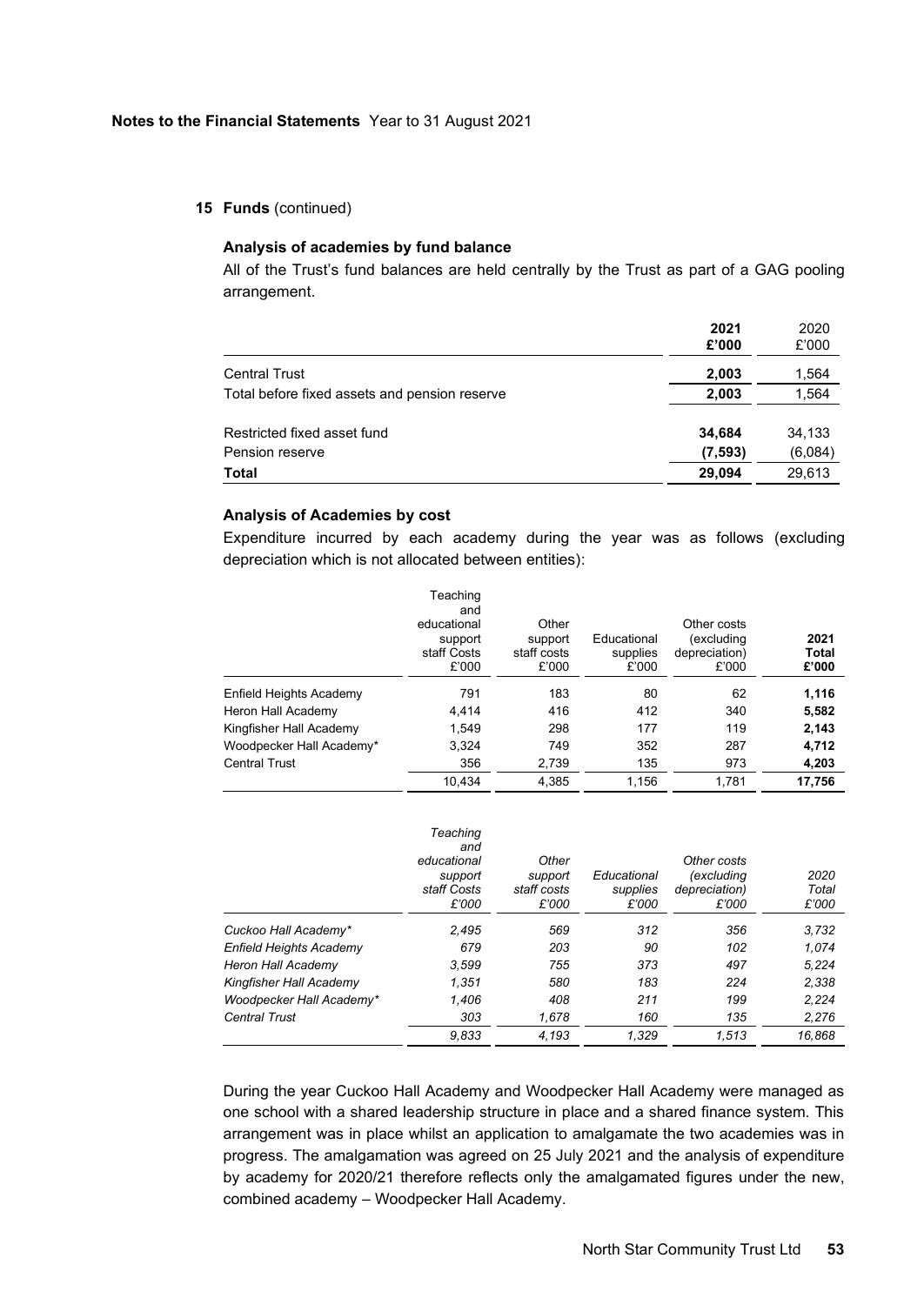## 15 Funds (continued)

### Analysis of academies by fund balance

All of the Trust's fund balances are held centrally by the Trust as part of a GAG pooling arrangement.

| | **2021 £'000** | 2020 £'000 |
|---|---|---|
| Central Trust | **2,003** | 1,564 |
| Total before fixed assets and pension reserve | **2,003** | 1,564 |
| Restricted fixed asset fund | **34,684** | 34,133 |
| Pension reserve | **(7,593)** | (6,084) |
| **Total** | **29,094** | 29,613 |

### Analysis of Academies by cost

Expenditure incurred by each academy during the year was as follows (excluding depreciation which is not allocated between entities):

| | Teaching and educational support staff Costs £'000 | Other support staff costs £'000 | Educational supplies £'000 | Other costs (excluding depreciation) £'000 | **2021 Total £'000** |
|---|---|---|---|---|---|
| Enfield Heights Academy | 791 | 183 | 80 | 62 | **1,116** |
| Heron Hall Academy | 4,414 | 416 | 412 | 340 | **5,582** |
| Kingfisher Hall Academy | 1,549 | 298 | 177 | 119 | **2,143** |
| Woodpecker Hall Academy* | 3,324 | 749 | 352 | 287 | **4,712** |
| Central Trust | 356 | 2,739 | 135 | 973 | **4,203** |
| | 10,434 | 4,385 | 1,156 | 1,781 | **17,756** |

| | *Teaching and educational support staff Costs £'000* | *Other support staff costs £'000* | *Educational supplies £'000* | *Other costs (excluding depreciation) £'000* | *2020 Total £'000* |
|---|---|---|---|---|---|
| *Cuckoo Hall Academy** | *2,495* | *569* | *312* | *356* | *3,732* |
| *Enfield Heights Academy* | *679* | *203* | *90* | *102* | *1,074* |
| *Heron Hall Academy* | *3,599* | *755* | *373* | *497* | *5,224* |
| *Kingfisher Hall Academy* | *1,351* | *580* | *183* | *224* | *2,338* |
| *Woodpecker Hall Academy** | *1,406* | *408* | *211* | *199* | *2,224* |
| *Central Trust* | *303* | *1,678* | *160* | *135* | *2,276* |
| | *9,833* | *4,193* | *1,329* | *1,513* | *16,868* |

During the year Cuckoo Hall Academy and Woodpecker Hall Academy were managed as one school with a shared leadership structure in place and a shared finance system. This arrangement was in place whilst an application to amalgamate the two academies was in progress. The amalgamation was agreed on 25 July 2021 and the analysis of expenditure by academy for 2020/21 therefore reflects only the amalgamated figures under the new, combined academy – Woodpecker Hall Academy.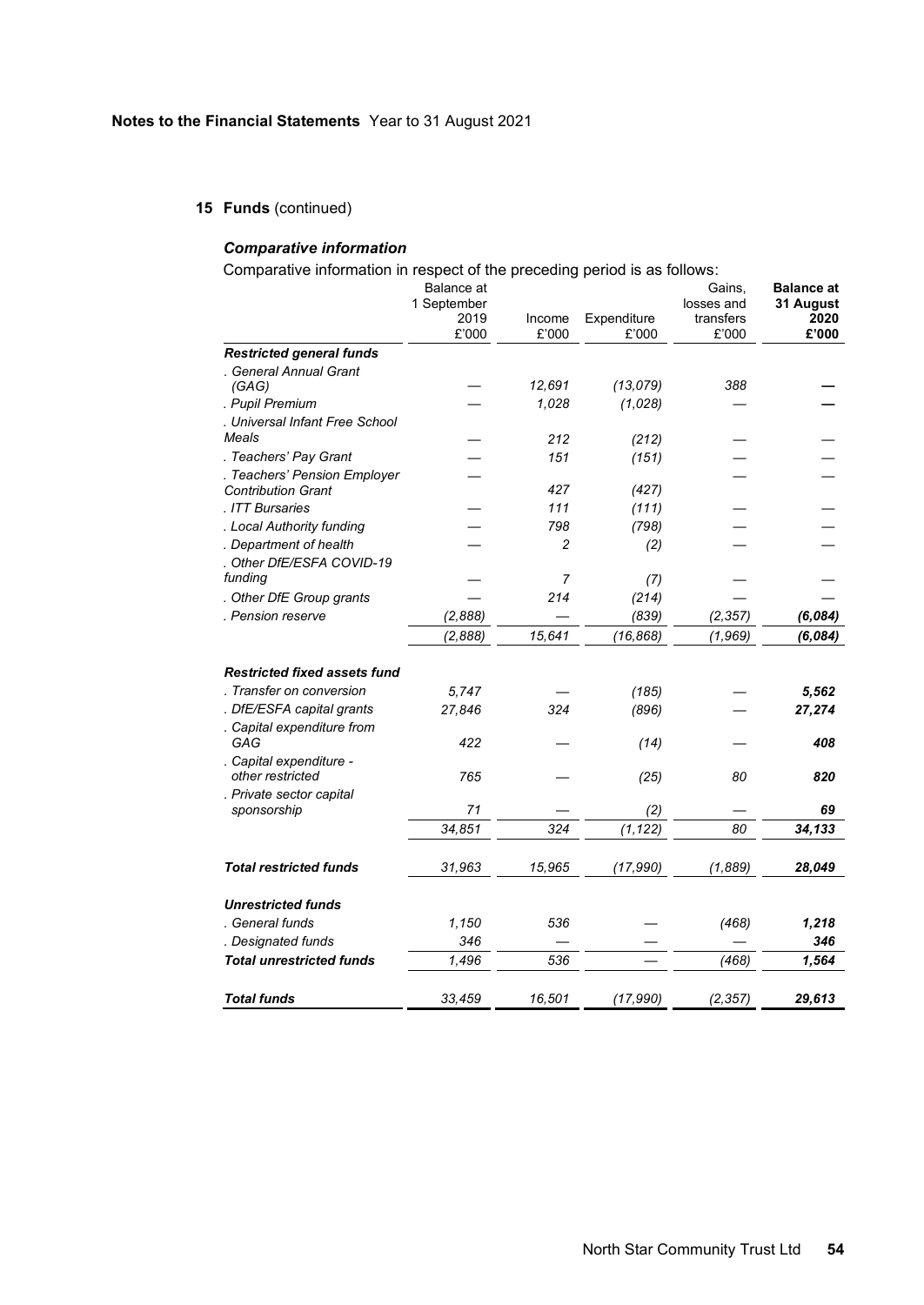**Notes to the Financial Statements** Year to 31 August 2021

## 15 Funds (continued)

### *Comparative information*

Comparative information in respect of the preceding period is as follows:

| | Balance at 1 September 2019 £'000 | Income £'000 | Expenditure £'000 | Gains, losses and transfers £'000 | **Balance at 31 August 2020 £'000** |
|---|---|---|---|---|---|
| ***Restricted general funds*** | | | | | |
| *. General Annual Grant (GAG)* | — | *12,691* | *(13,079)* | *388* | **—** |
| *. Pupil Premium* | — | *1,028* | *(1,028)* | — | **—** |
| *. Universal Infant Free School Meals* | — | *212* | *(212)* | — | — |
| *. Teachers' Pay Grant* | — | *151* | *(151)* | — | — |
| *. Teachers' Pension Employer Contribution Grant* | — | *427* | *(427)* | — | — |
| *. ITT Bursaries* | — | *111* | *(111)* | — | — |
| *. Local Authority funding* | — | *798* | *(798)* | — | — |
| *. Department of health* | — | *2* | *(2)* | — | — |
| *. Other DfE/ESFA COVID-19 funding* | — | *7* | *(7)* | — | — |
| *. Other DfE Group grants* | — | *214* | *(214)* | — | — |
| *. Pension reserve* | *(2,888)* | — | *(839)* | *(2,357)* | ***(6,084)*** |
| | *(2,888)* | *15,641* | *(16,868)* | *(1,969)* | ***(6,084)*** |
| | | | | | |
| ***Restricted fixed assets fund*** | | | | | |
| *. Transfer on conversion* | *5,747* | — | *(185)* | — | ***5,562*** |
| *. DfE/ESFA capital grants* | *27,846* | *324* | *(896)* | — | ***27,274*** |
| *. Capital expenditure from GAG* | *422* | — | *(14)* | — | ***408*** |
| *. Capital expenditure - other restricted* | *765* | — | *(25)* | *80* | ***820*** |
| *. Private sector capital sponsorship* | *71* | — | *(2)* | — | ***69*** |
| | *34,851* | *324* | *(1,122)* | *80* | ***34,133*** |
| | | | | | |
| ***Total restricted funds*** | *31,963* | *15,965* | *(17,990)* | *(1,889)* | ***28,049*** |
| | | | | | |
| ***Unrestricted funds*** | | | | | |
| *. General funds* | *1,150* | *536* | — | *(468)* | ***1,218*** |
| *. Designated funds* | *346* | — | — | — | ***346*** |
| ***Total unrestricted funds*** | *1,496* | *536* | — | *(468)* | ***1,564*** |
| | | | | | |
| ***Total funds*** | *33,459* | *16,501* | *(17,990)* | *(2,357)* | ***29,613*** |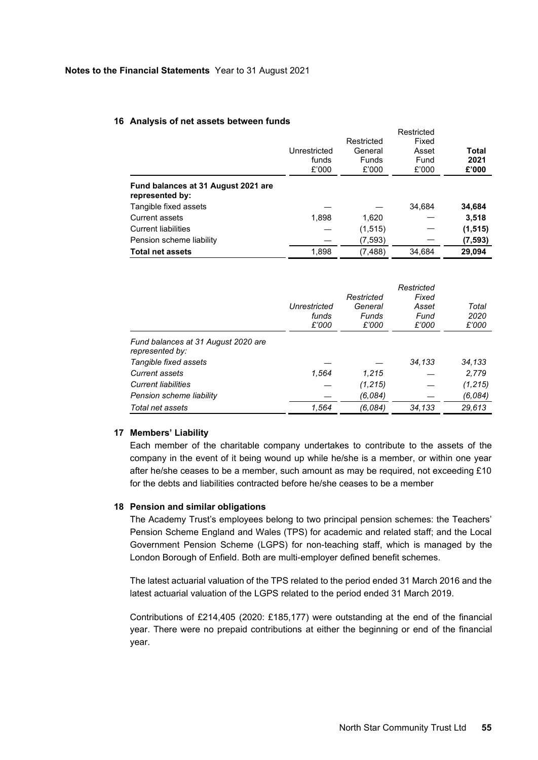**Notes to the Financial Statements** Year to 31 August 2021

## 16 Analysis of net assets between funds

| | Unrestricted funds £'000 | Restricted General Funds £'000 | Restricted Fixed Asset Fund £'000 | **Total 2021 £'000** |
|---|---|---|---|---|
| **Fund balances at 31 August 2021 are represented by:** | | | | |
| Tangible fixed assets | — | — | 34,684 | **34,684** |
| Current assets | 1,898 | 1,620 | — | **3,518** |
| Current liabilities | — | (1,515) | — | **(1,515)** |
| Pension scheme liability | — | (7,593) | — | **(7,593)** |
| **Total net assets** | 1,898 | (7,488) | 34,684 | **29,094** |

| | *Unrestricted funds £'000* | *Restricted General Funds £'000* | *Restricted Fixed Asset Fund £'000* | *Total 2020 £'000* |
|---|---|---|---|---|
| *Fund balances at 31 August 2020 are represented by:* | | | | |
| *Tangible fixed assets* | — | — | *34,133* | *34,133* |
| *Current assets* | *1,564* | *1,215* | — | *2,779* |
| *Current liabilities* | — | *(1,215)* | — | *(1,215)* |
| *Pension scheme liability* | — | *(6,084)* | — | *(6,084)* |
| *Total net assets* | *1,564* | *(6,084)* | *34,133* | *29,613* |

## 17 Members' Liability

Each member of the charitable company undertakes to contribute to the assets of the company in the event of it being wound up while he/she is a member, or within one year after he/she ceases to be a member, such amount as may be required, not exceeding £10 for the debts and liabilities contracted before he/she ceases to be a member

## 18 Pension and similar obligations

The Academy Trust's employees belong to two principal pension schemes: the Teachers' Pension Scheme England and Wales (TPS) for academic and related staff; and the Local Government Pension Scheme (LGPS) for non-teaching staff, which is managed by the London Borough of Enfield. Both are multi-employer defined benefit schemes.

The latest actuarial valuation of the TPS related to the period ended 31 March 2016 and the latest actuarial valuation of the LGPS related to the period ended 31 March 2019.

Contributions of £214,405 (2020: £185,177) were outstanding at the end of the financial year. There were no prepaid contributions at either the beginning or end of the financial year.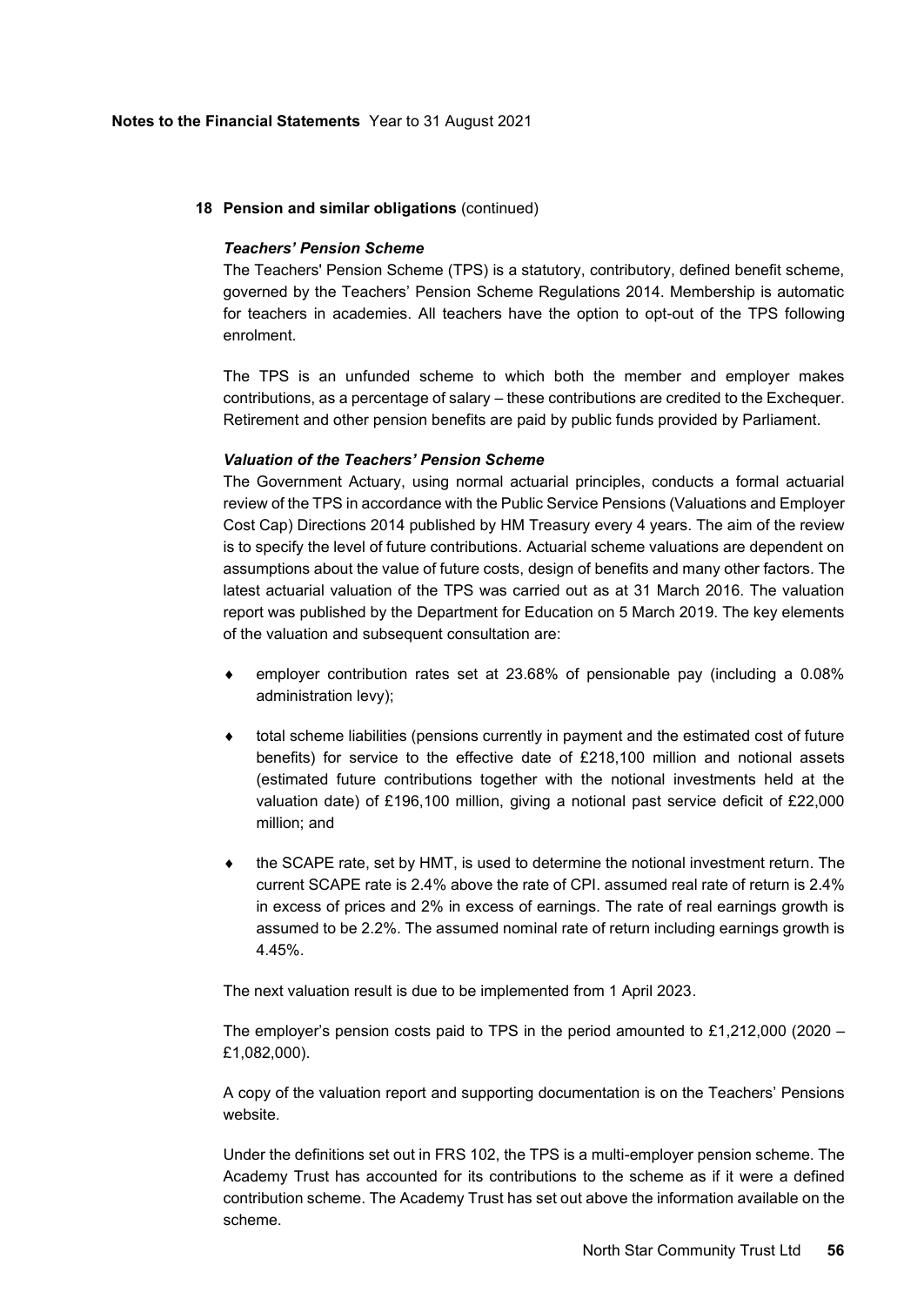## 18 Pension and similar obligations (continued)

### *Teachers' Pension Scheme*

The Teachers' Pension Scheme (TPS) is a statutory, contributory, defined benefit scheme, governed by the Teachers' Pension Scheme Regulations 2014. Membership is automatic for teachers in academies. All teachers have the option to opt-out of the TPS following enrolment.

The TPS is an unfunded scheme to which both the member and employer makes contributions, as a percentage of salary – these contributions are credited to the Exchequer. Retirement and other pension benefits are paid by public funds provided by Parliament.

### *Valuation of the Teachers' Pension Scheme*

The Government Actuary, using normal actuarial principles, conducts a formal actuarial review of the TPS in accordance with the Public Service Pensions (Valuations and Employer Cost Cap) Directions 2014 published by HM Treasury every 4 years. The aim of the review is to specify the level of future contributions. Actuarial scheme valuations are dependent on assumptions about the value of future costs, design of benefits and many other factors. The latest actuarial valuation of the TPS was carried out as at 31 March 2016. The valuation report was published by the Department for Education on 5 March 2019. The key elements of the valuation and subsequent consultation are:

- employer contribution rates set at 23.68% of pensionable pay (including a 0.08% administration levy);
- total scheme liabilities (pensions currently in payment and the estimated cost of future benefits) for service to the effective date of £218,100 million and notional assets (estimated future contributions together with the notional investments held at the valuation date) of £196,100 million, giving a notional past service deficit of £22,000 million; and
- the SCAPE rate, set by HMT, is used to determine the notional investment return. The current SCAPE rate is 2.4% above the rate of CPI. assumed real rate of return is 2.4% in excess of prices and 2% in excess of earnings. The rate of real earnings growth is assumed to be 2.2%. The assumed nominal rate of return including earnings growth is 4.45%.

The next valuation result is due to be implemented from 1 April 2023.

The employer's pension costs paid to TPS in the period amounted to £1,212,000 (2020 – £1,082,000).

A copy of the valuation report and supporting documentation is on the Teachers' Pensions website.

Under the definitions set out in FRS 102, the TPS is a multi-employer pension scheme. The Academy Trust has accounted for its contributions to the scheme as if it were a defined contribution scheme. The Academy Trust has set out above the information available on the scheme.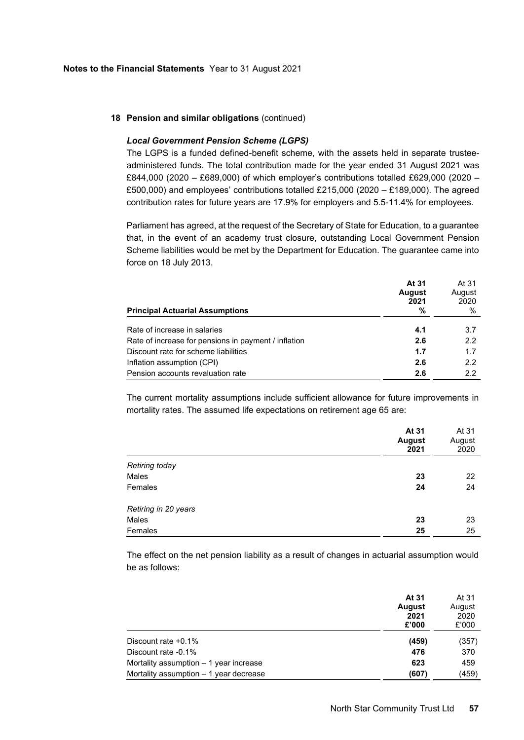**Notes to the Financial Statements** Year to 31 August 2021

## 18 Pension and similar obligations (continued)

### *Local Government Pension Scheme (LGPS)*

The LGPS is a funded defined-benefit scheme, with the assets held in separate trustee-administered funds. The total contribution made for the year ended 31 August 2021 was £844,000 (2020 – £689,000) of which employer's contributions totalled £629,000 (2020 – £500,000) and employees' contributions totalled £215,000 (2020 – £189,000). The agreed contribution rates for future years are 17.9% for employers and 5.5-11.4% for employees.

Parliament has agreed, at the request of the Secretary of State for Education, to a guarantee that, in the event of an academy trust closure, outstanding Local Government Pension Scheme liabilities would be met by the Department for Education. The guarantee came into force on 18 July 2013.

| **Principal Actuarial Assumptions** | **At 31 August 2021 %** | At 31 August 2020 % |
|---|---|---|
| Rate of increase in salaries | **4.1** | 3.7 |
| Rate of increase for pensions in payment / inflation | **2.6** | 2.2 |
| Discount rate for scheme liabilities | **1.7** | 1.7 |
| Inflation assumption (CPI) | **2.6** | 2.2 |
| Pension accounts revaluation rate | **2.6** | 2.2 |

The current mortality assumptions include sufficient allowance for future improvements in mortality rates. The assumed life expectations on retirement age 65 are:

| | **At 31 August 2021** | At 31 August 2020 |
|---|---|---|
| *Retiring today* | | |
| Males | **23** | 22 |
| Females | **24** | 24 |
| *Retiring in 20 years* | | |
| Males | **23** | 23 |
| Females | **25** | 25 |

The effect on the net pension liability as a result of changes in actuarial assumption would be as follows:

| | **At 31 August 2021 £'000** | At 31 August 2020 £'000 |
|---|---|---|
| Discount rate +0.1% | **(459)** | (357) |
| Discount rate -0.1% | **476** | 370 |
| Mortality assumption – 1 year increase | **623** | 459 |
| Mortality assumption – 1 year decrease | **(607)** | (459) |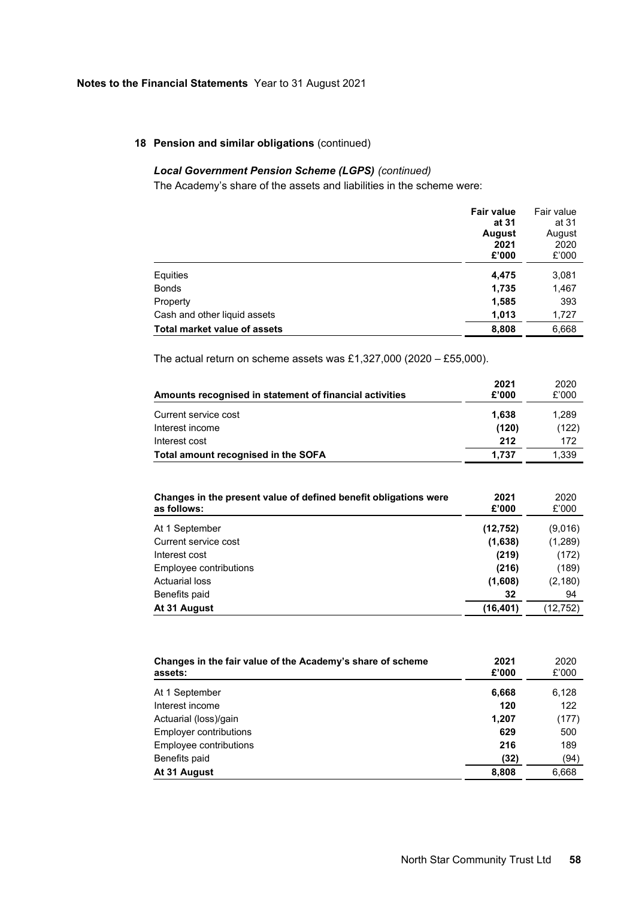## 18 Pension and similar obligations (continued)

### *Local Government Pension Scheme (LGPS) (continued)*

The Academy's share of the assets and liabilities in the scheme were:

| | **Fair value at 31 August 2021 £'000** | Fair value at 31 August 2020 £'000 |
|---|---|---|
| Equities | **4,475** | 3,081 |
| Bonds | **1,735** | 1,467 |
| Property | **1,585** | 393 |
| Cash and other liquid assets | **1,013** | 1,727 |
| **Total market value of assets** | **8,808** | 6,668 |

The actual return on scheme assets was £1,327,000 (2020 – £55,000).

| **Amounts recognised in statement of financial activities** | **2021 £'000** | 2020 £'000 |
|---|---|---|
| Current service cost | **1,638** | 1,289 |
| Interest income | **(120)** | (122) |
| Interest cost | **212** | 172 |
| **Total amount recognised in the SOFA** | **1,737** | 1,339 |

| **Changes in the present value of defined benefit obligations were as follows:** | **2021 £'000** | 2020 £'000 |
|---|---|---|
| At 1 September | **(12,752)** | (9,016) |
| Current service cost | **(1,638)** | (1,289) |
| Interest cost | **(219)** | (172) |
| Employee contributions | **(216)** | (189) |
| Actuarial loss | **(1,608)** | (2,180) |
| Benefits paid | **32** | 94 |
| **At 31 August** | **(16,401)** | (12,752) |

| **Changes in the fair value of the Academy's share of scheme assets:** | **2021 £'000** | 2020 £'000 |
|---|---|---|
| At 1 September | **6,668** | 6,128 |
| Interest income | **120** | 122 |
| Actuarial (loss)/gain | **1,207** | (177) |
| Employer contributions | **629** | 500 |
| Employee contributions | **216** | 189 |
| Benefits paid | **(32)** | (94) |
| **At 31 August** | **8,808** | 6,668 |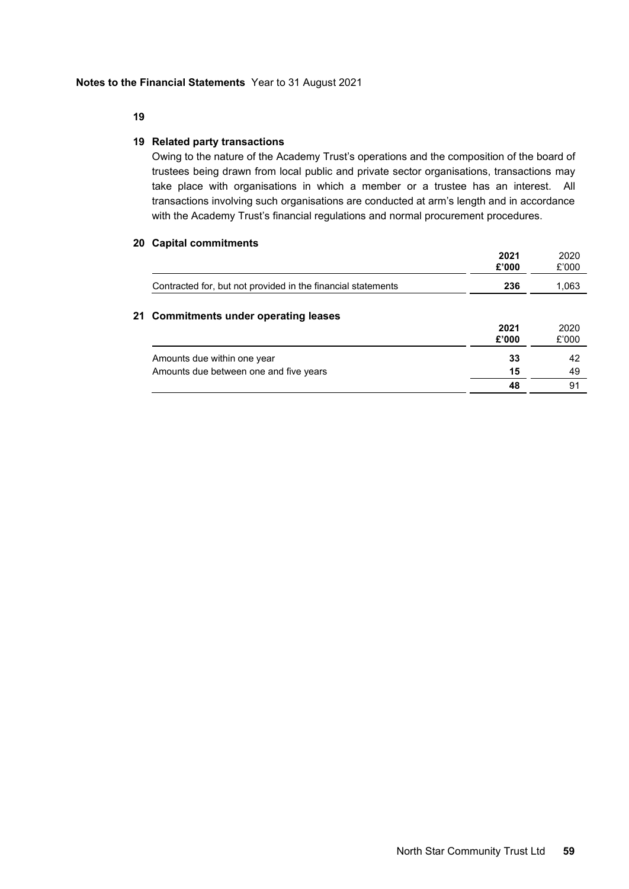## Notes to the Financial Statements Year to 31 August 2021

**19**

### 19 Related party transactions

Owing to the nature of the Academy Trust's operations and the composition of the board of trustees being drawn from local public and private sector organisations, transactions may take place with organisations in which a member or a trustee has an interest. All transactions involving such organisations are conducted at arm's length and in accordance with the Academy Trust's financial regulations and normal procurement procedures.

### 20 Capital commitments

| | 2021 £'000 | 2020 £'000 |
|---|---|---|
| Contracted for, but not provided in the financial statements | **236** | 1,063 |

### 21 Commitments under operating leases

| | 2021 £'000 | 2020 £'000 |
|---|---|---|
| Amounts due within one year | **33** | 42 |
| Amounts due between one and five years | **15** | 49 |
| | **48** | 91 |